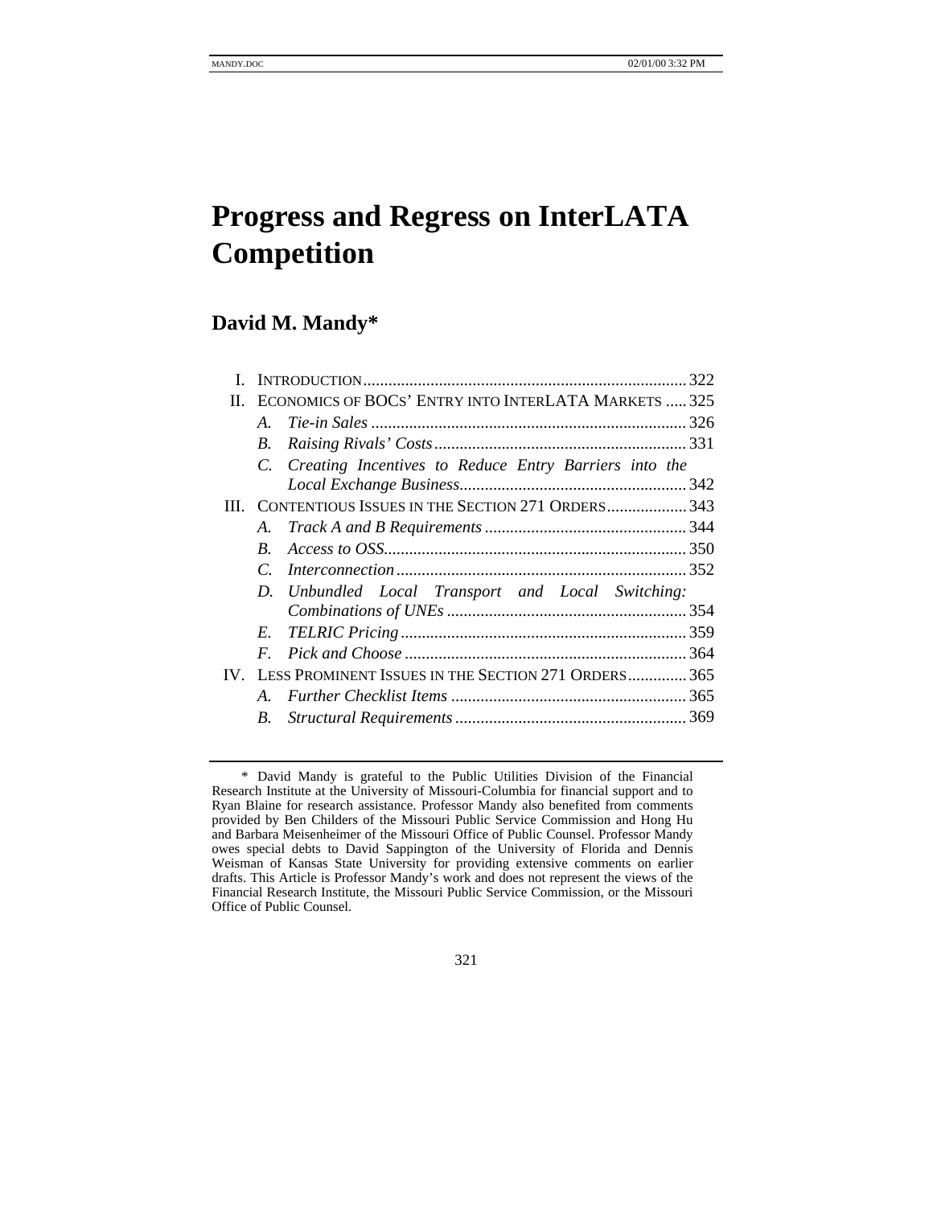# Progress and Regress on InterLATA Competition

## David M. Mandy*

- I. INTRODUCTION ........ 322
- II. ECONOMICS OF BOCS' ENTRY INTO INTERLATA MARKETS ........ 325
  - *A. Tie-in Sales* ........ 326
  - *B. Raising Rivals' Costs* ........ 331
  - *C. Creating Incentives to Reduce Entry Barriers into the Local Exchange Business* ........ 342
- III. CONTENTIOUS ISSUES IN THE SECTION 271 ORDERS ........ 343
  - *A. Track A and B Requirements* ........ 344
  - *B. Access to OSS* ........ 350
  - *C. Interconnection* ........ 352
  - *D. Unbundled Local Transport and Local Switching: Combinations of UNEs* ........ 354
  - *E. TELRIC Pricing* ........ 359
  - *F. Pick and Choose* ........ 364
- IV. LESS PROMINENT ISSUES IN THE SECTION 271 ORDERS ........ 365
  - *A. Further Checklist Items* ........ 365
  - *B. Structural Requirements* ........ 369

---

\* David Mandy is grateful to the Public Utilities Division of the Financial Research Institute at the University of Missouri-Columbia for financial support and to Ryan Blaine for research assistance. Professor Mandy also benefited from comments provided by Ben Childers of the Missouri Public Service Commission and Hong Hu and Barbara Meisenheimer of the Missouri Office of Public Counsel. Professor Mandy owes special debts to David Sappington of the University of Florida and Dennis Weisman of Kansas State University for providing extensive comments on earlier drafts. This Article is Professor Mandy's work and does not represent the views of the Financial Research Institute, the Missouri Public Service Commission, or the Missouri Office of Public Counsel.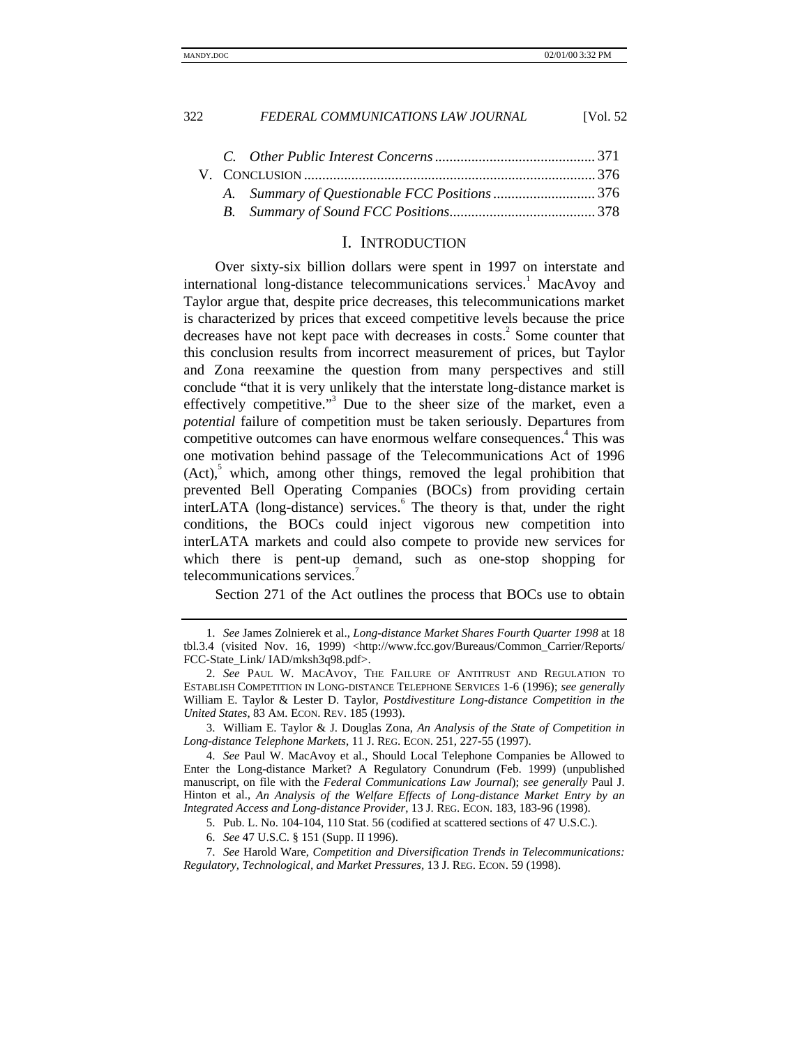C. *Other Public Interest Concerns* ........................................... 371

V. CONCLUSION ............................................................................... 376

A. *Summary of Questionable FCC Positions* ........................... 376

B. *Summary of Sound FCC Positions*........................................ 378

# I. INTRODUCTION

Over sixty-six billion dollars were spent in 1997 on interstate and international long-distance telecommunications services.[1] MacAvoy and Taylor argue that, despite price decreases, this telecommunications market is characterized by prices that exceed competitive levels because the price decreases have not kept pace with decreases in costs.[2] Some counter that this conclusion results from incorrect measurement of prices, but Taylor and Zona reexamine the question from many perspectives and still conclude "that it is very unlikely that the interstate long-distance market is effectively competitive."[3] Due to the sheer size of the market, even a *potential* failure of competition must be taken seriously. Departures from competitive outcomes can have enormous welfare consequences.[4] This was one motivation behind passage of the Telecommunications Act of 1996 (Act),[5] which, among other things, removed the legal prohibition that prevented Bell Operating Companies (BOCs) from providing certain interLATA (long-distance) services.[6] The theory is that, under the right conditions, the BOCs could inject vigorous new competition into interLATA markets and could also compete to provide new services for which there is pent-up demand, such as one-stop shopping for telecommunications services.[7]

Section 271 of the Act outlines the process that BOCs use to obtain

---

1. *See* James Zolnierek et al., *Long-distance Market Shares Fourth Quarter 1998* at 18 tbl.3.4 (visited Nov. 16, 1999) <http://www.fcc.gov/Bureaus/Common_Carrier/Reports/FCC-State_Link/ IAD/mksh3q98.pdf>.

2. *See* PAUL W. MACAVOY, THE FAILURE OF ANTITRUST AND REGULATION TO ESTABLISH COMPETITION IN LONG-DISTANCE TELEPHONE SERVICES 1-6 (1996); *see generally* William E. Taylor & Lester D. Taylor, *Postdivestiture Long-distance Competition in the United States*, 83 AM. ECON. REV. 185 (1993).

3. William E. Taylor & J. Douglas Zona, *An Analysis of the State of Competition in Long-distance Telephone Markets*, 11 J. REG. ECON. 251, 227-55 (1997).

4. *See* Paul W. MacAvoy et al., Should Local Telephone Companies be Allowed to Enter the Long-distance Market? A Regulatory Conundrum (Feb. 1999) (unpublished manuscript, on file with the *Federal Communications Law Journal*); *see generally* Paul J. Hinton et al., *An Analysis of the Welfare Effects of Long-distance Market Entry by an Integrated Access and Long-distance Provider*, 13 J. REG. ECON. 183, 183-96 (1998).

5. Pub. L. No. 104-104, 110 Stat. 56 (codified at scattered sections of 47 U.S.C.).

6. *See* 47 U.S.C. § 151 (Supp. II 1996).

7. *See* Harold Ware, *Competition and Diversification Trends in Telecommunications: Regulatory, Technological, and Market Pressures*, 13 J. REG. ECON. 59 (1998).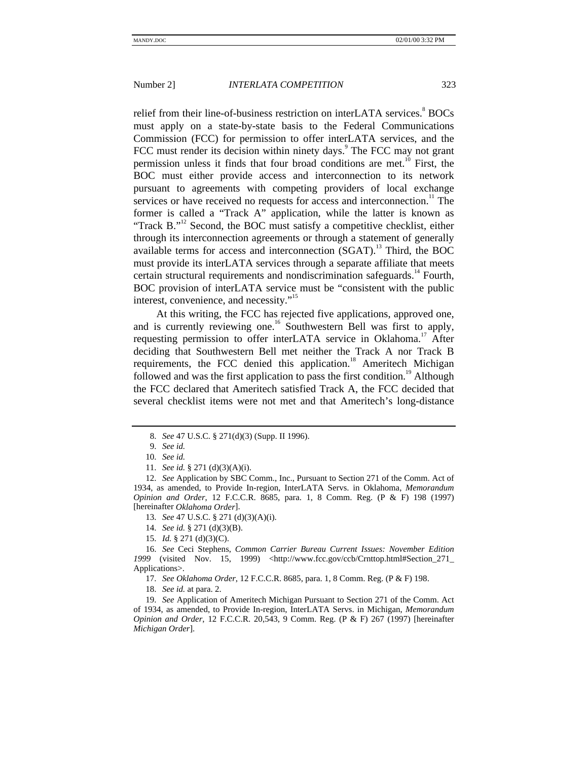relief from their line-of-business restriction on interLATA services.[8] BOCs must apply on a state-by-state basis to the Federal Communications Commission (FCC) for permission to offer interLATA services, and the FCC must render its decision within ninety days.[9] The FCC may not grant permission unless it finds that four broad conditions are met.[10] First, the BOC must either provide access and interconnection to its network pursuant to agreements with competing providers of local exchange services or have received no requests for access and interconnection.[11] The former is called a "Track A" application, while the latter is known as "Track B."[12] Second, the BOC must satisfy a competitive checklist, either through its interconnection agreements or through a statement of generally available terms for access and interconnection (SGAT).[13] Third, the BOC must provide its interLATA services through a separate affiliate that meets certain structural requirements and nondiscrimination safeguards.[14] Fourth, BOC provision of interLATA service must be "consistent with the public interest, convenience, and necessity."[15]

At this writing, the FCC has rejected five applications, approved one, and is currently reviewing one.[16] Southwestern Bell was first to apply, requesting permission to offer interLATA service in Oklahoma.[17] After deciding that Southwestern Bell met neither the Track A nor Track B requirements, the FCC denied this application.[18] Ameritech Michigan followed and was the first application to pass the first condition.[19] Although the FCC declared that Ameritech satisfied Track A, the FCC decided that several checklist items were not met and that Ameritech's long-distance

---

8. *See* 47 U.S.C. § 271(d)(3) (Supp. II 1996).

9. *See id.*

10. *See id.*

11. *See id.* § 271 (d)(3)(A)(i).

12. *See* Application by SBC Comm., Inc., Pursuant to Section 271 of the Comm. Act of 1934, as amended, to Provide In-region, InterLATA Servs. in Oklahoma, *Memorandum Opinion and Order*, 12 F.C.C.R. 8685, para. 1, 8 Comm. Reg. (P & F) 198 (1997) [hereinafter *Oklahoma Order*].

13. *See* 47 U.S.C. § 271 (d)(3)(A)(i).

14. *See id.* § 271 (d)(3)(B).

15. *Id.* § 271 (d)(3)(C).

16. *See* Ceci Stephens, *Common Carrier Bureau Current Issues: November Edition 1999* (visited Nov. 15, 1999) <http://www.fcc.gov/ccb/Crnttop.html#Section_271_Applications>.

17. *See Oklahoma Order*, 12 F.C.C.R. 8685, para. 1, 8 Comm. Reg. (P & F) 198.

18. *See id.* at para. 2.

19. *See* Application of Ameritech Michigan Pursuant to Section 271 of the Comm. Act of 1934, as amended, to Provide In-region, InterLATA Servs. in Michigan, *Memorandum Opinion and Order*, 12 F.C.C.R. 20,543, 9 Comm. Reg. (P & F) 267 (1997) [hereinafter *Michigan Order*].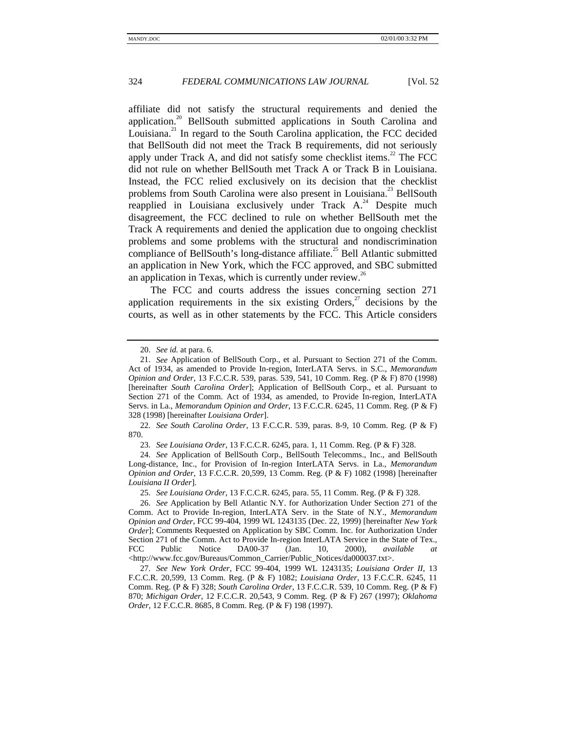affiliate did not satisfy the structural requirements and denied the application.[20] BellSouth submitted applications in South Carolina and Louisiana.[21] In regard to the South Carolina application, the FCC decided that BellSouth did not meet the Track B requirements, did not seriously apply under Track A, and did not satisfy some checklist items.[22] The FCC did not rule on whether BellSouth met Track A or Track B in Louisiana. Instead, the FCC relied exclusively on its decision that the checklist problems from South Carolina were also present in Louisiana.[23] BellSouth reapplied in Louisiana exclusively under Track A.[24] Despite much disagreement, the FCC declined to rule on whether BellSouth met the Track A requirements and denied the application due to ongoing checklist problems and some problems with the structural and nondiscrimination compliance of BellSouth's long-distance affiliate.[25] Bell Atlantic submitted an application in New York, which the FCC approved, and SBC submitted an application in Texas, which is currently under review.[26]

The FCC and courts address the issues concerning section 271 application requirements in the six existing Orders,[27] decisions by the courts, as well as in other statements by the FCC. This Article considers

---

20. *See id.* at para. 6.

21. *See* Application of BellSouth Corp., et al. Pursuant to Section 271 of the Comm. Act of 1934, as amended to Provide In-region, InterLATA Servs. in S.C., *Memorandum Opinion and Order*, 13 F.C.C.R. 539, paras. 539, 541, 10 Comm. Reg. (P & F) 870 (1998) [hereinafter *South Carolina Order*]; Application of BellSouth Corp., et al. Pursuant to Section 271 of the Comm. Act of 1934, as amended, to Provide In-region, InterLATA Servs. in La., *Memorandum Opinion and Order*, 13 F.C.C.R. 6245, 11 Comm. Reg. (P & F) 328 (1998) [hereinafter *Louisiana Order*].

22. *See South Carolina Order*, 13 F.C.C.R. 539, paras. 8-9, 10 Comm. Reg. (P & F) 870.

23. *See Louisiana Order*, 13 F.C.C.R. 6245, para. 1, 11 Comm. Reg. (P & F) 328.

24. *See* Application of BellSouth Corp., BellSouth Telecomms., Inc., and BellSouth Long-distance, Inc., for Provision of In-region InterLATA Servs. in La., *Memorandum Opinion and Order*, 13 F.C.C.R. 20,599, 13 Comm. Reg. (P & F) 1082 (1998) [hereinafter *Louisiana II Order*].

25. *See Louisiana Order*, 13 F.C.C.R. 6245, para. 55, 11 Comm. Reg. (P & F) 328.

26. *See* Application by Bell Atlantic N.Y. for Authorization Under Section 271 of the Comm. Act to Provide In-region, InterLATA Serv. in the State of N.Y., *Memorandum Opinion and Order*, FCC 99-404, 1999 WL 1243135 (Dec. 22, 1999) [hereinafter *New York Order*]; Comments Requested on Application by SBC Comm. Inc. for Authorization Under Section 271 of the Comm. Act to Provide In-region InterLATA Service in the State of Tex., FCC Public Notice DA00-37 (Jan. 10, 2000), *available at* <http://www.fcc.gov/Bureaus/Common_Carrier/Public_Notices/da000037.txt>.

27. *See New York Order*, FCC 99-404, 1999 WL 1243135; *Louisiana Order II*, 13 F.C.C.R. 20,599, 13 Comm. Reg. (P & F) 1082; *Louisiana Order*, 13 F.C.C.R. 6245, 11 Comm. Reg. (P & F) 328; *South Carolina Order*, 13 F.C.C.R. 539, 10 Comm. Reg. (P & F) 870; *Michigan Order*, 12 F.C.C.R. 20,543, 9 Comm. Reg. (P & F) 267 (1997); *Oklahoma Order*, 12 F.C.C.R. 8685, 8 Comm. Reg. (P & F) 198 (1997).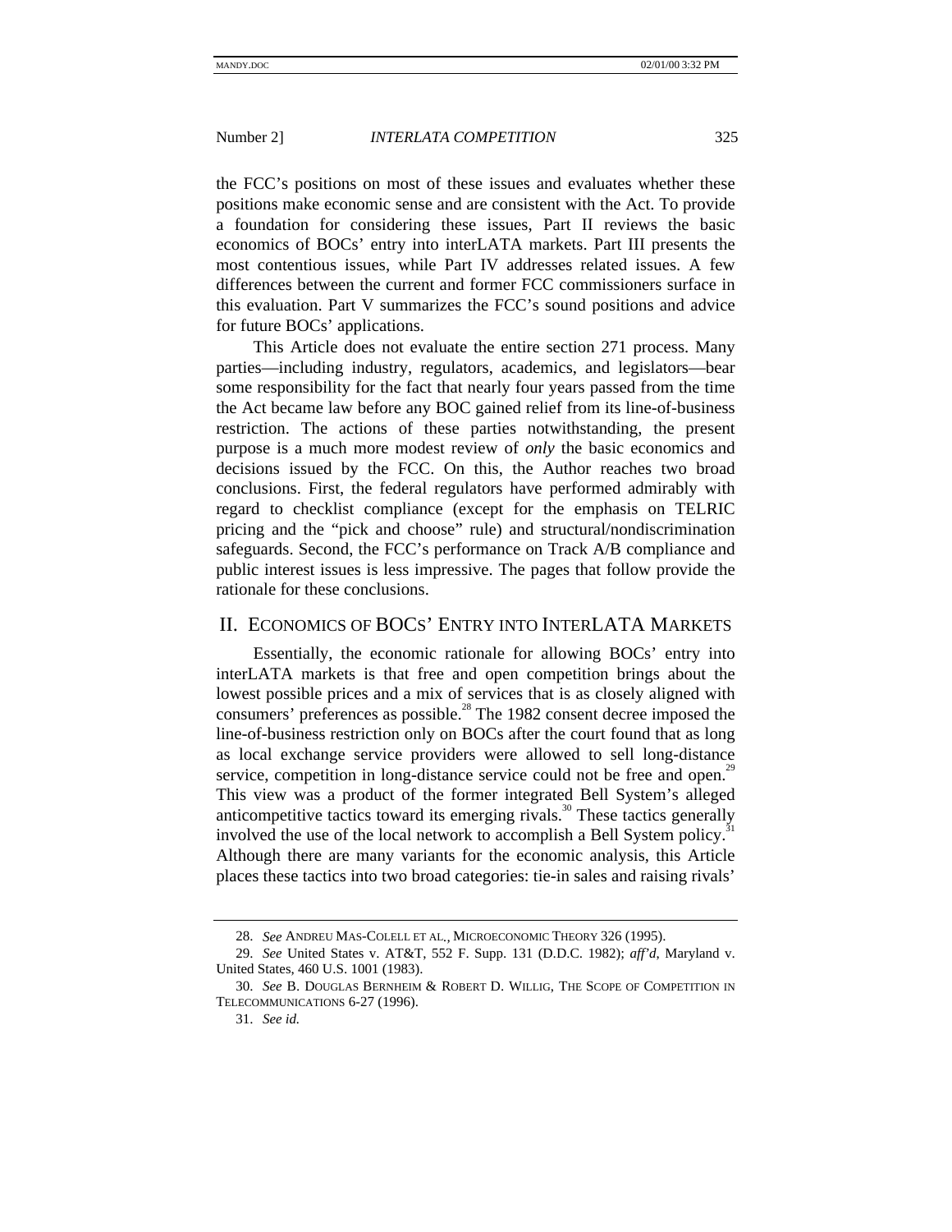the FCC's positions on most of these issues and evaluates whether these positions make economic sense and are consistent with the Act. To provide a foundation for considering these issues, Part II reviews the basic economics of BOCs' entry into interLATA markets. Part III presents the most contentious issues, while Part IV addresses related issues. A few differences between the current and former FCC commissioners surface in this evaluation. Part V summarizes the FCC's sound positions and advice for future BOCs' applications.

This Article does not evaluate the entire section 271 process. Many parties—including industry, regulators, academics, and legislators—bear some responsibility for the fact that nearly four years passed from the time the Act became law before any BOC gained relief from its line-of-business restriction. The actions of these parties notwithstanding, the present purpose is a much more modest review of *only* the basic economics and decisions issued by the FCC. On this, the Author reaches two broad conclusions. First, the federal regulators have performed admirably with regard to checklist compliance (except for the emphasis on TELRIC pricing and the "pick and choose" rule) and structural/nondiscrimination safeguards. Second, the FCC's performance on Track A/B compliance and public interest issues is less impressive. The pages that follow provide the rationale for these conclusions.

## II. Economics of BOCs' Entry into InterLATA Markets

Essentially, the economic rationale for allowing BOCs' entry into interLATA markets is that free and open competition brings about the lowest possible prices and a mix of services that is as closely aligned with consumers' preferences as possible.[28] The 1982 consent decree imposed the line-of-business restriction only on BOCs after the court found that as long as local exchange service providers were allowed to sell long-distance service, competition in long-distance service could not be free and open.[29] This view was a product of the former integrated Bell System's alleged anticompetitive tactics toward its emerging rivals.[30] These tactics generally involved the use of the local network to accomplish a Bell System policy.[31] Although there are many variants for the economic analysis, this Article places these tactics into two broad categories: tie-in sales and raising rivals'

---

28. *See* Andreu Mas-Colell et al., Microeconomic Theory 326 (1995).

29. *See* United States v. AT&T, 552 F. Supp. 131 (D.D.C. 1982); *aff'd*, Maryland v. United States, 460 U.S. 1001 (1983).

30. *See* B. Douglas Bernheim & Robert D. Willig, The Scope of Competition in Telecommunications 6-27 (1996).

31. *See id.*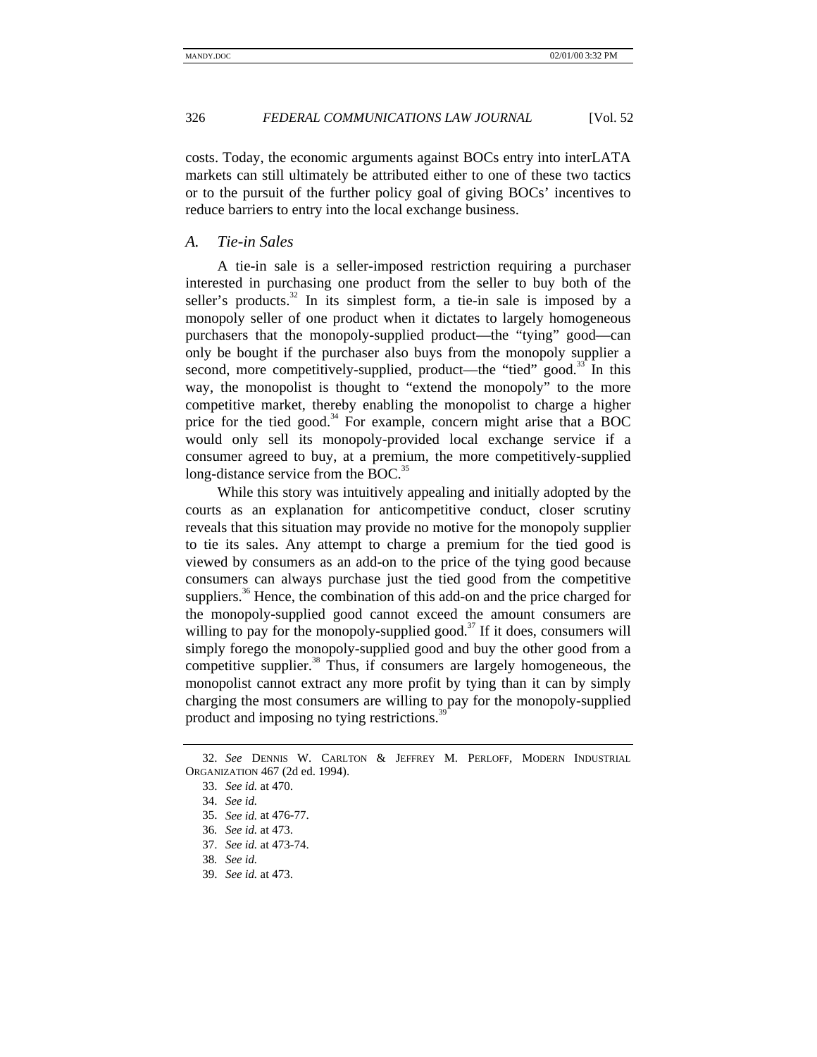costs. Today, the economic arguments against BOCs entry into interLATA markets can still ultimately be attributed either to one of these two tactics or to the pursuit of the further policy goal of giving BOCs' incentives to reduce barriers to entry into the local exchange business.

### *A. Tie-in Sales*

A tie-in sale is a seller-imposed restriction requiring a purchaser interested in purchasing one product from the seller to buy both of the seller's products.[32] In its simplest form, a tie-in sale is imposed by a monopoly seller of one product when it dictates to largely homogeneous purchasers that the monopoly-supplied product—the "tying" good—can only be bought if the purchaser also buys from the monopoly supplier a second, more competitively-supplied, product—the "tied" good.[33] In this way, the monopolist is thought to "extend the monopoly" to the more competitive market, thereby enabling the monopolist to charge a higher price for the tied good.[34] For example, concern might arise that a BOC would only sell its monopoly-provided local exchange service if a consumer agreed to buy, at a premium, the more competitively-supplied long-distance service from the BOC.[35]

While this story was intuitively appealing and initially adopted by the courts as an explanation for anticompetitive conduct, closer scrutiny reveals that this situation may provide no motive for the monopoly supplier to tie its sales. Any attempt to charge a premium for the tied good is viewed by consumers as an add-on to the price of the tying good because consumers can always purchase just the tied good from the competitive suppliers.[36] Hence, the combination of this add-on and the price charged for the monopoly-supplied good cannot exceed the amount consumers are willing to pay for the monopoly-supplied good.[37] If it does, consumers will simply forego the monopoly-supplied good and buy the other good from a competitive supplier.[38] Thus, if consumers are largely homogeneous, the monopolist cannot extract any more profit by tying than it can by simply charging the most consumers are willing to pay for the monopoly-supplied product and imposing no tying restrictions.[39]

---

32. *See* DENNIS W. CARLTON & JEFFREY M. PERLOFF, MODERN INDUSTRIAL ORGANIZATION 467 (2d ed. 1994).

33. *See id.* at 470.

34. *See id.*

35. *See id.* at 476-77.

36. *See id.* at 473.

37. *See id.* at 473-74.

38. *See id.*

39. *See id.* at 473.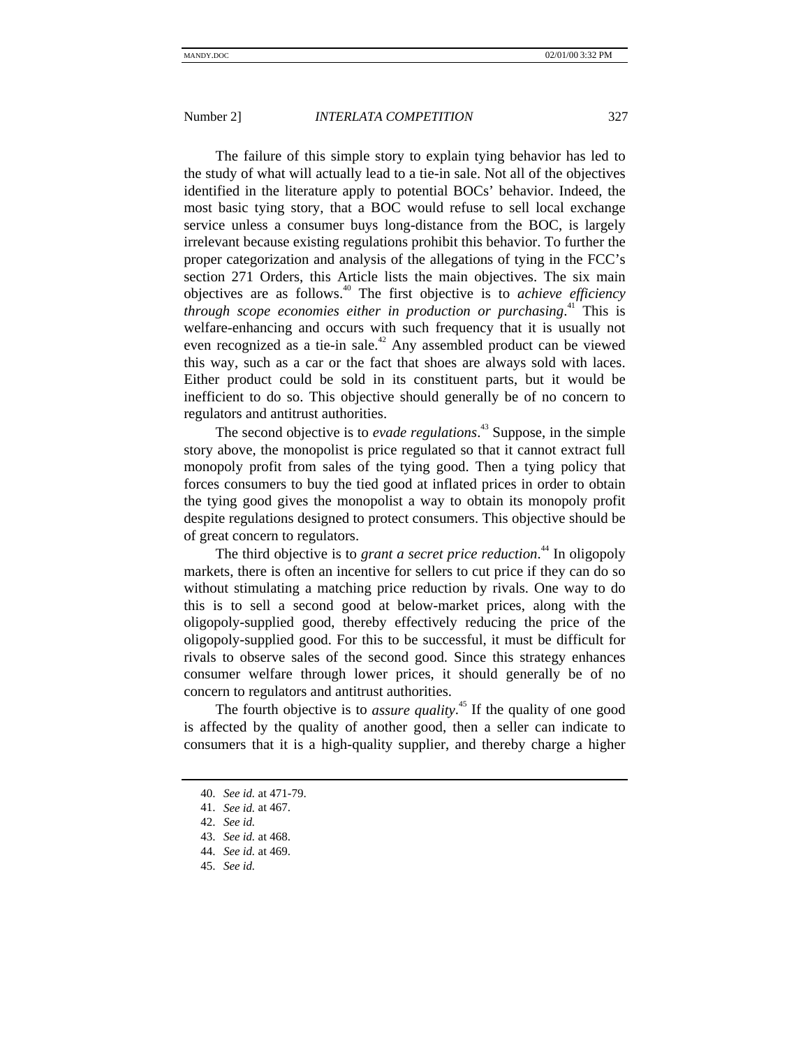The failure of this simple story to explain tying behavior has led to the study of what will actually lead to a tie-in sale. Not all of the objectives identified in the literature apply to potential BOCs' behavior. Indeed, the most basic tying story, that a BOC would refuse to sell local exchange service unless a consumer buys long-distance from the BOC, is largely irrelevant because existing regulations prohibit this behavior. To further the proper categorization and analysis of the allegations of tying in the FCC's section 271 Orders, this Article lists the main objectives. The six main objectives are as follows.[40] The first objective is to *achieve efficiency through scope economies either in production or purchasing*.[41] This is welfare-enhancing and occurs with such frequency that it is usually not even recognized as a tie-in sale.[42] Any assembled product can be viewed this way, such as a car or the fact that shoes are always sold with laces. Either product could be sold in its constituent parts, but it would be inefficient to do so. This objective should generally be of no concern to regulators and antitrust authorities.

The second objective is to *evade regulations*.[43] Suppose, in the simple story above, the monopolist is price regulated so that it cannot extract full monopoly profit from sales of the tying good. Then a tying policy that forces consumers to buy the tied good at inflated prices in order to obtain the tying good gives the monopolist a way to obtain its monopoly profit despite regulations designed to protect consumers. This objective should be of great concern to regulators.

The third objective is to *grant a secret price reduction*.[44] In oligopoly markets, there is often an incentive for sellers to cut price if they can do so without stimulating a matching price reduction by rivals. One way to do this is to sell a second good at below-market prices, along with the oligopoly-supplied good, thereby effectively reducing the price of the oligopoly-supplied good. For this to be successful, it must be difficult for rivals to observe sales of the second good. Since this strategy enhances consumer welfare through lower prices, it should generally be of no concern to regulators and antitrust authorities.

The fourth objective is to *assure quality*.[45] If the quality of one good is affected by the quality of another good, then a seller can indicate to consumers that it is a high-quality supplier, and thereby charge a higher

---

40. *See id.* at 471-79.
41. *See id.* at 467.
42. *See id.*
43. *See id.* at 468.
44. *See id.* at 469.
45. *See id.*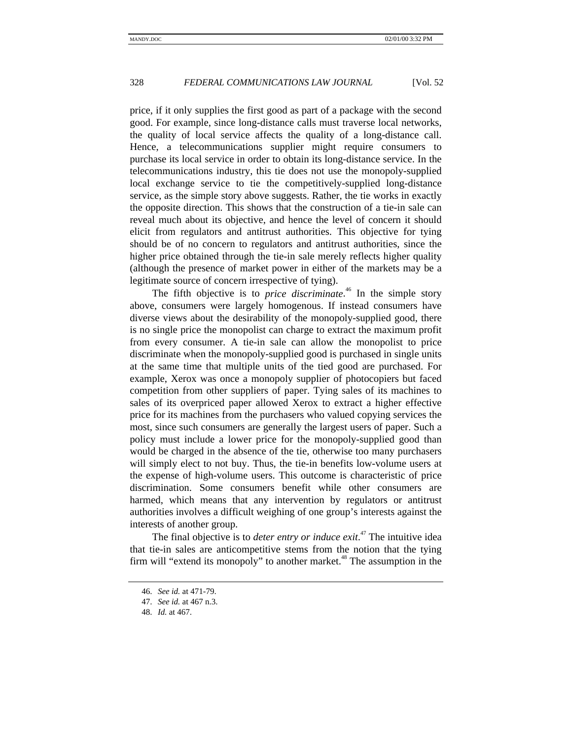price, if it only supplies the first good as part of a package with the second good. For example, since long-distance calls must traverse local networks, the quality of local service affects the quality of a long-distance call. Hence, a telecommunications supplier might require consumers to purchase its local service in order to obtain its long-distance service. In the telecommunications industry, this tie does not use the monopoly-supplied local exchange service to tie the competitively-supplied long-distance service, as the simple story above suggests. Rather, the tie works in exactly the opposite direction. This shows that the construction of a tie-in sale can reveal much about its objective, and hence the level of concern it should elicit from regulators and antitrust authorities. This objective for tying should be of no concern to regulators and antitrust authorities, since the higher price obtained through the tie-in sale merely reflects higher quality (although the presence of market power in either of the markets may be a legitimate source of concern irrespective of tying).

The fifth objective is to *price discriminate*.[46] In the simple story above, consumers were largely homogenous. If instead consumers have diverse views about the desirability of the monopoly-supplied good, there is no single price the monopolist can charge to extract the maximum profit from every consumer. A tie-in sale can allow the monopolist to price discriminate when the monopoly-supplied good is purchased in single units at the same time that multiple units of the tied good are purchased. For example, Xerox was once a monopoly supplier of photocopiers but faced competition from other suppliers of paper. Tying sales of its machines to sales of its overpriced paper allowed Xerox to extract a higher effective price for its machines from the purchasers who valued copying services the most, since such consumers are generally the largest users of paper. Such a policy must include a lower price for the monopoly-supplied good than would be charged in the absence of the tie, otherwise too many purchasers will simply elect to not buy. Thus, the tie-in benefits low-volume users at the expense of high-volume users. This outcome is characteristic of price discrimination. Some consumers benefit while other consumers are harmed, which means that any intervention by regulators or antitrust authorities involves a difficult weighing of one group's interests against the interests of another group.

The final objective is to *deter entry or induce exit*.[47] The intuitive idea that tie-in sales are anticompetitive stems from the notion that the tying firm will "extend its monopoly" to another market.[48] The assumption in the

---

46. *See id.* at 471-79.

47. *See id.* at 467 n.3.

48. *Id.* at 467.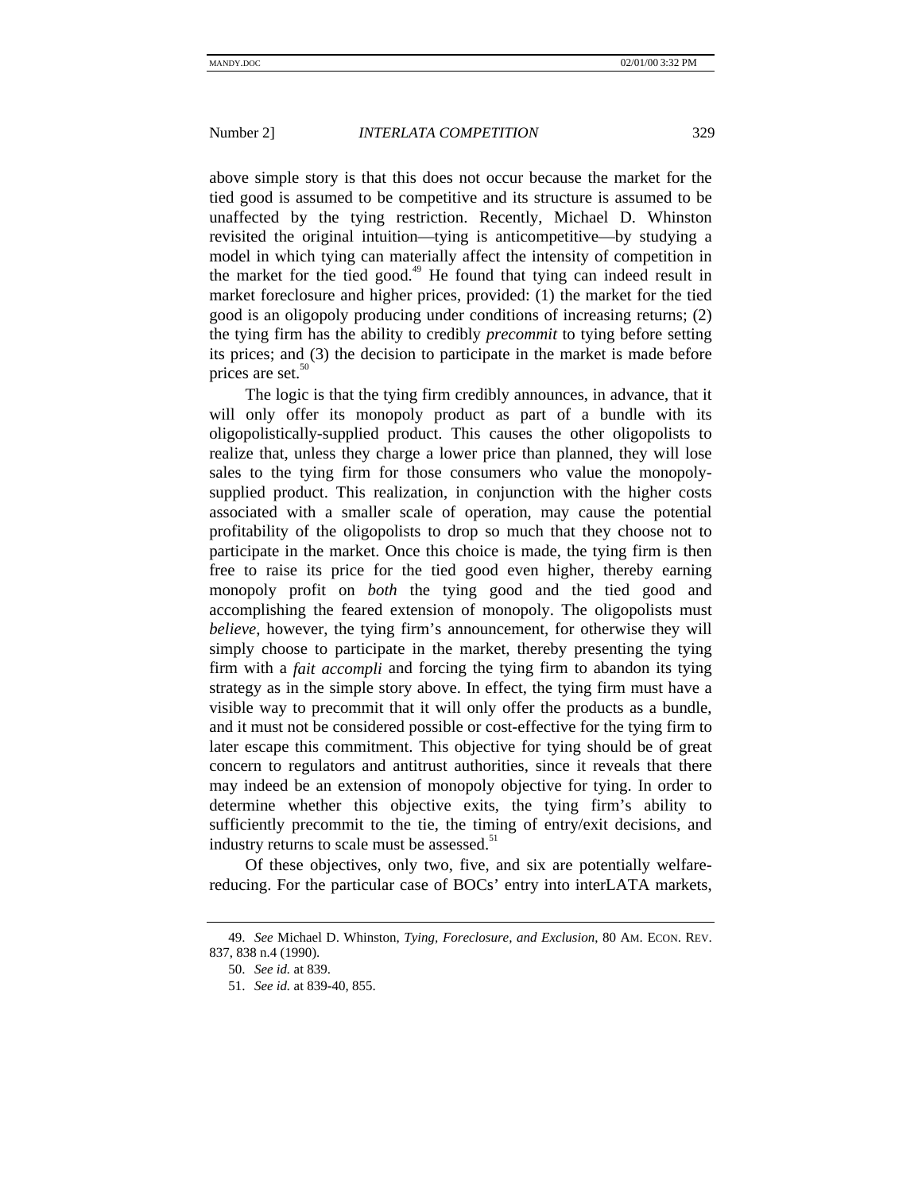above simple story is that this does not occur because the market for the tied good is assumed to be competitive and its structure is assumed to be unaffected by the tying restriction. Recently, Michael D. Whinston revisited the original intuition—tying is anticompetitive—by studying a model in which tying can materially affect the intensity of competition in the market for the tied good.[49] He found that tying can indeed result in market foreclosure and higher prices, provided: (1) the market for the tied good is an oligopoly producing under conditions of increasing returns; (2) the tying firm has the ability to credibly *precommit* to tying before setting its prices; and (3) the decision to participate in the market is made before prices are set.[50]

The logic is that the tying firm credibly announces, in advance, that it will only offer its monopoly product as part of a bundle with its oligopolistically-supplied product. This causes the other oligopolists to realize that, unless they charge a lower price than planned, they will lose sales to the tying firm for those consumers who value the monopoly-supplied product. This realization, in conjunction with the higher costs associated with a smaller scale of operation, may cause the potential profitability of the oligopolists to drop so much that they choose not to participate in the market. Once this choice is made, the tying firm is then free to raise its price for the tied good even higher, thereby earning monopoly profit on *both* the tying good and the tied good and accomplishing the feared extension of monopoly. The oligopolists must *believe*, however, the tying firm's announcement, for otherwise they will simply choose to participate in the market, thereby presenting the tying firm with a *fait accompli* and forcing the tying firm to abandon its tying strategy as in the simple story above. In effect, the tying firm must have a visible way to precommit that it will only offer the products as a bundle, and it must not be considered possible or cost-effective for the tying firm to later escape this commitment. This objective for tying should be of great concern to regulators and antitrust authorities, since it reveals that there may indeed be an extension of monopoly objective for tying. In order to determine whether this objective exits, the tying firm's ability to sufficiently precommit to the tie, the timing of entry/exit decisions, and industry returns to scale must be assessed.[51]

Of these objectives, only two, five, and six are potentially welfare-reducing. For the particular case of BOCs' entry into interLATA markets,

---

49. *See* Michael D. Whinston, *Tying, Foreclosure, and Exclusion*, 80 AM. ECON. REV. 837, 838 n.4 (1990).

50. *See id.* at 839.

51. *See id.* at 839-40, 855.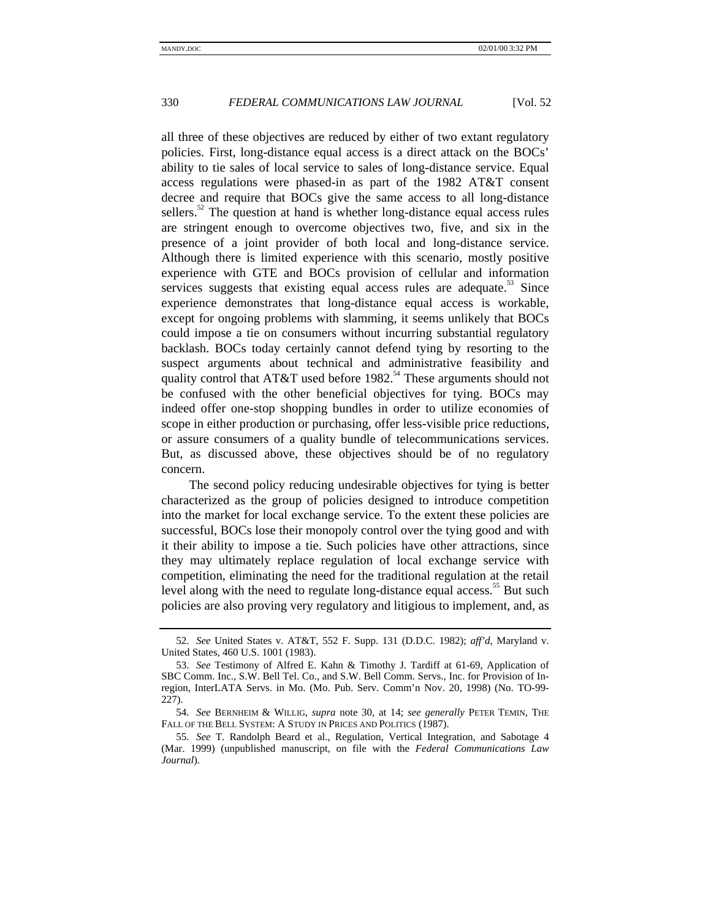all three of these objectives are reduced by either of two extant regulatory policies. First, long-distance equal access is a direct attack on the BOCs' ability to tie sales of local service to sales of long-distance service. Equal access regulations were phased-in as part of the 1982 AT&T consent decree and require that BOCs give the same access to all long-distance sellers.[52] The question at hand is whether long-distance equal access rules are stringent enough to overcome objectives two, five, and six in the presence of a joint provider of both local and long-distance service. Although there is limited experience with this scenario, mostly positive experience with GTE and BOCs provision of cellular and information services suggests that existing equal access rules are adequate.[53] Since experience demonstrates that long-distance equal access is workable, except for ongoing problems with slamming, it seems unlikely that BOCs could impose a tie on consumers without incurring substantial regulatory backlash. BOCs today certainly cannot defend tying by resorting to the suspect arguments about technical and administrative feasibility and quality control that AT&T used before 1982.[54] These arguments should not be confused with the other beneficial objectives for tying. BOCs may indeed offer one-stop shopping bundles in order to utilize economies of scope in either production or purchasing, offer less-visible price reductions, or assure consumers of a quality bundle of telecommunications services. But, as discussed above, these objectives should be of no regulatory concern.

The second policy reducing undesirable objectives for tying is better characterized as the group of policies designed to introduce competition into the market for local exchange service. To the extent these policies are successful, BOCs lose their monopoly control over the tying good and with it their ability to impose a tie. Such policies have other attractions, since they may ultimately replace regulation of local exchange service with competition, eliminating the need for the traditional regulation at the retail level along with the need to regulate long-distance equal access.[55] But such policies are also proving very regulatory and litigious to implement, and, as

---

52. *See* United States v. AT&T, 552 F. Supp. 131 (D.D.C. 1982); *aff'd*, Maryland v. United States, 460 U.S. 1001 (1983).

53. *See* Testimony of Alfred E. Kahn & Timothy J. Tardiff at 61-69, Application of SBC Comm. Inc., S.W. Bell Tel. Co., and S.W. Bell Comm. Servs., Inc. for Provision of In-region, InterLATA Servs. in Mo. (Mo. Pub. Serv. Comm'n Nov. 20, 1998) (No. TO-99-227).

54. *See* BERNHEIM & WILLIG, *supra* note 30, at 14; *see generally* PETER TEMIN, THE FALL OF THE BELL SYSTEM: A STUDY IN PRICES AND POLITICS (1987).

55. *See* T. Randolph Beard et al., Regulation, Vertical Integration, and Sabotage 4 (Mar. 1999) (unpublished manuscript, on file with the *Federal Communications Law Journal*).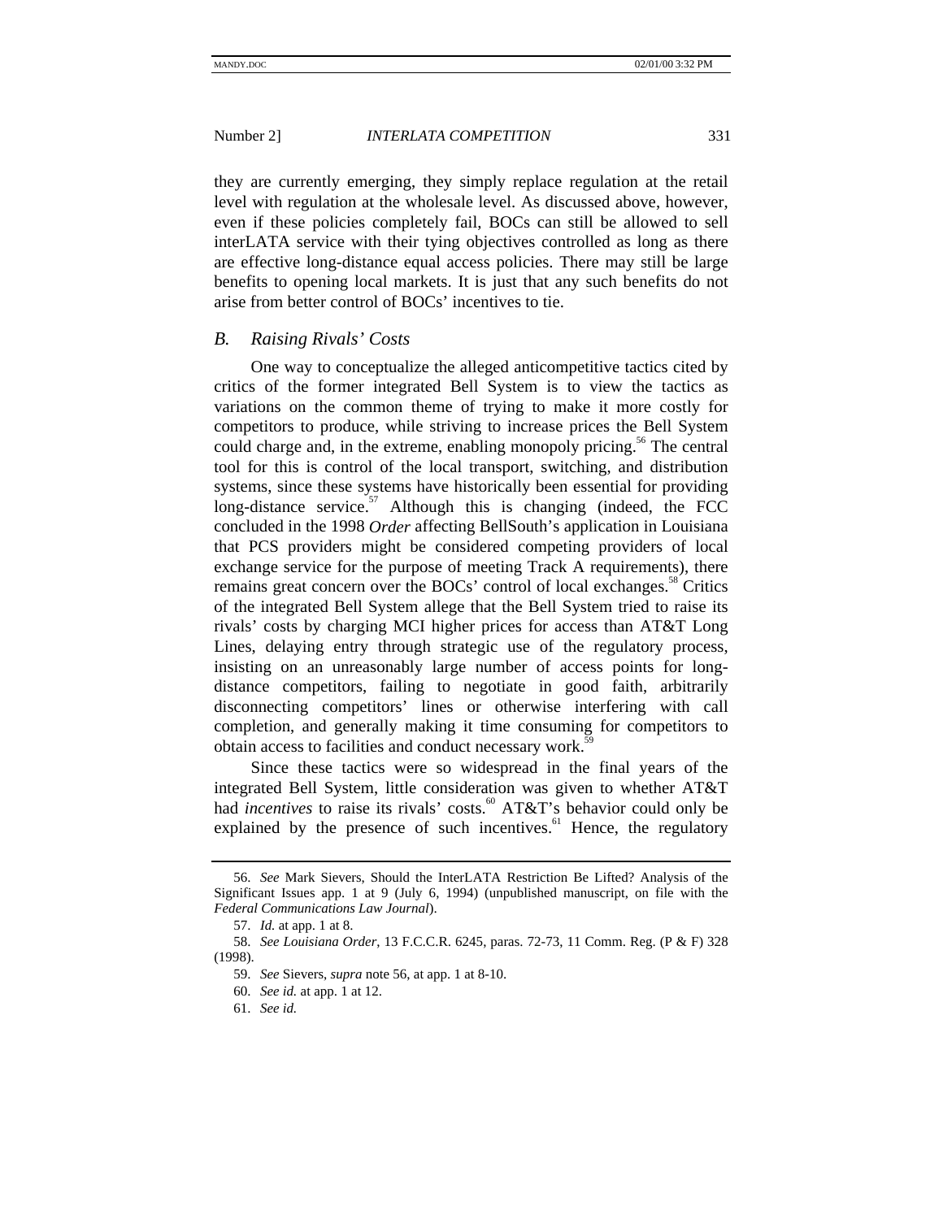they are currently emerging, they simply replace regulation at the retail level with regulation at the wholesale level. As discussed above, however, even if these policies completely fail, BOCs can still be allowed to sell interLATA service with their tying objectives controlled as long as there are effective long-distance equal access policies. There may still be large benefits to opening local markets. It is just that any such benefits do not arise from better control of BOCs' incentives to tie.

### *B. Raising Rivals' Costs*

One way to conceptualize the alleged anticompetitive tactics cited by critics of the former integrated Bell System is to view the tactics as variations on the common theme of trying to make it more costly for competitors to produce, while striving to increase prices the Bell System could charge and, in the extreme, enabling monopoly pricing.[56] The central tool for this is control of the local transport, switching, and distribution systems, since these systems have historically been essential for providing long-distance service.[57] Although this is changing (indeed, the FCC concluded in the 1998 *Order* affecting BellSouth's application in Louisiana that PCS providers might be considered competing providers of local exchange service for the purpose of meeting Track A requirements), there remains great concern over the BOCs' control of local exchanges.[58] Critics of the integrated Bell System allege that the Bell System tried to raise its rivals' costs by charging MCI higher prices for access than AT&T Long Lines, delaying entry through strategic use of the regulatory process, insisting on an unreasonably large number of access points for long-distance competitors, failing to negotiate in good faith, arbitrarily disconnecting competitors' lines or otherwise interfering with call completion, and generally making it time consuming for competitors to obtain access to facilities and conduct necessary work.[59]

Since these tactics were so widespread in the final years of the integrated Bell System, little consideration was given to whether AT&T had *incentives* to raise its rivals' costs.[60] AT&T's behavior could only be explained by the presence of such incentives.[61] Hence, the regulatory

---

56. *See* Mark Sievers, Should the InterLATA Restriction Be Lifted? Analysis of the Significant Issues app. 1 at 9 (July 6, 1994) (unpublished manuscript, on file with the *Federal Communications Law Journal*).

57. *Id.* at app. 1 at 8.

58. *See Louisiana Order*, 13 F.C.C.R. 6245, paras. 72-73, 11 Comm. Reg. (P & F) 328 (1998).

59. *See* Sievers, *supra* note 56, at app. 1 at 8-10.

60. *See id.* at app. 1 at 12.

61. *See id.*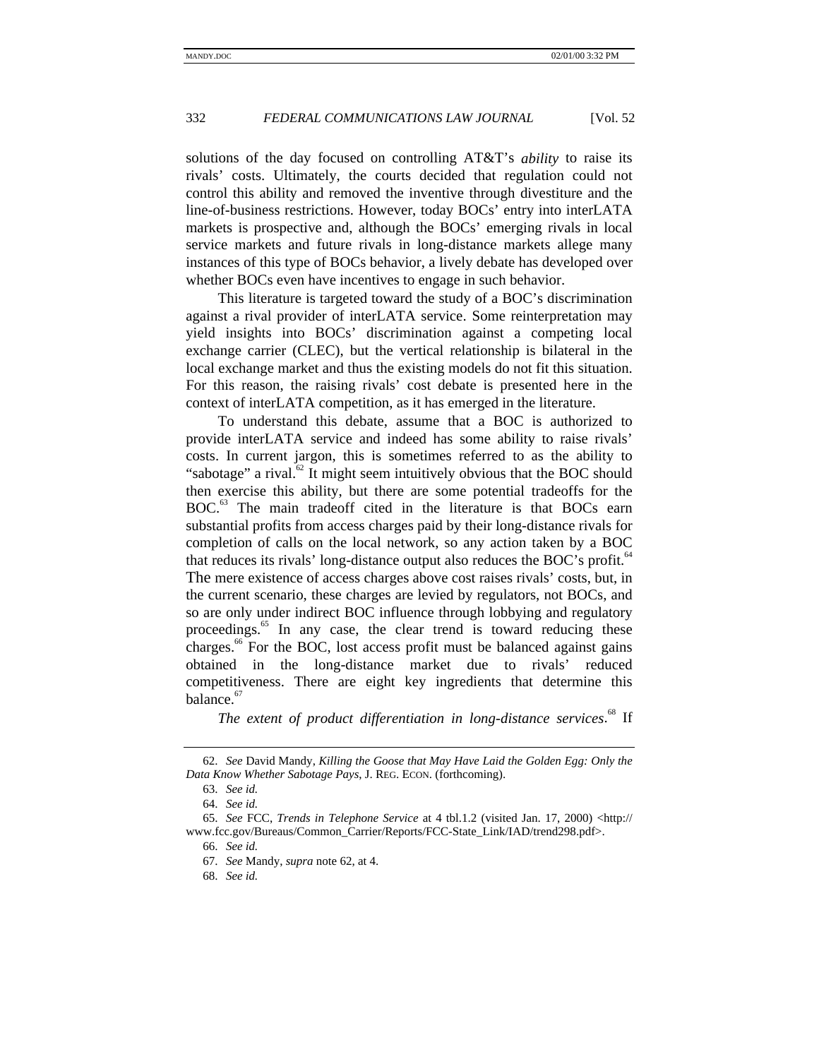solutions of the day focused on controlling AT&T's *ability* to raise its rivals' costs. Ultimately, the courts decided that regulation could not control this ability and removed the inventive through divestiture and the line-of-business restrictions. However, today BOCs' entry into interLATA markets is prospective and, although the BOCs' emerging rivals in local service markets and future rivals in long-distance markets allege many instances of this type of BOCs behavior, a lively debate has developed over whether BOCs even have incentives to engage in such behavior.

This literature is targeted toward the study of a BOC's discrimination against a rival provider of interLATA service. Some reinterpretation may yield insights into BOCs' discrimination against a competing local exchange carrier (CLEC), but the vertical relationship is bilateral in the local exchange market and thus the existing models do not fit this situation. For this reason, the raising rivals' cost debate is presented here in the context of interLATA competition, as it has emerged in the literature.

To understand this debate, assume that a BOC is authorized to provide interLATA service and indeed has some ability to raise rivals' costs. In current jargon, this is sometimes referred to as the ability to "sabotage" a rival.[62] It might seem intuitively obvious that the BOC should then exercise this ability, but there are some potential tradeoffs for the BOC.[63] The main tradeoff cited in the literature is that BOCs earn substantial profits from access charges paid by their long-distance rivals for completion of calls on the local network, so any action taken by a BOC that reduces its rivals' long-distance output also reduces the BOC's profit.[64] The mere existence of access charges above cost raises rivals' costs, but, in the current scenario, these charges are levied by regulators, not BOCs, and so are only under indirect BOC influence through lobbying and regulatory proceedings.[65] In any case, the clear trend is toward reducing these charges.[66] For the BOC, lost access profit must be balanced against gains obtained in the long-distance market due to rivals' reduced competitiveness. There are eight key ingredients that determine this balance.[67]

*The extent of product differentiation in long-distance services*.[68] If

---

62. *See* David Mandy, *Killing the Goose that May Have Laid the Golden Egg: Only the Data Know Whether Sabotage Pays*, J. REG. ECON. (forthcoming).

63. *See id.*

64. *See id.*

65. *See* FCC, *Trends in Telephone Service* at 4 tbl.1.2 (visited Jan. 17, 2000) <http://www.fcc.gov/Bureaus/Common_Carrier/Reports/FCC-State_Link/IAD/trend298.pdf>.

66. *See id.*

67. *See* Mandy, *supra* note 62, at 4.

68. *See id.*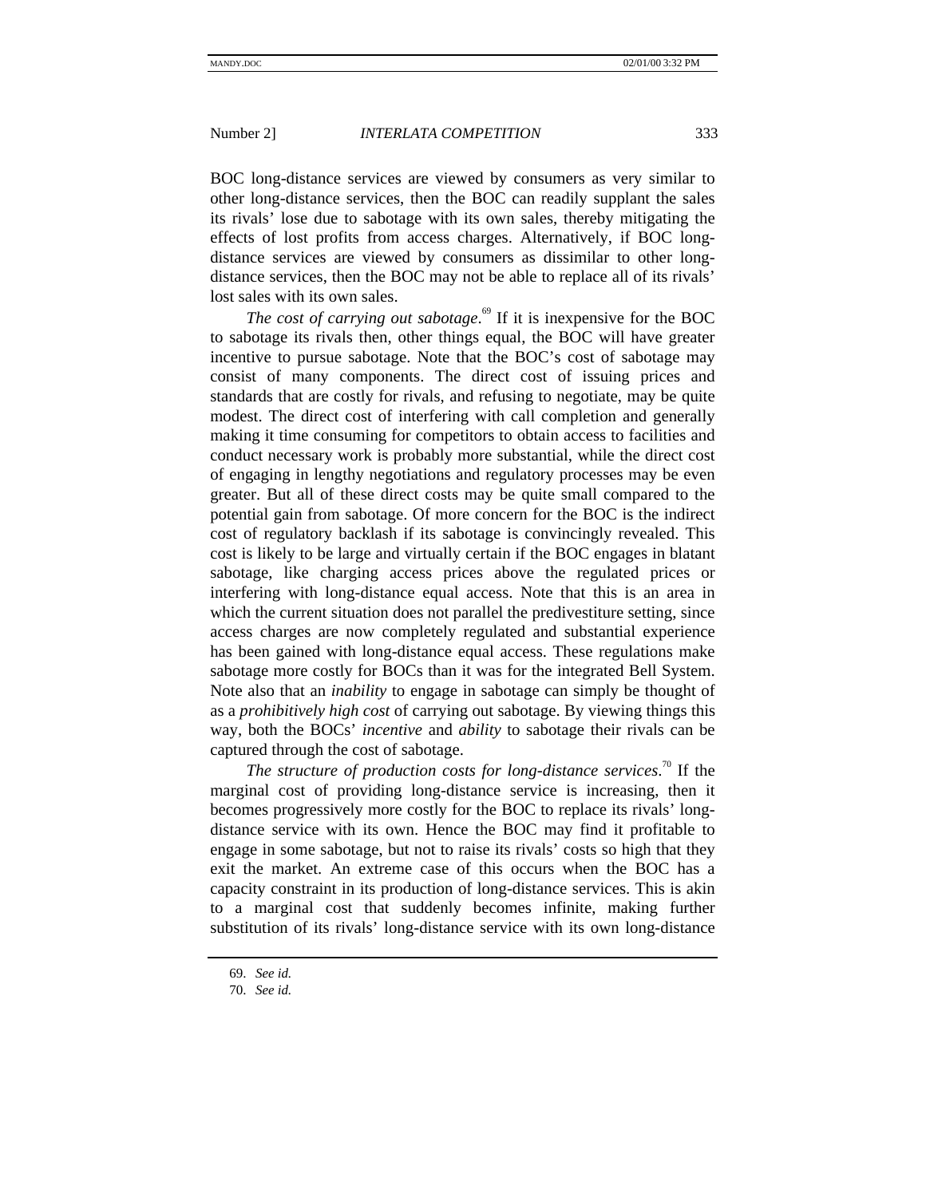BOC long-distance services are viewed by consumers as very similar to other long-distance services, then the BOC can readily supplant the sales its rivals' lose due to sabotage with its own sales, thereby mitigating the effects of lost profits from access charges. Alternatively, if BOC long-distance services are viewed by consumers as dissimilar to other long-distance services, then the BOC may not be able to replace all of its rivals' lost sales with its own sales.

*The cost of carrying out sabotage*.[69] If it is inexpensive for the BOC to sabotage its rivals then, other things equal, the BOC will have greater incentive to pursue sabotage. Note that the BOC's cost of sabotage may consist of many components. The direct cost of issuing prices and standards that are costly for rivals, and refusing to negotiate, may be quite modest. The direct cost of interfering with call completion and generally making it time consuming for competitors to obtain access to facilities and conduct necessary work is probably more substantial, while the direct cost of engaging in lengthy negotiations and regulatory processes may be even greater. But all of these direct costs may be quite small compared to the potential gain from sabotage. Of more concern for the BOC is the indirect cost of regulatory backlash if its sabotage is convincingly revealed. This cost is likely to be large and virtually certain if the BOC engages in blatant sabotage, like charging access prices above the regulated prices or interfering with long-distance equal access. Note that this is an area in which the current situation does not parallel the predivestiture setting, since access charges are now completely regulated and substantial experience has been gained with long-distance equal access. These regulations make sabotage more costly for BOCs than it was for the integrated Bell System. Note also that an *inability* to engage in sabotage can simply be thought of as a *prohibitively high cost* of carrying out sabotage. By viewing things this way, both the BOCs' *incentive* and *ability* to sabotage their rivals can be captured through the cost of sabotage.

*The structure of production costs for long-distance services*.[70] If the marginal cost of providing long-distance service is increasing, then it becomes progressively more costly for the BOC to replace its rivals' long-distance service with its own. Hence the BOC may find it profitable to engage in some sabotage, but not to raise its rivals' costs so high that they exit the market. An extreme case of this occurs when the BOC has a capacity constraint in its production of long-distance services. This is akin to a marginal cost that suddenly becomes infinite, making further substitution of its rivals' long-distance service with its own long-distance

69. *See id.*

70. *See id.*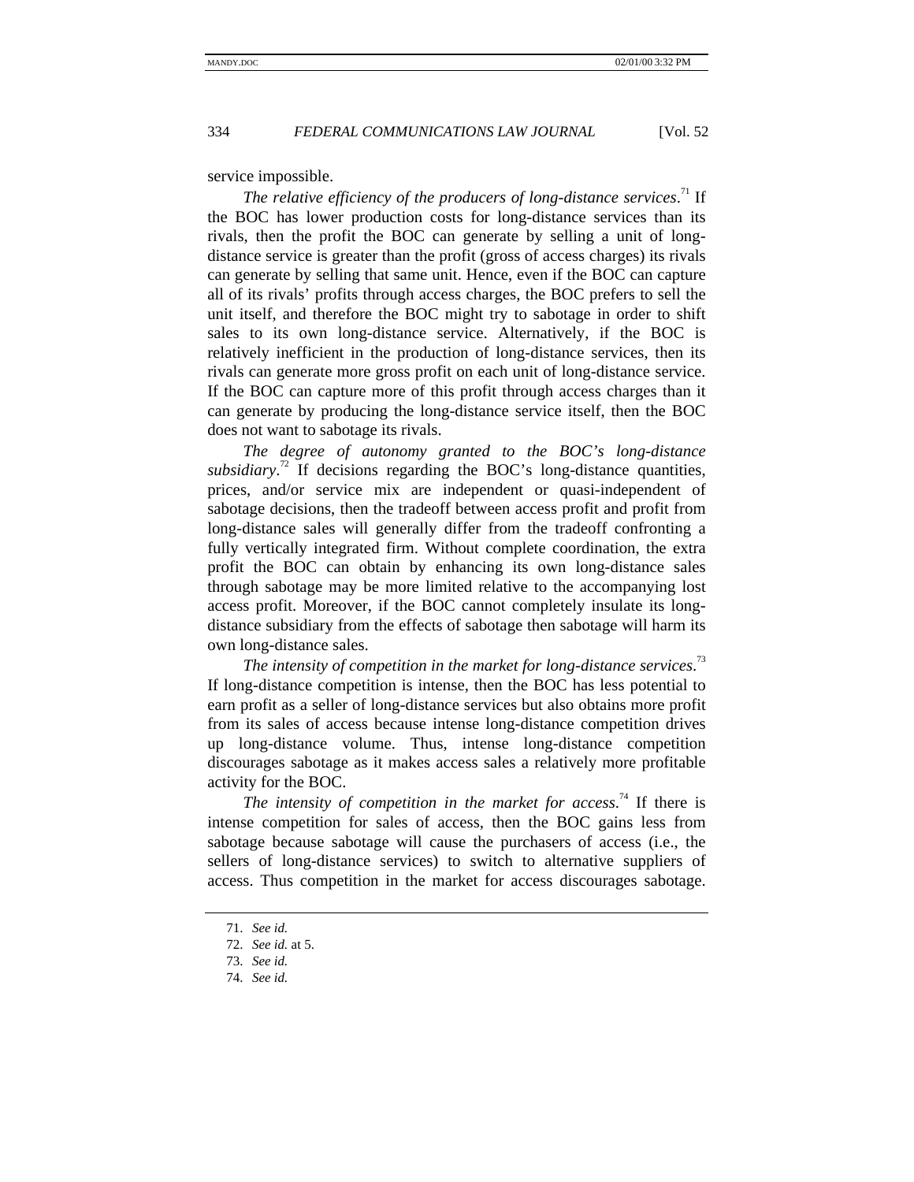service impossible.

*The relative efficiency of the producers of long-distance services*.[71] If the BOC has lower production costs for long-distance services than its rivals, then the profit the BOC can generate by selling a unit of long-distance service is greater than the profit (gross of access charges) its rivals can generate by selling that same unit. Hence, even if the BOC can capture all of its rivals' profits through access charges, the BOC prefers to sell the unit itself, and therefore the BOC might try to sabotage in order to shift sales to its own long-distance service. Alternatively, if the BOC is relatively inefficient in the production of long-distance services, then its rivals can generate more gross profit on each unit of long-distance service. If the BOC can capture more of this profit through access charges than it can generate by producing the long-distance service itself, then the BOC does not want to sabotage its rivals.

*The degree of autonomy granted to the BOC's long-distance subsidiary*.[72] If decisions regarding the BOC's long-distance quantities, prices, and/or service mix are independent or quasi-independent of sabotage decisions, then the tradeoff between access profit and profit from long-distance sales will generally differ from the tradeoff confronting a fully vertically integrated firm. Without complete coordination, the extra profit the BOC can obtain by enhancing its own long-distance sales through sabotage may be more limited relative to the accompanying lost access profit. Moreover, if the BOC cannot completely insulate its long-distance subsidiary from the effects of sabotage then sabotage will harm its own long-distance sales.

*The intensity of competition in the market for long-distance services*.[73] If long-distance competition is intense, then the BOC has less potential to earn profit as a seller of long-distance services but also obtains more profit from its sales of access because intense long-distance competition drives up long-distance volume. Thus, intense long-distance competition discourages sabotage as it makes access sales a relatively more profitable activity for the BOC.

*The intensity of competition in the market for access*.[74] If there is intense competition for sales of access, then the BOC gains less from sabotage because sabotage will cause the purchasers of access (i.e., the sellers of long-distance services) to switch to alternative suppliers of access. Thus competition in the market for access discourages sabotage.

71. *See id.*

72. *See id.* at 5.

73. *See id.*

74. *See id.*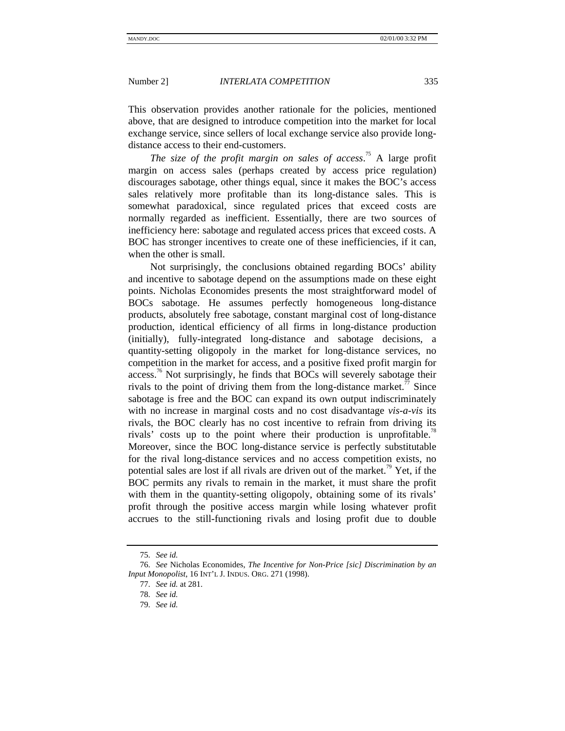This observation provides another rationale for the policies, mentioned above, that are designed to introduce competition into the market for local exchange service, since sellers of local exchange service also provide long-distance access to their end-customers.

*The size of the profit margin on sales of access*.[75] A large profit margin on access sales (perhaps created by access price regulation) discourages sabotage, other things equal, since it makes the BOC's access sales relatively more profitable than its long-distance sales. This is somewhat paradoxical, since regulated prices that exceed costs are normally regarded as inefficient. Essentially, there are two sources of inefficiency here: sabotage and regulated access prices that exceed costs. A BOC has stronger incentives to create one of these inefficiencies, if it can, when the other is small.

Not surprisingly, the conclusions obtained regarding BOCs' ability and incentive to sabotage depend on the assumptions made on these eight points. Nicholas Economides presents the most straightforward model of BOCs sabotage. He assumes perfectly homogeneous long-distance products, absolutely free sabotage, constant marginal cost of long-distance production, identical efficiency of all firms in long-distance production (initially), fully-integrated long-distance and sabotage decisions, a quantity-setting oligopoly in the market for long-distance services, no competition in the market for access, and a positive fixed profit margin for access.[76] Not surprisingly, he finds that BOCs will severely sabotage their rivals to the point of driving them from the long-distance market.[77] Since sabotage is free and the BOC can expand its own output indiscriminately with no increase in marginal costs and no cost disadvantage *vis-a-vis* its rivals, the BOC clearly has no cost incentive to refrain from driving its rivals' costs up to the point where their production is unprofitable.[78] Moreover, since the BOC long-distance service is perfectly substitutable for the rival long-distance services and no access competition exists, no potential sales are lost if all rivals are driven out of the market.[79] Yet, if the BOC permits any rivals to remain in the market, it must share the profit with them in the quantity-setting oligopoly, obtaining some of its rivals' profit through the positive access margin while losing whatever profit accrues to the still-functioning rivals and losing profit due to double

---

75. *See id.*

76. *See* Nicholas Economides, *The Incentive for Non-Price [sic] Discrimination by an Input Monopolist*, 16 INT'L J. INDUS. ORG. 271 (1998).

77. *See id.* at 281.

78. *See id.*

79. *See id.*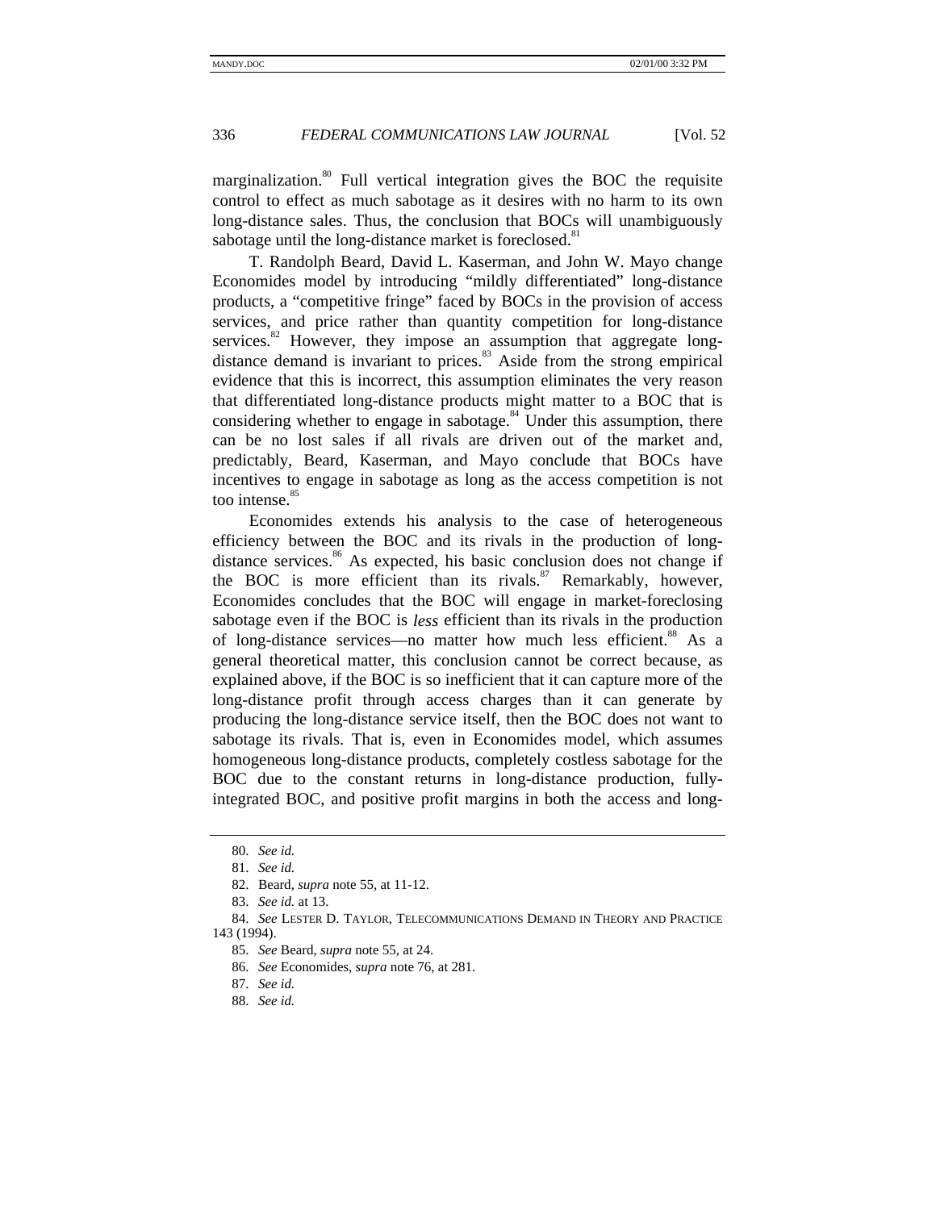marginalization.[80] Full vertical integration gives the BOC the requisite control to effect as much sabotage as it desires with no harm to its own long-distance sales. Thus, the conclusion that BOCs will unambiguously sabotage until the long-distance market is foreclosed.[81]

T. Randolph Beard, David L. Kaserman, and John W. Mayo change Economides model by introducing "mildly differentiated" long-distance products, a "competitive fringe" faced by BOCs in the provision of access services, and price rather than quantity competition for long-distance services.[82] However, they impose an assumption that aggregate long-distance demand is invariant to prices.[83] Aside from the strong empirical evidence that this is incorrect, this assumption eliminates the very reason that differentiated long-distance products might matter to a BOC that is considering whether to engage in sabotage.[84] Under this assumption, there can be no lost sales if all rivals are driven out of the market and, predictably, Beard, Kaserman, and Mayo conclude that BOCs have incentives to engage in sabotage as long as the access competition is not too intense.[85]

Economides extends his analysis to the case of heterogeneous efficiency between the BOC and its rivals in the production of long-distance services.[86] As expected, his basic conclusion does not change if the BOC is more efficient than its rivals.[87] Remarkably, however, Economides concludes that the BOC will engage in market-foreclosing sabotage even if the BOC is *less* efficient than its rivals in the production of long-distance services—no matter how much less efficient.[88] As a general theoretical matter, this conclusion cannot be correct because, as explained above, if the BOC is so inefficient that it can capture more of the long-distance profit through access charges than it can generate by producing the long-distance service itself, then the BOC does not want to sabotage its rivals. That is, even in Economides model, which assumes homogeneous long-distance products, completely costless sabotage for the BOC due to the constant returns in long-distance production, fully-integrated BOC, and positive profit margins in both the access and long-

---

80. *See id.*

81. *See id.*

82. Beard, *supra* note 55, at 11-12.

83. *See id.* at 13.

84. *See* LESTER D. TAYLOR, TELECOMMUNICATIONS DEMAND IN THEORY AND PRACTICE 143 (1994).

85. *See* Beard, *supra* note 55, at 24.

86. *See* Economides, *supra* note 76, at 281.

87. *See id.*

88. *See id.*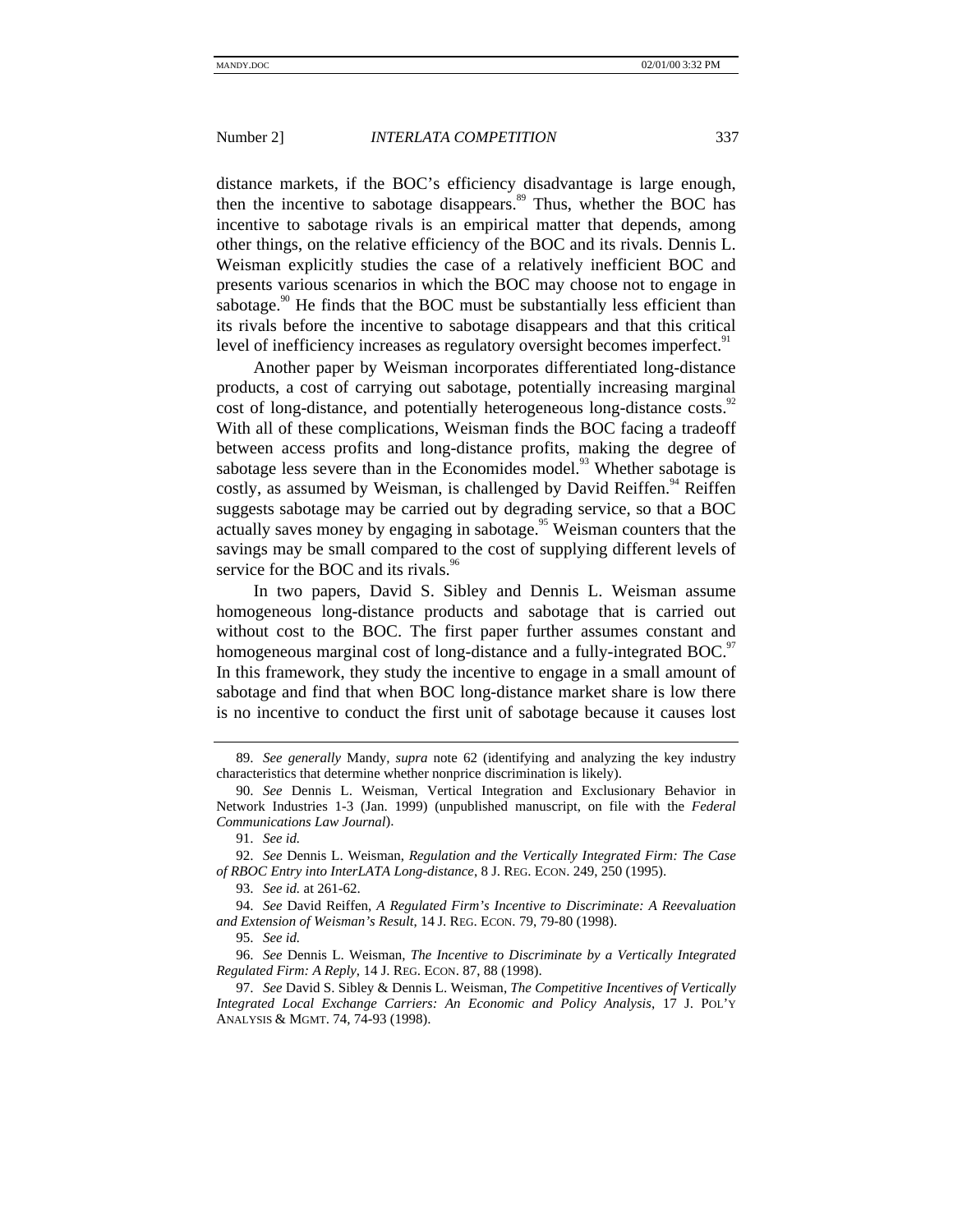distance markets, if the BOC's efficiency disadvantage is large enough, then the incentive to sabotage disappears.[89] Thus, whether the BOC has incentive to sabotage rivals is an empirical matter that depends, among other things, on the relative efficiency of the BOC and its rivals. Dennis L. Weisman explicitly studies the case of a relatively inefficient BOC and presents various scenarios in which the BOC may choose not to engage in sabotage.[90] He finds that the BOC must be substantially less efficient than its rivals before the incentive to sabotage disappears and that this critical level of inefficiency increases as regulatory oversight becomes imperfect.[91]

Another paper by Weisman incorporates differentiated long-distance products, a cost of carrying out sabotage, potentially increasing marginal cost of long-distance, and potentially heterogeneous long-distance costs.[92] With all of these complications, Weisman finds the BOC facing a tradeoff between access profits and long-distance profits, making the degree of sabotage less severe than in the Economides model.[93] Whether sabotage is costly, as assumed by Weisman, is challenged by David Reiffen.[94] Reiffen suggests sabotage may be carried out by degrading service, so that a BOC actually saves money by engaging in sabotage.[95] Weisman counters that the savings may be small compared to the cost of supplying different levels of service for the BOC and its rivals.[96]

In two papers, David S. Sibley and Dennis L. Weisman assume homogeneous long-distance products and sabotage that is carried out without cost to the BOC. The first paper further assumes constant and homogeneous marginal cost of long-distance and a fully-integrated BOC.[97] In this framework, they study the incentive to engage in a small amount of sabotage and find that when BOC long-distance market share is low there is no incentive to conduct the first unit of sabotage because it causes lost

---

89. *See generally* Mandy, *supra* note 62 (identifying and analyzing the key industry characteristics that determine whether nonprice discrimination is likely).

90. *See* Dennis L. Weisman, Vertical Integration and Exclusionary Behavior in Network Industries 1-3 (Jan. 1999) (unpublished manuscript, on file with the *Federal Communications Law Journal*).

91. *See id.*

92. *See* Dennis L. Weisman, *Regulation and the Vertically Integrated Firm: The Case of RBOC Entry into InterLATA Long-distance*, 8 J. REG. ECON. 249, 250 (1995).

93. *See id.* at 261-62.

94. *See* David Reiffen, *A Regulated Firm's Incentive to Discriminate: A Reevaluation and Extension of Weisman's Result*, 14 J. REG. ECON. 79, 79-80 (1998).

95. *See id.*

96. *See* Dennis L. Weisman, *The Incentive to Discriminate by a Vertically Integrated Regulated Firm: A Reply*, 14 J. REG. ECON. 87, 88 (1998).

97. *See* David S. Sibley & Dennis L. Weisman, *The Competitive Incentives of Vertically Integrated Local Exchange Carriers: An Economic and Policy Analysis*, 17 J. POL'Y ANALYSIS & MGMT. 74, 74-93 (1998).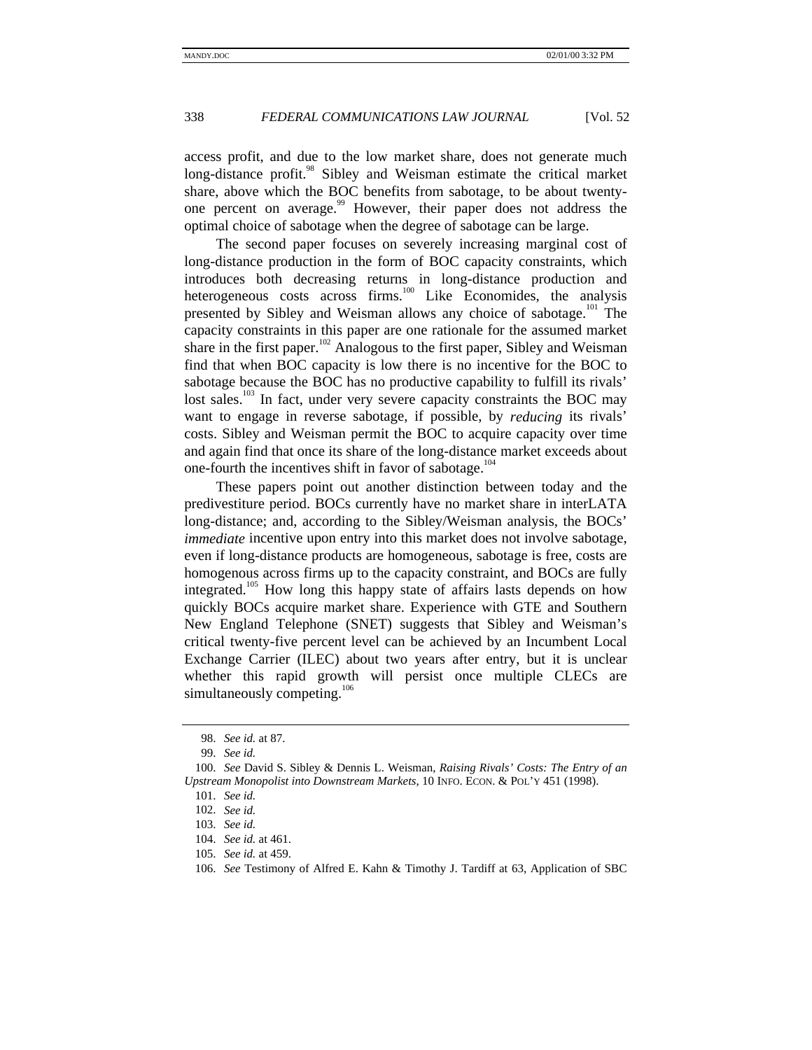access profit, and due to the low market share, does not generate much long-distance profit.[98] Sibley and Weisman estimate the critical market share, above which the BOC benefits from sabotage, to be about twenty-one percent on average.[99] However, their paper does not address the optimal choice of sabotage when the degree of sabotage can be large.

The second paper focuses on severely increasing marginal cost of long-distance production in the form of BOC capacity constraints, which introduces both decreasing returns in long-distance production and heterogeneous costs across firms.[100] Like Economides, the analysis presented by Sibley and Weisman allows any choice of sabotage.[101] The capacity constraints in this paper are one rationale for the assumed market share in the first paper.[102] Analogous to the first paper, Sibley and Weisman find that when BOC capacity is low there is no incentive for the BOC to sabotage because the BOC has no productive capability to fulfill its rivals' lost sales.[103] In fact, under very severe capacity constraints the BOC may want to engage in reverse sabotage, if possible, by *reducing* its rivals' costs. Sibley and Weisman permit the BOC to acquire capacity over time and again find that once its share of the long-distance market exceeds about one-fourth the incentives shift in favor of sabotage.[104]

These papers point out another distinction between today and the predivestiture period. BOCs currently have no market share in interLATA long-distance; and, according to the Sibley/Weisman analysis, the BOCs' *immediate* incentive upon entry into this market does not involve sabotage, even if long-distance products are homogeneous, sabotage is free, costs are homogenous across firms up to the capacity constraint, and BOCs are fully integrated.[105] How long this happy state of affairs lasts depends on how quickly BOCs acquire market share. Experience with GTE and Southern New England Telephone (SNET) suggests that Sibley and Weisman's critical twenty-five percent level can be achieved by an Incumbent Local Exchange Carrier (ILEC) about two years after entry, but it is unclear whether this rapid growth will persist once multiple CLECs are simultaneously competing.[106]

---

98. *See id.* at 87.

99. *See id.*

100. *See* David S. Sibley & Dennis L. Weisman, *Raising Rivals' Costs: The Entry of an Upstream Monopolist into Downstream Markets*, 10 INFO. ECON. & POL'Y 451 (1998).

101. *See id.*

102. *See id.*

103. *See id.*

104. *See id.* at 461.

105. *See id.* at 459.

106. *See* Testimony of Alfred E. Kahn & Timothy J. Tardiff at 63, Application of SBC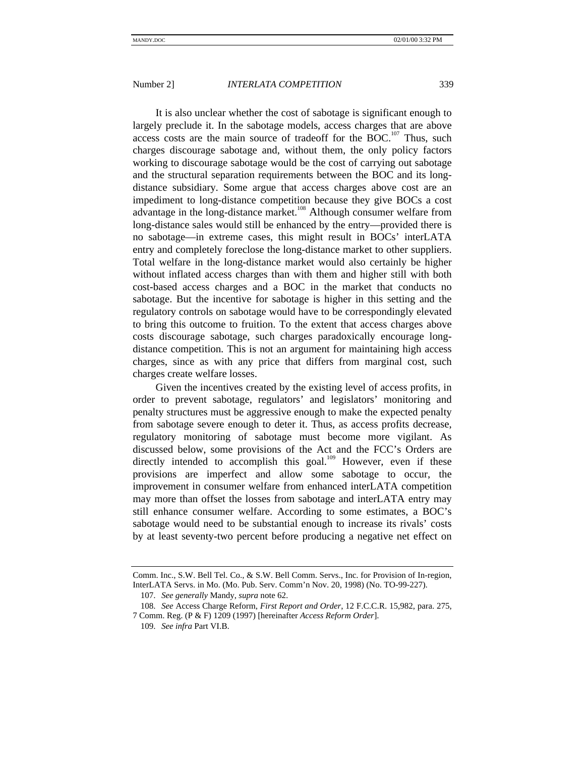It is also unclear whether the cost of sabotage is significant enough to largely preclude it. In the sabotage models, access charges that are above access costs are the main source of tradeoff for the BOC.[107] Thus, such charges discourage sabotage and, without them, the only policy factors working to discourage sabotage would be the cost of carrying out sabotage and the structural separation requirements between the BOC and its long-distance subsidiary. Some argue that access charges above cost are an impediment to long-distance competition because they give BOCs a cost advantage in the long-distance market.[108] Although consumer welfare from long-distance sales would still be enhanced by the entry—provided there is no sabotage—in extreme cases, this might result in BOCs' interLATA entry and completely foreclose the long-distance market to other suppliers. Total welfare in the long-distance market would also certainly be higher without inflated access charges than with them and higher still with both cost-based access charges and a BOC in the market that conducts no sabotage. But the incentive for sabotage is higher in this setting and the regulatory controls on sabotage would have to be correspondingly elevated to bring this outcome to fruition. To the extent that access charges above costs discourage sabotage, such charges paradoxically encourage long-distance competition. This is not an argument for maintaining high access charges, since as with any price that differs from marginal cost, such charges create welfare losses.

Given the incentives created by the existing level of access profits, in order to prevent sabotage, regulators' and legislators' monitoring and penalty structures must be aggressive enough to make the expected penalty from sabotage severe enough to deter it. Thus, as access profits decrease, regulatory monitoring of sabotage must become more vigilant. As discussed below, some provisions of the Act and the FCC's Orders are directly intended to accomplish this goal.[109] However, even if these provisions are imperfect and allow some sabotage to occur, the improvement in consumer welfare from enhanced interLATA competition may more than offset the losses from sabotage and interLATA entry may still enhance consumer welfare. According to some estimates, a BOC's sabotage would need to be substantial enough to increase its rivals' costs by at least seventy-two percent before producing a negative net effect on

---

Comm. Inc., S.W. Bell Tel. Co., & S.W. Bell Comm. Servs., Inc. for Provision of In-region, InterLATA Servs. in Mo. (Mo. Pub. Serv. Comm'n Nov. 20, 1998) (No. TO-99-227).

107. *See generally* Mandy, *supra* note 62.

108. *See* Access Charge Reform, *First Report and Order*, 12 F.C.C.R. 15,982, para. 275, 7 Comm. Reg. (P & F) 1209 (1997) [hereinafter *Access Reform Order*].

109. *See infra* Part VI.B.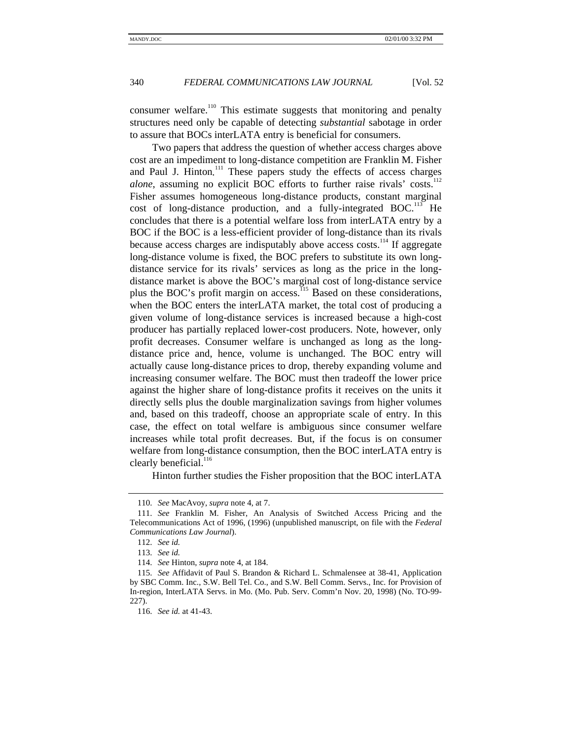consumer welfare.[110] This estimate suggests that monitoring and penalty structures need only be capable of detecting *substantial* sabotage in order to assure that BOCs interLATA entry is beneficial for consumers.

Two papers that address the question of whether access charges above cost are an impediment to long-distance competition are Franklin M. Fisher and Paul J. Hinton.[111] These papers study the effects of access charges *alone*, assuming no explicit BOC efforts to further raise rivals' costs.[112] Fisher assumes homogeneous long-distance products, constant marginal cost of long-distance production, and a fully-integrated BOC.[113] He concludes that there is a potential welfare loss from interLATA entry by a BOC if the BOC is a less-efficient provider of long-distance than its rivals because access charges are indisputably above access costs.[114] If aggregate long-distance volume is fixed, the BOC prefers to substitute its own long-distance service for its rivals' services as long as the price in the long-distance market is above the BOC's marginal cost of long-distance service plus the BOC's profit margin on access.[115] Based on these considerations, when the BOC enters the interLATA market, the total cost of producing a given volume of long-distance services is increased because a high-cost producer has partially replaced lower-cost producers. Note, however, only profit decreases. Consumer welfare is unchanged as long as the long-distance price and, hence, volume is unchanged. The BOC entry will actually cause long-distance prices to drop, thereby expanding volume and increasing consumer welfare. The BOC must then tradeoff the lower price against the higher share of long-distance profits it receives on the units it directly sells plus the double marginalization savings from higher volumes and, based on this tradeoff, choose an appropriate scale of entry. In this case, the effect on total welfare is ambiguous since consumer welfare increases while total profit decreases. But, if the focus is on consumer welfare from long-distance consumption, then the BOC interLATA entry is clearly beneficial.[116]

Hinton further studies the Fisher proposition that the BOC interLATA

---

110. *See* MacAvoy, *supra* note 4, at 7.

111. *See* Franklin M. Fisher, An Analysis of Switched Access Pricing and the Telecommunications Act of 1996, (1996) (unpublished manuscript, on file with the *Federal Communications Law Journal*).

112. *See id.*

113. *See id.*

114. *See* Hinton, *supra* note 4, at 184.

115. *See* Affidavit of Paul S. Brandon & Richard L. Schmalensee at 38-41, Application by SBC Comm. Inc., S.W. Bell Tel. Co., and S.W. Bell Comm. Servs., Inc. for Provision of In-region, InterLATA Servs. in Mo. (Mo. Pub. Serv. Comm'n Nov. 20, 1998) (No. TO-99-227).

116. *See id.* at 41-43.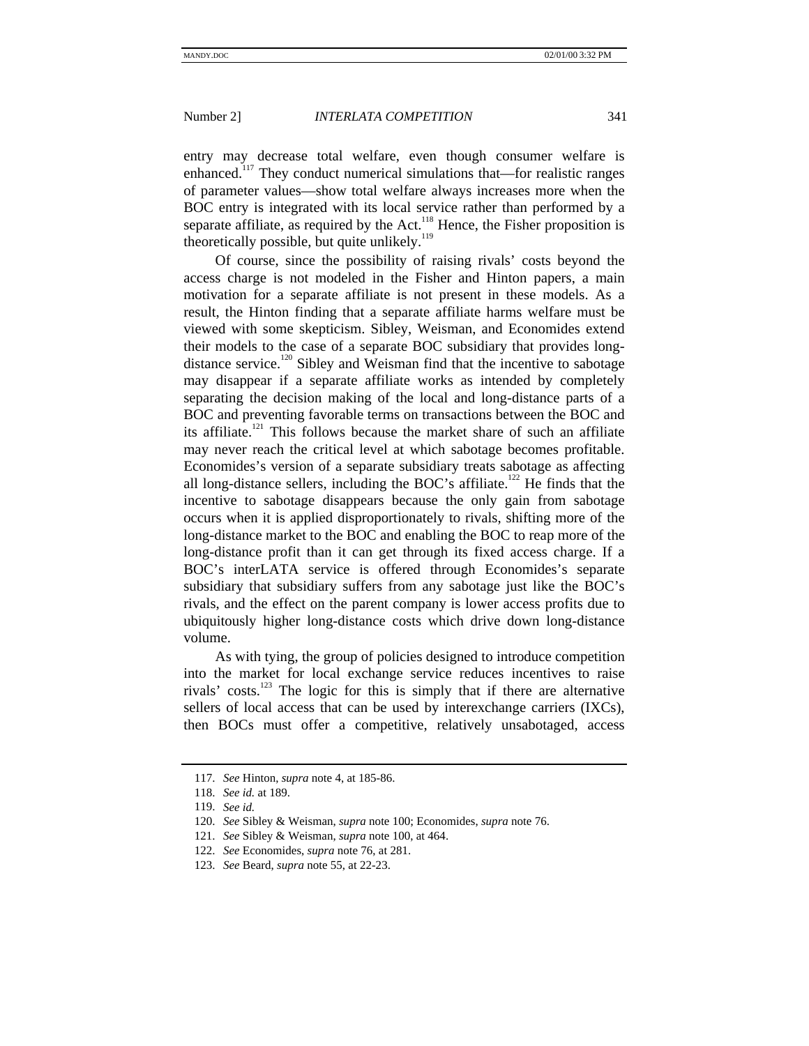entry may decrease total welfare, even though consumer welfare is enhanced.[117] They conduct numerical simulations that—for realistic ranges of parameter values—show total welfare always increases more when the BOC entry is integrated with its local service rather than performed by a separate affiliate, as required by the Act.[118] Hence, the Fisher proposition is theoretically possible, but quite unlikely.[119]

Of course, since the possibility of raising rivals' costs beyond the access charge is not modeled in the Fisher and Hinton papers, a main motivation for a separate affiliate is not present in these models. As a result, the Hinton finding that a separate affiliate harms welfare must be viewed with some skepticism. Sibley, Weisman, and Economides extend their models to the case of a separate BOC subsidiary that provides long-distance service.[120] Sibley and Weisman find that the incentive to sabotage may disappear if a separate affiliate works as intended by completely separating the decision making of the local and long-distance parts of a BOC and preventing favorable terms on transactions between the BOC and its affiliate.[121] This follows because the market share of such an affiliate may never reach the critical level at which sabotage becomes profitable. Economides's version of a separate subsidiary treats sabotage as affecting all long-distance sellers, including the BOC's affiliate.[122] He finds that the incentive to sabotage disappears because the only gain from sabotage occurs when it is applied disproportionately to rivals, shifting more of the long-distance market to the BOC and enabling the BOC to reap more of the long-distance profit than it can get through its fixed access charge. If a BOC's interLATA service is offered through Economides's separate subsidiary that subsidiary suffers from any sabotage just like the BOC's rivals, and the effect on the parent company is lower access profits due to ubiquitously higher long-distance costs which drive down long-distance volume.

As with tying, the group of policies designed to introduce competition into the market for local exchange service reduces incentives to raise rivals' costs.[123] The logic for this is simply that if there are alternative sellers of local access that can be used by interexchange carriers (IXCs), then BOCs must offer a competitive, relatively unsabotaged, access

---

117. *See* Hinton, *supra* note 4, at 185-86.

118. *See id.* at 189.

119. *See id.*

120. *See* Sibley & Weisman, *supra* note 100; Economides, *supra* note 76.

121. *See* Sibley & Weisman, *supra* note 100, at 464.

122. *See* Economides, *supra* note 76, at 281.

123. *See* Beard, *supra* note 55, at 22-23.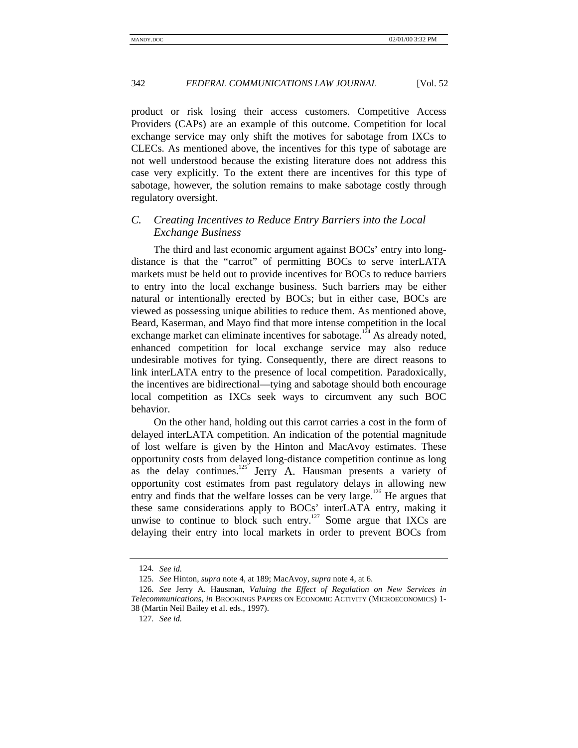product or risk losing their access customers. Competitive Access Providers (CAPs) are an example of this outcome. Competition for local exchange service may only shift the motives for sabotage from IXCs to CLECs. As mentioned above, the incentives for this type of sabotage are not well understood because the existing literature does not address this case very explicitly. To the extent there are incentives for this type of sabotage, however, the solution remains to make sabotage costly through regulatory oversight.

### C. *Creating Incentives to Reduce Entry Barriers into the Local Exchange Business*

The third and last economic argument against BOCs' entry into long-distance is that the "carrot" of permitting BOCs to serve interLATA markets must be held out to provide incentives for BOCs to reduce barriers to entry into the local exchange business. Such barriers may be either natural or intentionally erected by BOCs; but in either case, BOCs are viewed as possessing unique abilities to reduce them. As mentioned above, Beard, Kaserman, and Mayo find that more intense competition in the local exchange market can eliminate incentives for sabotage.[124] As already noted, enhanced competition for local exchange service may also reduce undesirable motives for tying. Consequently, there are direct reasons to link interLATA entry to the presence of local competition. Paradoxically, the incentives are bidirectional—tying and sabotage should both encourage local competition as IXCs seek ways to circumvent any such BOC behavior.

On the other hand, holding out this carrot carries a cost in the form of delayed interLATA competition. An indication of the potential magnitude of lost welfare is given by the Hinton and MacAvoy estimates. These opportunity costs from delayed long-distance competition continue as long as the delay continues.[125] Jerry A. Hausman presents a variety of opportunity cost estimates from past regulatory delays in allowing new entry and finds that the welfare losses can be very large.[126] He argues that these same considerations apply to BOCs' interLATA entry, making it unwise to continue to block such entry.[127] Some argue that IXCs are delaying their entry into local markets in order to prevent BOCs from

---

124. *See id.*

125. *See* Hinton, *supra* note 4, at 189; MacAvoy, *supra* note 4, at 6.

126. *See* Jerry A. Hausman, *Valuing the Effect of Regulation on New Services in Telecommunications*, *in* BROOKINGS PAPERS ON ECONOMIC ACTIVITY (MICROECONOMICS) 1-38 (Martin Neil Bailey et al. eds., 1997).

127. *See id.*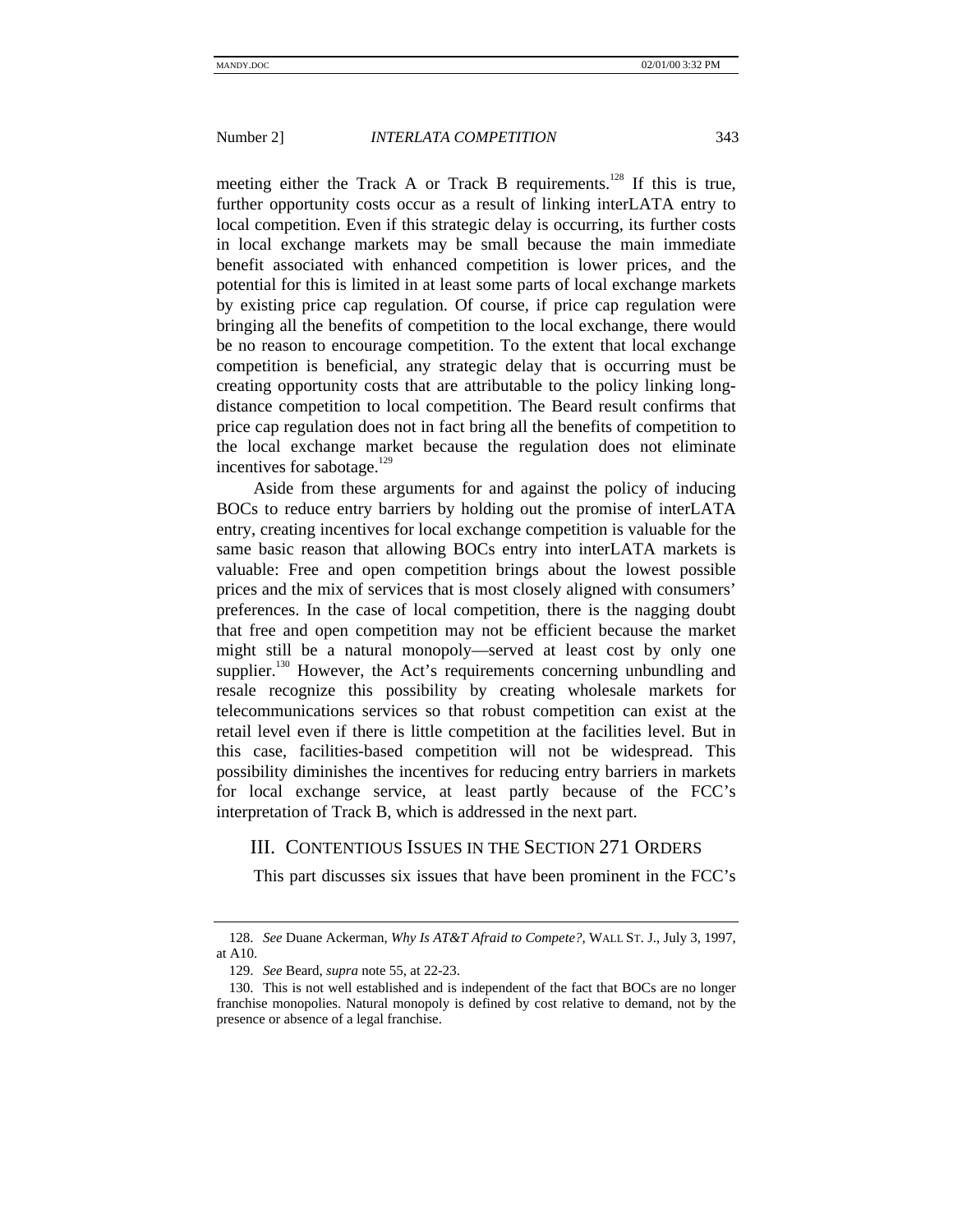meeting either the Track A or Track B requirements.[128] If this is true, further opportunity costs occur as a result of linking interLATA entry to local competition. Even if this strategic delay is occurring, its further costs in local exchange markets may be small because the main immediate benefit associated with enhanced competition is lower prices, and the potential for this is limited in at least some parts of local exchange markets by existing price cap regulation. Of course, if price cap regulation were bringing all the benefits of competition to the local exchange, there would be no reason to encourage competition. To the extent that local exchange competition is beneficial, any strategic delay that is occurring must be creating opportunity costs that are attributable to the policy linking long-distance competition to local competition. The Beard result confirms that price cap regulation does not in fact bring all the benefits of competition to the local exchange market because the regulation does not eliminate incentives for sabotage.[129]

Aside from these arguments for and against the policy of inducing BOCs to reduce entry barriers by holding out the promise of interLATA entry, creating incentives for local exchange competition is valuable for the same basic reason that allowing BOCs entry into interLATA markets is valuable: Free and open competition brings about the lowest possible prices and the mix of services that is most closely aligned with consumers' preferences. In the case of local competition, there is the nagging doubt that free and open competition may not be efficient because the market might still be a natural monopoly—served at least cost by only one supplier.[130] However, the Act's requirements concerning unbundling and resale recognize this possibility by creating wholesale markets for telecommunications services so that robust competition can exist at the retail level even if there is little competition at the facilities level. But in this case, facilities-based competition will not be widespread. This possibility diminishes the incentives for reducing entry barriers in markets for local exchange service, at least partly because of the FCC's interpretation of Track B, which is addressed in the next part.

## III. CONTENTIOUS ISSUES IN THE SECTION 271 ORDERS

This part discusses six issues that have been prominent in the FCC's

---

128. *See* Duane Ackerman, *Why Is AT&T Afraid to Compete?*, WALL ST. J., July 3, 1997, at A10.

129. *See* Beard, *supra* note 55, at 22-23.

130. This is not well established and is independent of the fact that BOCs are no longer franchise monopolies. Natural monopoly is defined by cost relative to demand, not by the presence or absence of a legal franchise.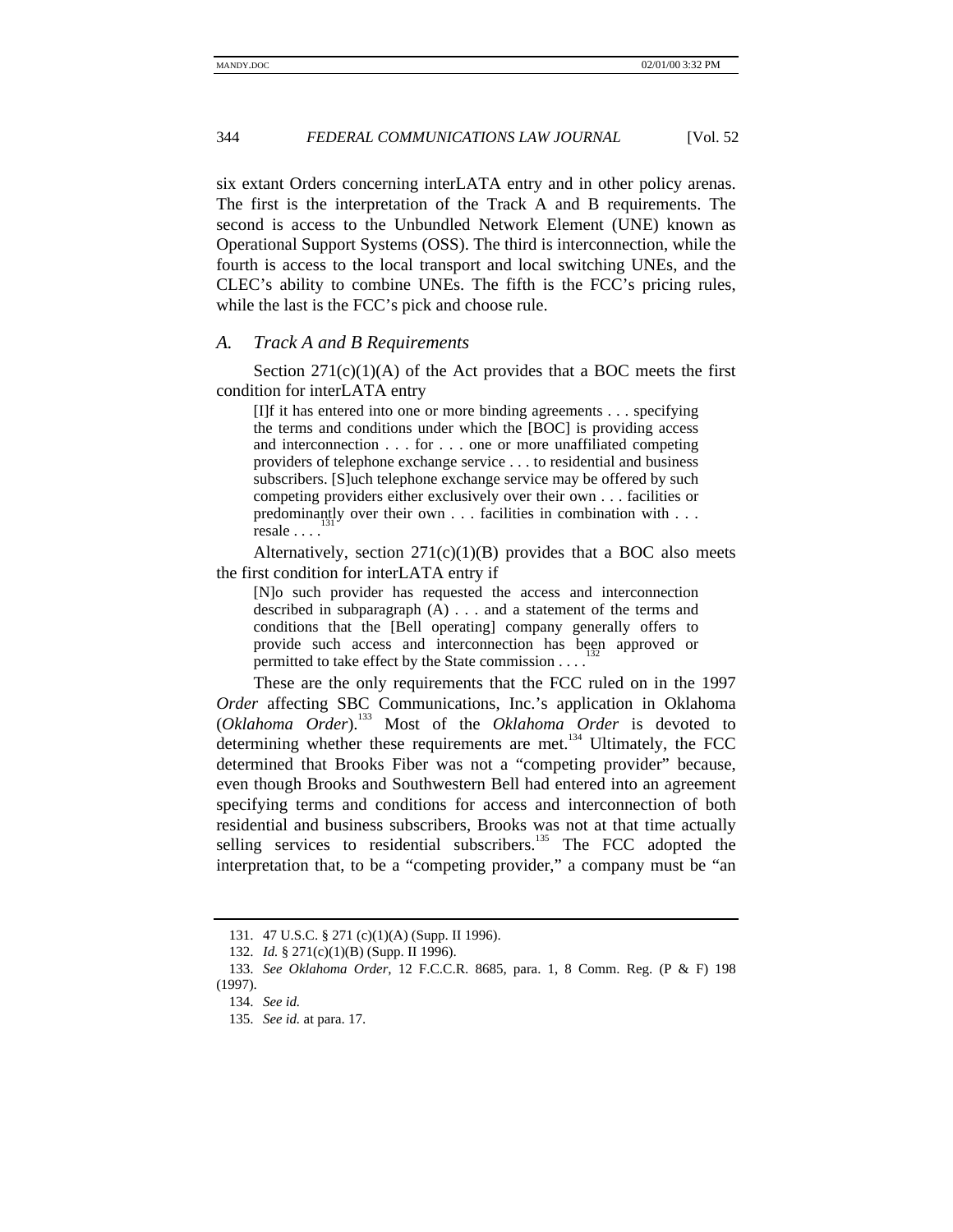six extant Orders concerning interLATA entry and in other policy arenas. The first is the interpretation of the Track A and B requirements. The second is access to the Unbundled Network Element (UNE) known as Operational Support Systems (OSS). The third is interconnection, while the fourth is access to the local transport and local switching UNEs, and the CLEC's ability to combine UNEs. The fifth is the FCC's pricing rules, while the last is the FCC's pick and choose rule.

### *A. Track A and B Requirements*

Section 271(c)(1)(A) of the Act provides that a BOC meets the first condition for interLATA entry

> [I]f it has entered into one or more binding agreements . . . specifying the terms and conditions under which the [BOC] is providing access and interconnection . . . for . . . one or more unaffiliated competing providers of telephone exchange service . . . to residential and business subscribers. [S]uch telephone exchange service may be offered by such competing providers either exclusively over their own . . . facilities or predominantly over their own . . . facilities in combination with . . . resale . . . .[131]

Alternatively, section 271(c)(1)(B) provides that a BOC also meets the first condition for interLATA entry if

> [N]o such provider has requested the access and interconnection described in subparagraph (A) . . . and a statement of the terms and conditions that the [Bell operating] company generally offers to provide such access and interconnection has been approved or permitted to take effect by the State commission . . . .[132]

These are the only requirements that the FCC ruled on in the 1997 *Order* affecting SBC Communications, Inc.'s application in Oklahoma (*Oklahoma Order*).[133] Most of the *Oklahoma Order* is devoted to determining whether these requirements are met.[134] Ultimately, the FCC determined that Brooks Fiber was not a "competing provider" because, even though Brooks and Southwestern Bell had entered into an agreement specifying terms and conditions for access and interconnection of both residential and business subscribers, Brooks was not at that time actually selling services to residential subscribers.[135] The FCC adopted the interpretation that, to be a "competing provider," a company must be "an

---

131. 47 U.S.C. § 271 (c)(1)(A) (Supp. II 1996).

132. *Id.* § 271(c)(1)(B) (Supp. II 1996).

133. *See Oklahoma Order*, 12 F.C.C.R. 8685, para. 1, 8 Comm. Reg. (P & F) 198 (1997).

134. *See id.*

135. *See id.* at para. 17.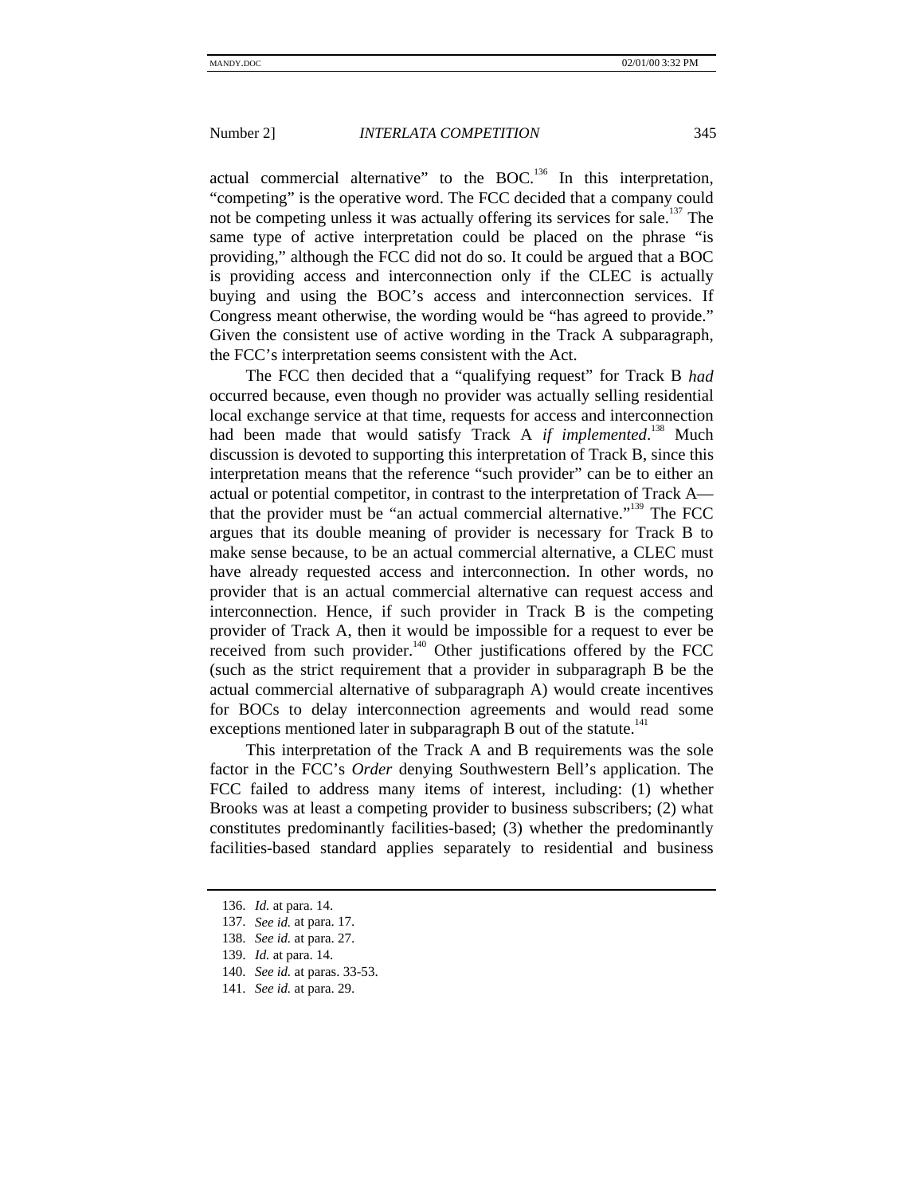actual commercial alternative" to the BOC.[136] In this interpretation, "competing" is the operative word. The FCC decided that a company could not be competing unless it was actually offering its services for sale.[137] The same type of active interpretation could be placed on the phrase "is providing," although the FCC did not do so. It could be argued that a BOC is providing access and interconnection only if the CLEC is actually buying and using the BOC's access and interconnection services. If Congress meant otherwise, the wording would be "has agreed to provide." Given the consistent use of active wording in the Track A subparagraph, the FCC's interpretation seems consistent with the Act.

The FCC then decided that a "qualifying request" for Track B *had* occurred because, even though no provider was actually selling residential local exchange service at that time, requests for access and interconnection had been made that would satisfy Track A *if implemented*.[138] Much discussion is devoted to supporting this interpretation of Track B, since this interpretation means that the reference "such provider" can be to either an actual or potential competitor, in contrast to the interpretation of Track A—that the provider must be "an actual commercial alternative."[139] The FCC argues that its double meaning of provider is necessary for Track B to make sense because, to be an actual commercial alternative, a CLEC must have already requested access and interconnection. In other words, no provider that is an actual commercial alternative can request access and interconnection. Hence, if such provider in Track B is the competing provider of Track A, then it would be impossible for a request to ever be received from such provider.[140] Other justifications offered by the FCC (such as the strict requirement that a provider in subparagraph B be the actual commercial alternative of subparagraph A) would create incentives for BOCs to delay interconnection agreements and would read some exceptions mentioned later in subparagraph B out of the statute.[141]

This interpretation of the Track A and B requirements was the sole factor in the FCC's *Order* denying Southwestern Bell's application. The FCC failed to address many items of interest, including: (1) whether Brooks was at least a competing provider to business subscribers; (2) what constitutes predominantly facilities-based; (3) whether the predominantly facilities-based standard applies separately to residential and business

136. *Id.* at para. 14.

137. *See id.* at para. 17.

138. *See id.* at para. 27.

139. *Id.* at para. 14.

140. *See id.* at paras. 33-53.

141. *See id.* at para. 29.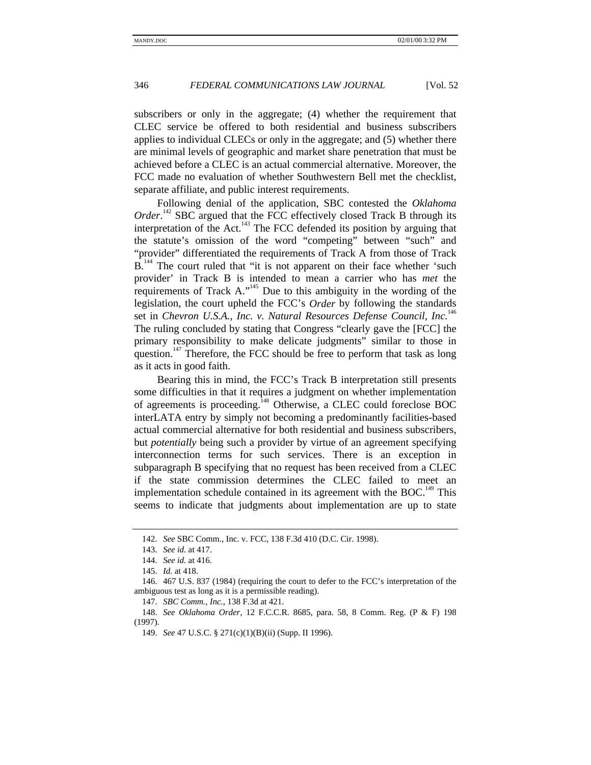subscribers or only in the aggregate; (4) whether the requirement that CLEC service be offered to both residential and business subscribers applies to individual CLECs or only in the aggregate; and (5) whether there are minimal levels of geographic and market share penetration that must be achieved before a CLEC is an actual commercial alternative. Moreover, the FCC made no evaluation of whether Southwestern Bell met the checklist, separate affiliate, and public interest requirements.

Following denial of the application, SBC contested the *Oklahoma Order*.[142] SBC argued that the FCC effectively closed Track B through its interpretation of the Act.[143] The FCC defended its position by arguing that the statute's omission of the word "competing" between "such" and "provider" differentiated the requirements of Track A from those of Track B.[144] The court ruled that "it is not apparent on their face whether 'such provider' in Track B is intended to mean a carrier who has *met* the requirements of Track A."[145] Due to this ambiguity in the wording of the legislation, the court upheld the FCC's *Order* by following the standards set in *Chevron U.S.A., Inc. v. Natural Resources Defense Council, Inc.*[146] The ruling concluded by stating that Congress "clearly gave the [FCC] the primary responsibility to make delicate judgments" similar to those in question.[147] Therefore, the FCC should be free to perform that task as long as it acts in good faith.

Bearing this in mind, the FCC's Track B interpretation still presents some difficulties in that it requires a judgment on whether implementation of agreements is proceeding.[148] Otherwise, a CLEC could foreclose BOC interLATA entry by simply not becoming a predominantly facilities-based actual commercial alternative for both residential and business subscribers, but *potentially* being such a provider by virtue of an agreement specifying interconnection terms for such services. There is an exception in subparagraph B specifying that no request has been received from a CLEC if the state commission determines the CLEC failed to meet an implementation schedule contained in its agreement with the BOC.[149] This seems to indicate that judgments about implementation are up to state

---

142. *See* SBC Comm., Inc. v. FCC, 138 F.3d 410 (D.C. Cir. 1998).

143. *See id.* at 417.

144. *See id.* at 416.

145. *Id.* at 418.

146. 467 U.S. 837 (1984) (requiring the court to defer to the FCC's interpretation of the ambiguous test as long as it is a permissible reading).

147. *SBC Comm., Inc.*, 138 F.3d at 421.

148. *See Oklahoma Order*, 12 F.C.C.R. 8685, para. 58, 8 Comm. Reg. (P & F) 198 (1997).

149. *See* 47 U.S.C. § 271(c)(1)(B)(ii) (Supp. II 1996).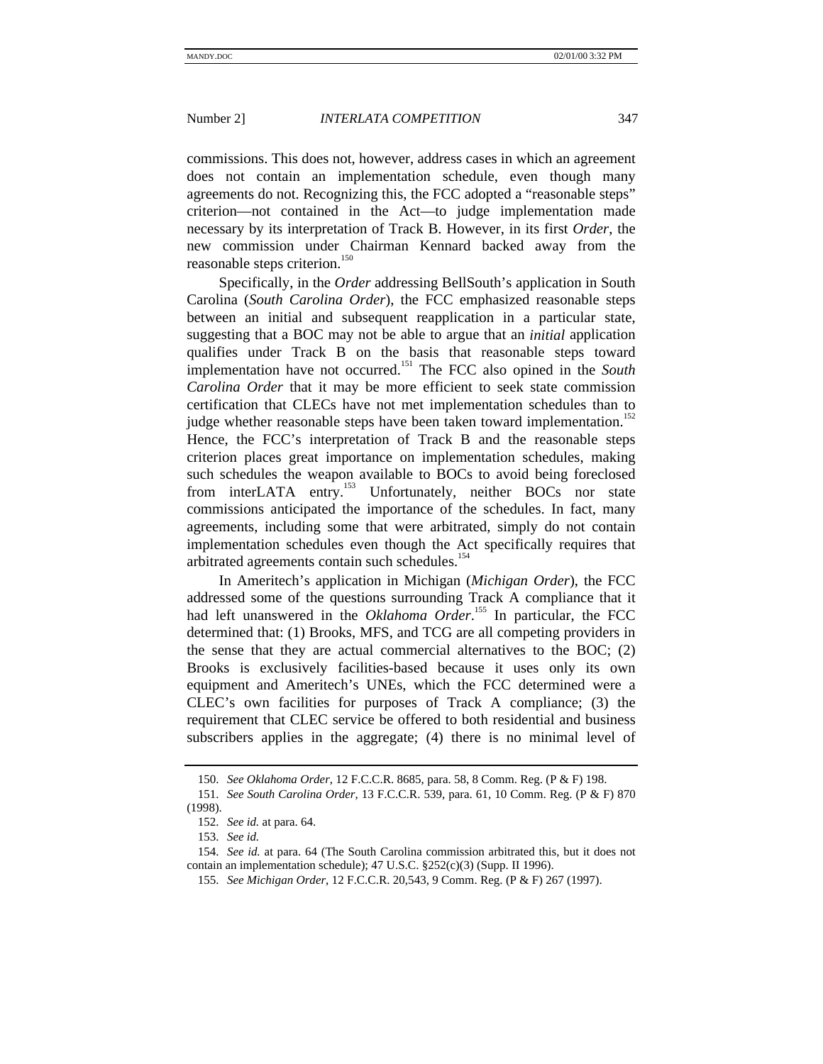commissions. This does not, however, address cases in which an agreement does not contain an implementation schedule, even though many agreements do not. Recognizing this, the FCC adopted a "reasonable steps" criterion—not contained in the Act—to judge implementation made necessary by its interpretation of Track B. However, in its first *Order*, the new commission under Chairman Kennard backed away from the reasonable steps criterion.[150]

Specifically, in the *Order* addressing BellSouth's application in South Carolina (*South Carolina Order*), the FCC emphasized reasonable steps between an initial and subsequent reapplication in a particular state, suggesting that a BOC may not be able to argue that an *initial* application qualifies under Track B on the basis that reasonable steps toward implementation have not occurred.[151] The FCC also opined in the *South Carolina Order* that it may be more efficient to seek state commission certification that CLECs have not met implementation schedules than to judge whether reasonable steps have been taken toward implementation.[152] Hence, the FCC's interpretation of Track B and the reasonable steps criterion places great importance on implementation schedules, making such schedules the weapon available to BOCs to avoid being foreclosed from interLATA entry.[153] Unfortunately, neither BOCs nor state commissions anticipated the importance of the schedules. In fact, many agreements, including some that were arbitrated, simply do not contain implementation schedules even though the Act specifically requires that arbitrated agreements contain such schedules.[154]

In Ameritech's application in Michigan (*Michigan Order*), the FCC addressed some of the questions surrounding Track A compliance that it had left unanswered in the *Oklahoma Order*.[155] In particular, the FCC determined that: (1) Brooks, MFS, and TCG are all competing providers in the sense that they are actual commercial alternatives to the BOC; (2) Brooks is exclusively facilities-based because it uses only its own equipment and Ameritech's UNEs, which the FCC determined were a CLEC's own facilities for purposes of Track A compliance; (3) the requirement that CLEC service be offered to both residential and business subscribers applies in the aggregate; (4) there is no minimal level of

---

150. *See Oklahoma Order*, 12 F.C.C.R. 8685, para. 58, 8 Comm. Reg. (P & F) 198.

151. *See South Carolina Order*, 13 F.C.C.R. 539, para. 61, 10 Comm. Reg. (P & F) 870 (1998).

152. *See id.* at para. 64.

153. *See id.*

154. *See id.* at para. 64 (The South Carolina commission arbitrated this, but it does not contain an implementation schedule); 47 U.S.C. §252(c)(3) (Supp. II 1996).

155. *See Michigan Order*, 12 F.C.C.R. 20,543, 9 Comm. Reg. (P & F) 267 (1997).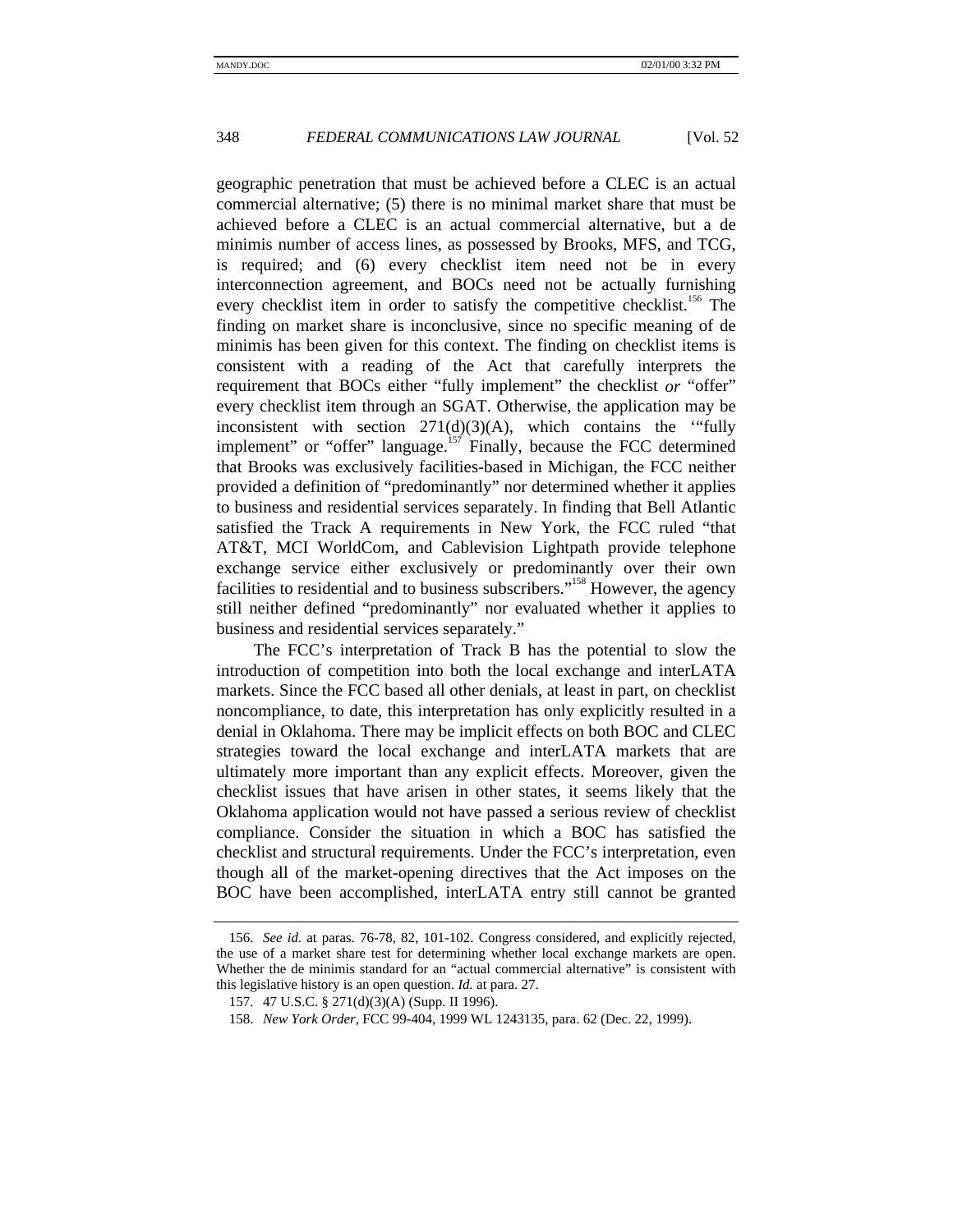geographic penetration that must be achieved before a CLEC is an actual commercial alternative; (5) there is no minimal market share that must be achieved before a CLEC is an actual commercial alternative, but a de minimis number of access lines, as possessed by Brooks, MFS, and TCG, is required; and (6) every checklist item need not be in every interconnection agreement, and BOCs need not be actually furnishing every checklist item in order to satisfy the competitive checklist.[156] The finding on market share is inconclusive, since no specific meaning of de minimis has been given for this context. The finding on checklist items is consistent with a reading of the Act that carefully interprets the requirement that BOCs either "fully implement" the checklist *or* "offer" every checklist item through an SGAT. Otherwise, the application may be inconsistent with section 271(d)(3)(A), which contains the '"fully implement" or "offer" language.[157] Finally, because the FCC determined that Brooks was exclusively facilities-based in Michigan, the FCC neither provided a definition of "predominantly" nor determined whether it applies to business and residential services separately. In finding that Bell Atlantic satisfied the Track A requirements in New York, the FCC ruled "that AT&T, MCI WorldCom, and Cablevision Lightpath provide telephone exchange service either exclusively or predominantly over their own facilities to residential and to business subscribers."[158] However, the agency still neither defined "predominantly" nor evaluated whether it applies to business and residential services separately."

The FCC's interpretation of Track B has the potential to slow the introduction of competition into both the local exchange and interLATA markets. Since the FCC based all other denials, at least in part, on checklist noncompliance, to date, this interpretation has only explicitly resulted in a denial in Oklahoma. There may be implicit effects on both BOC and CLEC strategies toward the local exchange and interLATA markets that are ultimately more important than any explicit effects. Moreover, given the checklist issues that have arisen in other states, it seems likely that the Oklahoma application would not have passed a serious review of checklist compliance. Consider the situation in which a BOC has satisfied the checklist and structural requirements. Under the FCC's interpretation, even though all of the market-opening directives that the Act imposes on the BOC have been accomplished, interLATA entry still cannot be granted

---

156. *See id.* at paras. 76-78, 82, 101-102. Congress considered, and explicitly rejected, the use of a market share test for determining whether local exchange markets are open. Whether the de minimis standard for an "actual commercial alternative" is consistent with this legislative history is an open question. *Id.* at para. 27.

157. 47 U.S.C. § 271(d)(3)(A) (Supp. II 1996).

158. *New York Order*, FCC 99-404, 1999 WL 1243135, para. 62 (Dec. 22, 1999).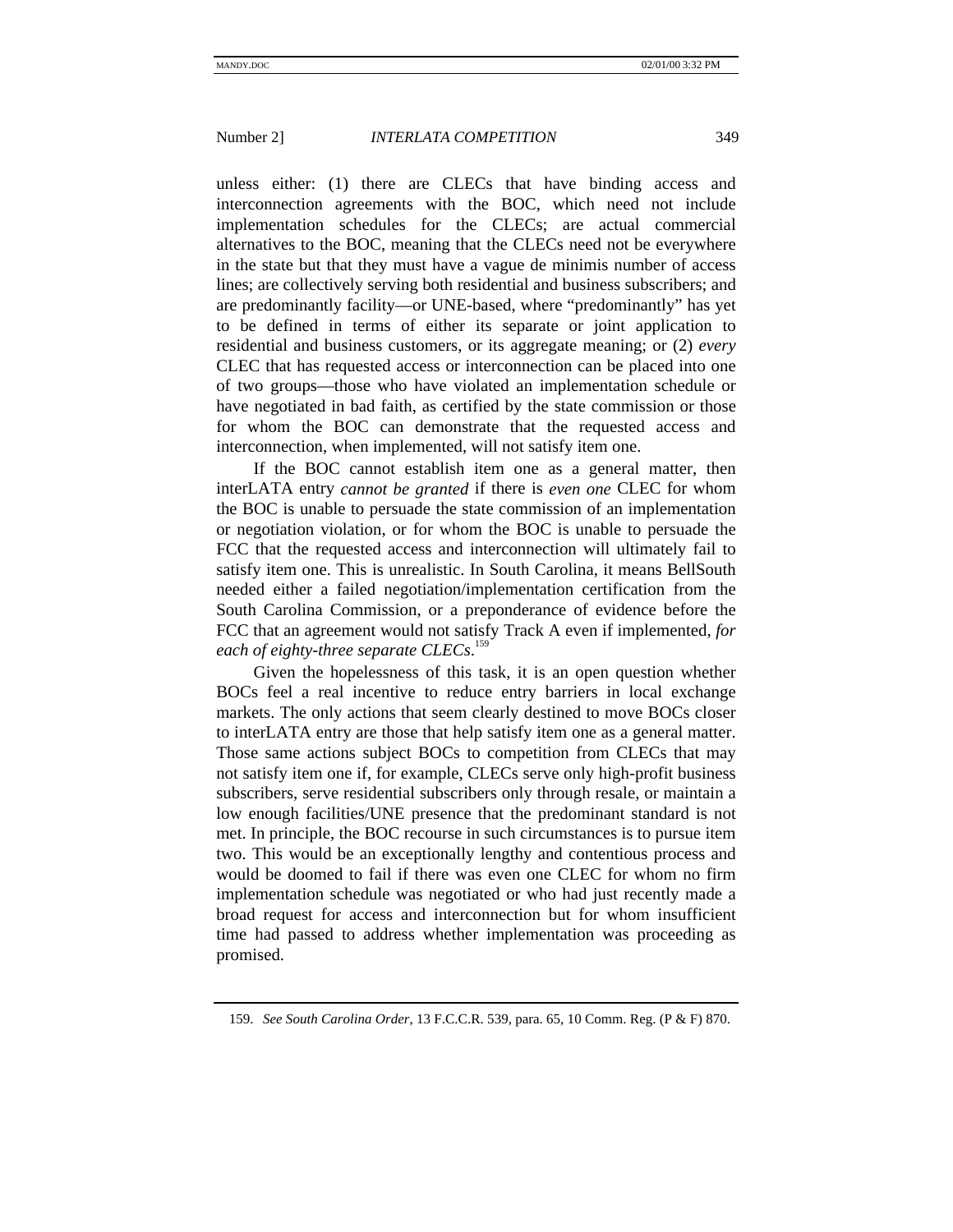unless either: (1) there are CLECs that have binding access and interconnection agreements with the BOC, which need not include implementation schedules for the CLECs; are actual commercial alternatives to the BOC, meaning that the CLECs need not be everywhere in the state but that they must have a vague de minimis number of access lines; are collectively serving both residential and business subscribers; and are predominantly facility—or UNE-based, where "predominantly" has yet to be defined in terms of either its separate or joint application to residential and business customers, or its aggregate meaning; or (2) *every* CLEC that has requested access or interconnection can be placed into one of two groups—those who have violated an implementation schedule or have negotiated in bad faith, as certified by the state commission or those for whom the BOC can demonstrate that the requested access and interconnection, when implemented, will not satisfy item one.

If the BOC cannot establish item one as a general matter, then interLATA entry *cannot be granted* if there is *even one* CLEC for whom the BOC is unable to persuade the state commission of an implementation or negotiation violation, or for whom the BOC is unable to persuade the FCC that the requested access and interconnection will ultimately fail to satisfy item one. This is unrealistic. In South Carolina, it means BellSouth needed either a failed negotiation/implementation certification from the South Carolina Commission, or a preponderance of evidence before the FCC that an agreement would not satisfy Track A even if implemented, *for each of eighty-three separate CLECs*.[159]

Given the hopelessness of this task, it is an open question whether BOCs feel a real incentive to reduce entry barriers in local exchange markets. The only actions that seem clearly destined to move BOCs closer to interLATA entry are those that help satisfy item one as a general matter. Those same actions subject BOCs to competition from CLECs that may not satisfy item one if, for example, CLECs serve only high-profit business subscribers, serve residential subscribers only through resale, or maintain a low enough facilities/UNE presence that the predominant standard is not met. In principle, the BOC recourse in such circumstances is to pursue item two. This would be an exceptionally lengthy and contentious process and would be doomed to fail if there was even one CLEC for whom no firm implementation schedule was negotiated or who had just recently made a broad request for access and interconnection but for whom insufficient time had passed to address whether implementation was proceeding as promised.

---

159. *See South Carolina Order*, 13 F.C.C.R. 539, para. 65, 10 Comm. Reg. (P & F) 870.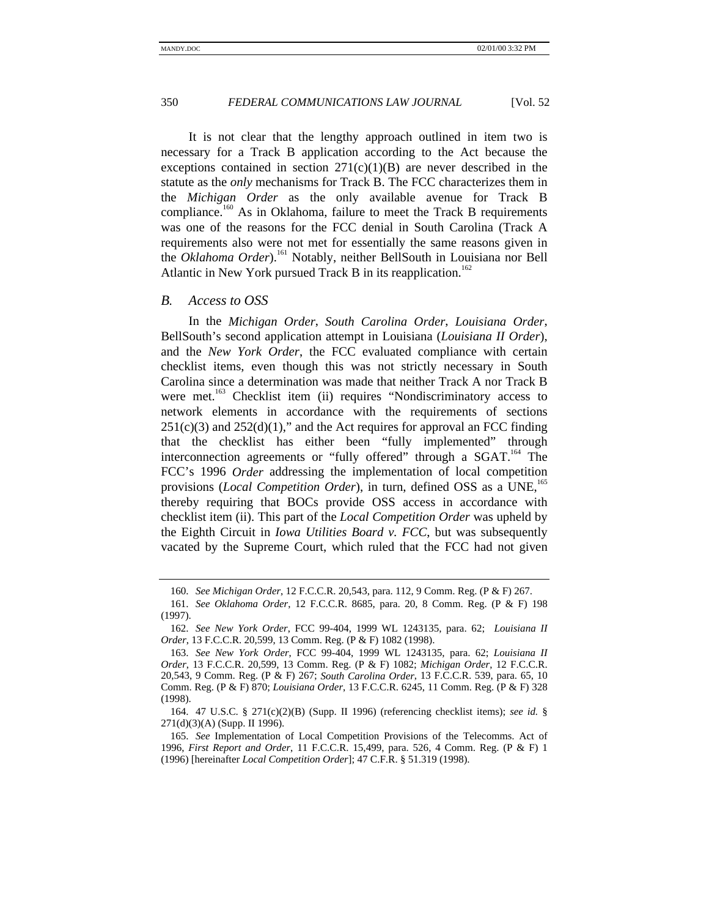It is not clear that the lengthy approach outlined in item two is necessary for a Track B application according to the Act because the exceptions contained in section 271(c)(1)(B) are never described in the statute as the *only* mechanisms for Track B. The FCC characterizes them in the *Michigan Order* as the only available avenue for Track B compliance.[160] As in Oklahoma, failure to meet the Track B requirements was one of the reasons for the FCC denial in South Carolina (Track A requirements also were not met for essentially the same reasons given in the *Oklahoma Order*).[161] Notably, neither BellSouth in Louisiana nor Bell Atlantic in New York pursued Track B in its reapplication.[162]

### *B. Access to OSS*

In the *Michigan Order*, *South Carolina Order*, *Louisiana Order*, BellSouth's second application attempt in Louisiana (*Louisiana II Order*), and the *New York Order*, the FCC evaluated compliance with certain checklist items, even though this was not strictly necessary in South Carolina since a determination was made that neither Track A nor Track B were met.[163] Checklist item (ii) requires "Nondiscriminatory access to network elements in accordance with the requirements of sections 251(c)(3) and 252(d)(1)," and the Act requires for approval an FCC finding that the checklist has either been "fully implemented" through interconnection agreements or "fully offered" through a SGAT.[164] The FCC's 1996 *Order* addressing the implementation of local competition provisions (*Local Competition Order*), in turn, defined OSS as a UNE,[165] thereby requiring that BOCs provide OSS access in accordance with checklist item (ii). This part of the *Local Competition Order* was upheld by the Eighth Circuit in *Iowa Utilities Board v. FCC*, but was subsequently vacated by the Supreme Court, which ruled that the FCC had not given

---

160. *See Michigan Order*, 12 F.C.C.R. 20,543, para. 112, 9 Comm. Reg. (P & F) 267.

161. *See Oklahoma Order*, 12 F.C.C.R. 8685, para. 20, 8 Comm. Reg. (P & F) 198 (1997).

162. *See New York Order*, FCC 99-404, 1999 WL 1243135, para. 62; *Louisiana II Order*, 13 F.C.C.R. 20,599, 13 Comm. Reg. (P & F) 1082 (1998).

163. *See New York Order*, FCC 99-404, 1999 WL 1243135, para. 62; *Louisiana II Order*, 13 F.C.C.R. 20,599, 13 Comm. Reg. (P & F) 1082; *Michigan Order*, 12 F.C.C.R. 20,543, 9 Comm. Reg. (P & F) 267; *South Carolina Order*, 13 F.C.C.R. 539, para. 65, 10 Comm. Reg. (P & F) 870; *Louisiana Order*, 13 F.C.C.R. 6245, 11 Comm. Reg. (P & F) 328 (1998).

164. 47 U.S.C. § 271(c)(2)(B) (Supp. II 1996) (referencing checklist items); *see id.* § 271(d)(3)(A) (Supp. II 1996).

165. *See* Implementation of Local Competition Provisions of the Telecomms. Act of 1996, *First Report and Order*, 11 F.C.C.R. 15,499, para. 526, 4 Comm. Reg. (P & F) 1 (1996) [hereinafter *Local Competition Order*]; 47 C.F.R. § 51.319 (1998).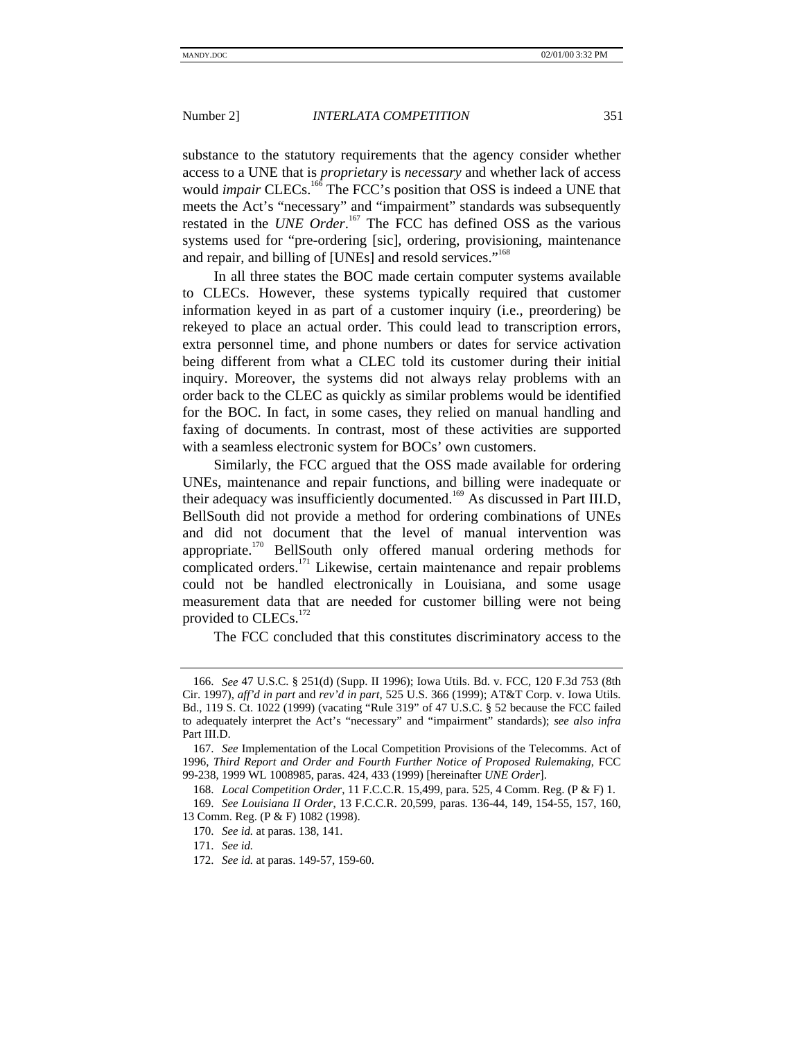substance to the statutory requirements that the agency consider whether access to a UNE that is *proprietary* is *necessary* and whether lack of access would *impair* CLECs.[166] The FCC's position that OSS is indeed a UNE that meets the Act's "necessary" and "impairment" standards was subsequently restated in the *UNE Order*.[167] The FCC has defined OSS as the various systems used for "pre-ordering [sic], ordering, provisioning, maintenance and repair, and billing of [UNEs] and resold services."[168]

In all three states the BOC made certain computer systems available to CLECs. However, these systems typically required that customer information keyed in as part of a customer inquiry (i.e., preordering) be rekeyed to place an actual order. This could lead to transcription errors, extra personnel time, and phone numbers or dates for service activation being different from what a CLEC told its customer during their initial inquiry. Moreover, the systems did not always relay problems with an order back to the CLEC as quickly as similar problems would be identified for the BOC. In fact, in some cases, they relied on manual handling and faxing of documents. In contrast, most of these activities are supported with a seamless electronic system for BOCs' own customers.

Similarly, the FCC argued that the OSS made available for ordering UNEs, maintenance and repair functions, and billing were inadequate or their adequacy was insufficiently documented.[169] As discussed in Part III.D, BellSouth did not provide a method for ordering combinations of UNEs and did not document that the level of manual intervention was appropriate.[170] BellSouth only offered manual ordering methods for complicated orders.[171] Likewise, certain maintenance and repair problems could not be handled electronically in Louisiana, and some usage measurement data that are needed for customer billing were not being provided to CLECs.[172]

The FCC concluded that this constitutes discriminatory access to the

---

166. *See* 47 U.S.C. § 251(d) (Supp. II 1996); Iowa Utils. Bd. v. FCC, 120 F.3d 753 (8th Cir. 1997), *aff'd in part* and *rev'd in part*, 525 U.S. 366 (1999); AT&T Corp. v. Iowa Utils. Bd., 119 S. Ct. 1022 (1999) (vacating "Rule 319" of 47 U.S.C. § 52 because the FCC failed to adequately interpret the Act's "necessary" and "impairment" standards); *see also infra* Part III.D.

167. *See* Implementation of the Local Competition Provisions of the Telecomms. Act of 1996, *Third Report and Order and Fourth Further Notice of Proposed Rulemaking*, FCC 99-238, 1999 WL 1008985, paras. 424, 433 (1999) [hereinafter *UNE Order*].

168. *Local Competition Order*, 11 F.C.C.R. 15,499, para. 525, 4 Comm. Reg. (P & F) 1.

169. *See Louisiana II Order*, 13 F.C.C.R. 20,599, paras. 136-44, 149, 154-55, 157, 160, 13 Comm. Reg. (P & F) 1082 (1998).

170. *See id.* at paras. 138, 141.

171. *See id.*

172. *See id.* at paras. 149-57, 159-60.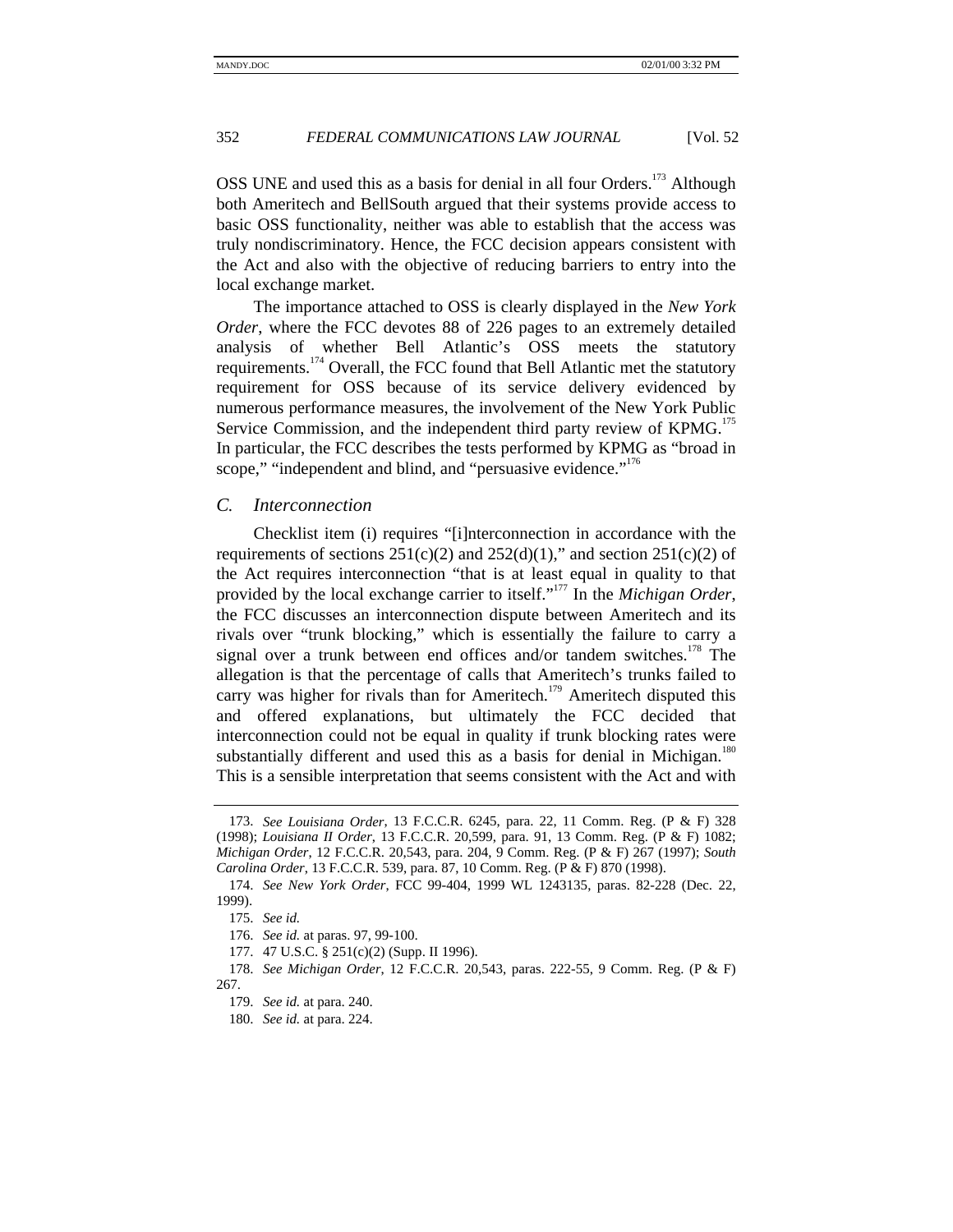OSS UNE and used this as a basis for denial in all four Orders.[173] Although both Ameritech and BellSouth argued that their systems provide access to basic OSS functionality, neither was able to establish that the access was truly nondiscriminatory. Hence, the FCC decision appears consistent with the Act and also with the objective of reducing barriers to entry into the local exchange market.

The importance attached to OSS is clearly displayed in the *New York Order*, where the FCC devotes 88 of 226 pages to an extremely detailed analysis of whether Bell Atlantic's OSS meets the statutory requirements.[174] Overall, the FCC found that Bell Atlantic met the statutory requirement for OSS because of its service delivery evidenced by numerous performance measures, the involvement of the New York Public Service Commission, and the independent third party review of KPMG.[175] In particular, the FCC describes the tests performed by KPMG as "broad in scope," "independent and blind, and "persuasive evidence."[176]

### *C. Interconnection*

Checklist item (i) requires "[i]nterconnection in accordance with the requirements of sections 251(c)(2) and 252(d)(1)," and section 251(c)(2) of the Act requires interconnection "that is at least equal in quality to that provided by the local exchange carrier to itself."[177] In the *Michigan Order*, the FCC discusses an interconnection dispute between Ameritech and its rivals over "trunk blocking," which is essentially the failure to carry a signal over a trunk between end offices and/or tandem switches.[178] The allegation is that the percentage of calls that Ameritech's trunks failed to carry was higher for rivals than for Ameritech.[179] Ameritech disputed this and offered explanations, but ultimately the FCC decided that interconnection could not be equal in quality if trunk blocking rates were substantially different and used this as a basis for denial in Michigan.[180] This is a sensible interpretation that seems consistent with the Act and with

---

173. *See Louisiana Order*, 13 F.C.C.R. 6245, para. 22, 11 Comm. Reg. (P & F) 328 (1998); *Louisiana II Order*, 13 F.C.C.R. 20,599, para. 91, 13 Comm. Reg. (P & F) 1082; *Michigan Order*, 12 F.C.C.R. 20,543, para. 204, 9 Comm. Reg. (P & F) 267 (1997); *South Carolina Order*, 13 F.C.C.R. 539, para. 87, 10 Comm. Reg. (P & F) 870 (1998).

174. *See New York Order*, FCC 99-404, 1999 WL 1243135, paras. 82-228 (Dec. 22, 1999).

175. *See id.*

176. *See id.* at paras. 97, 99-100.

177. 47 U.S.C. § 251(c)(2) (Supp. II 1996).

178. *See Michigan Order*, 12 F.C.C.R. 20,543, paras. 222-55, 9 Comm. Reg. (P & F) 267.

179. *See id.* at para. 240.

180. *See id.* at para. 224.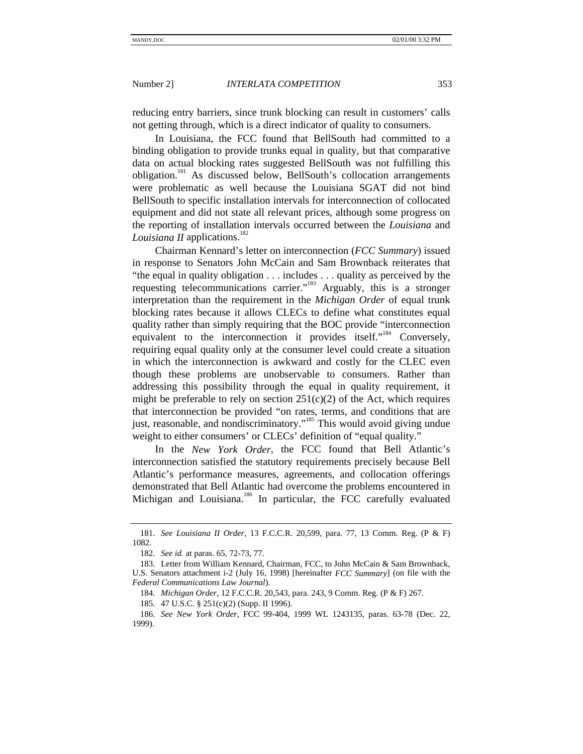reducing entry barriers, since trunk blocking can result in customers' calls not getting through, which is a direct indicator of quality to consumers.

In Louisiana, the FCC found that BellSouth had committed to a binding obligation to provide trunks equal in quality, but that comparative data on actual blocking rates suggested BellSouth was not fulfilling this obligation.[181] As discussed below, BellSouth's collocation arrangements were problematic as well because the Louisiana SGAT did not bind BellSouth to specific installation intervals for interconnection of collocated equipment and did not state all relevant prices, although some progress on the reporting of installation intervals occurred between the *Louisiana* and *Louisiana II* applications.[182]

Chairman Kennard's letter on interconnection (*FCC Summary*) issued in response to Senators John McCain and Sam Brownback reiterates that "the equal in quality obligation . . . includes . . . quality as perceived by the requesting telecommunications carrier."[183] Arguably, this is a stronger interpretation than the requirement in the *Michigan Order* of equal trunk blocking rates because it allows CLECs to define what constitutes equal quality rather than simply requiring that the BOC provide "interconnection equivalent to the interconnection it provides itself."[184] Conversely, requiring equal quality only at the consumer level could create a situation in which the interconnection is awkward and costly for the CLEC even though these problems are unobservable to consumers. Rather than addressing this possibility through the equal in quality requirement, it might be preferable to rely on section 251(c)(2) of the Act, which requires that interconnection be provided "on rates, terms, and conditions that are just, reasonable, and nondiscriminatory."[185] This would avoid giving undue weight to either consumers' or CLECs' definition of "equal quality."

In the *New York Order*, the FCC found that Bell Atlantic's interconnection satisfied the statutory requirements precisely because Bell Atlantic's performance measures, agreements, and collocation offerings demonstrated that Bell Atlantic had overcome the problems encountered in Michigan and Louisiana.[186] In particular, the FCC carefully evaluated

---

181. *See Louisiana II Order*, 13 F.C.C.R. 20,599, para. 77, 13 Comm. Reg. (P & F) 1082.

182. *See id.* at paras. 65, 72-73, 77.

183. Letter from William Kennard, Chairman, FCC, to John McCain & Sam Brownback, U.S. Senators attachment i-2 (July 16, 1998) [hereinafter *FCC Summary*] (on file with the *Federal Communications Law Journal*).

184. *Michigan Order*, 12 F.C.C.R. 20,543, para. 243, 9 Comm. Reg. (P & F) 267.

185. 47 U.S.C. § 251(c)(2) (Supp. II 1996).

186. *See New York Order*, FCC 99-404, 1999 WL 1243135, paras. 63-78 (Dec. 22, 1999).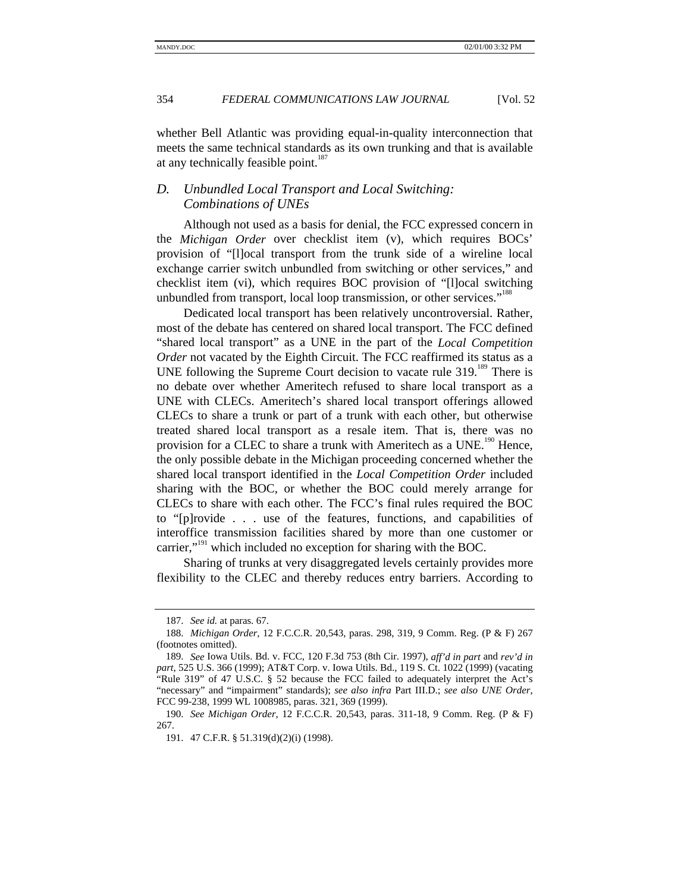whether Bell Atlantic was providing equal-in-quality interconnection that meets the same technical standards as its own trunking and that is available at any technically feasible point.[187]

### *D. Unbundled Local Transport and Local Switching: Combinations of UNEs*

Although not used as a basis for denial, the FCC expressed concern in the *Michigan Order* over checklist item (v), which requires BOCs' provision of "[l]ocal transport from the trunk side of a wireline local exchange carrier switch unbundled from switching or other services," and checklist item (vi), which requires BOC provision of "[l]ocal switching unbundled from transport, local loop transmission, or other services."[188]

Dedicated local transport has been relatively uncontroversial. Rather, most of the debate has centered on shared local transport. The FCC defined "shared local transport" as a UNE in the part of the *Local Competition Order* not vacated by the Eighth Circuit. The FCC reaffirmed its status as a UNE following the Supreme Court decision to vacate rule 319.[189] There is no debate over whether Ameritech refused to share local transport as a UNE with CLECs. Ameritech's shared local transport offerings allowed CLECs to share a trunk or part of a trunk with each other, but otherwise treated shared local transport as a resale item. That is, there was no provision for a CLEC to share a trunk with Ameritech as a UNE.[190] Hence, the only possible debate in the Michigan proceeding concerned whether the shared local transport identified in the *Local Competition Order* included sharing with the BOC, or whether the BOC could merely arrange for CLECs to share with each other. The FCC's final rules required the BOC to "[p]rovide . . . use of the features, functions, and capabilities of interoffice transmission facilities shared by more than one customer or carrier,"[191] which included no exception for sharing with the BOC.

Sharing of trunks at very disaggregated levels certainly provides more flexibility to the CLEC and thereby reduces entry barriers. According to

---

187. *See id.* at paras. 67.

188. *Michigan Order*, 12 F.C.C.R. 20,543, paras. 298, 319, 9 Comm. Reg. (P & F) 267 (footnotes omitted).

189. *See* Iowa Utils. Bd. v. FCC, 120 F.3d 753 (8th Cir. 1997), *aff'd in part* and *rev'd in part*, 525 U.S. 366 (1999); AT&T Corp. v. Iowa Utils. Bd., 119 S. Ct. 1022 (1999) (vacating "Rule 319" of 47 U.S.C. § 52 because the FCC failed to adequately interpret the Act's "necessary" and "impairment" standards); *see also infra* Part III.D.; *see also UNE Order*, FCC 99-238, 1999 WL 1008985, paras. 321, 369 (1999).

190. *See Michigan Order*, 12 F.C.C.R. 20,543, paras. 311-18, 9 Comm. Reg. (P & F) 267.

191. 47 C.F.R. § 51.319(d)(2)(i) (1998).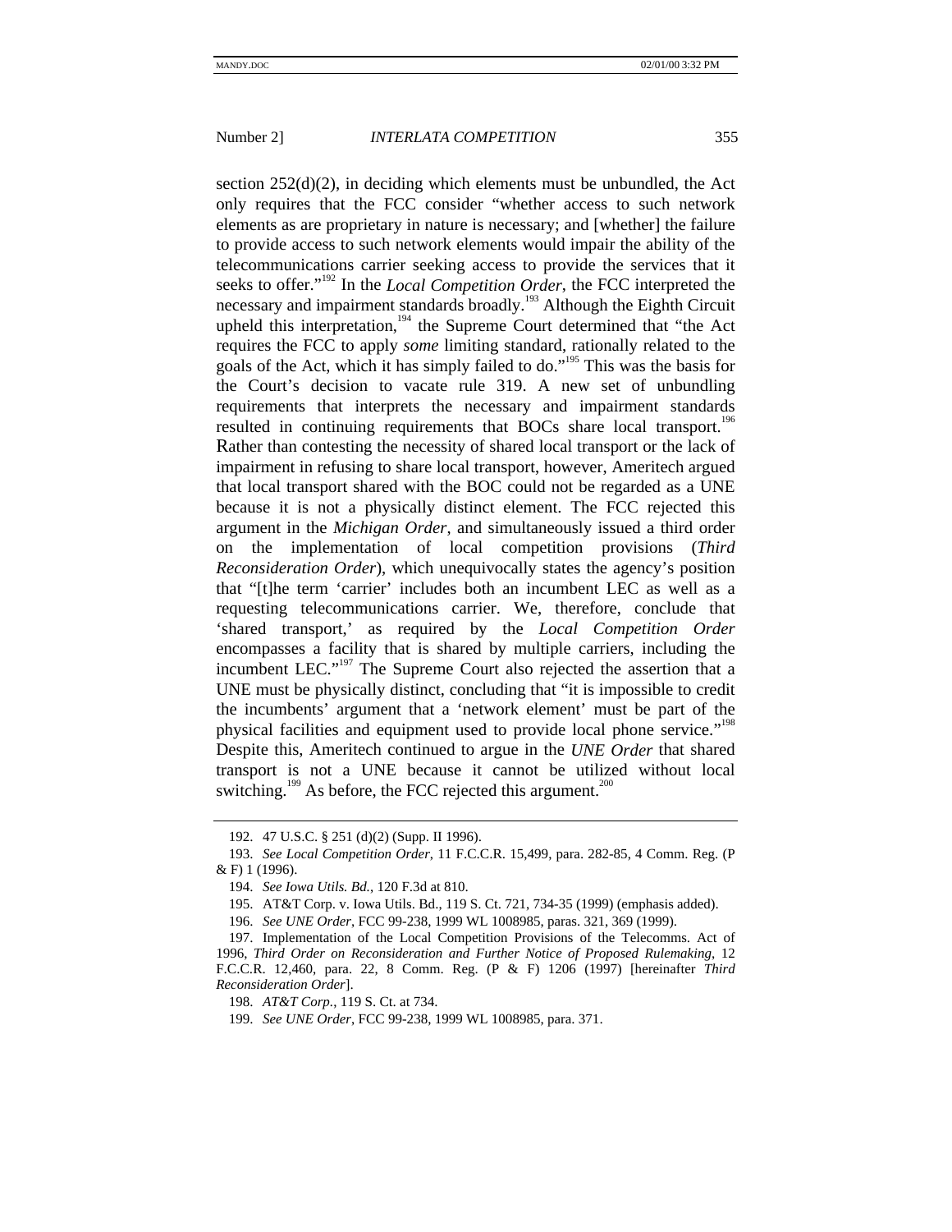section 252(d)(2), in deciding which elements must be unbundled, the Act only requires that the FCC consider "whether access to such network elements as are proprietary in nature is necessary; and [whether] the failure to provide access to such network elements would impair the ability of the telecommunications carrier seeking access to provide the services that it seeks to offer."[192] In the *Local Competition Order*, the FCC interpreted the necessary and impairment standards broadly.[193] Although the Eighth Circuit upheld this interpretation,[194] the Supreme Court determined that "the Act requires the FCC to apply *some* limiting standard, rationally related to the goals of the Act, which it has simply failed to do."[195] This was the basis for the Court's decision to vacate rule 319. A new set of unbundling requirements that interprets the necessary and impairment standards resulted in continuing requirements that BOCs share local transport.[196] Rather than contesting the necessity of shared local transport or the lack of impairment in refusing to share local transport, however, Ameritech argued that local transport shared with the BOC could not be regarded as a UNE because it is not a physically distinct element. The FCC rejected this argument in the *Michigan Order*, and simultaneously issued a third order on the implementation of local competition provisions (*Third Reconsideration Order*), which unequivocally states the agency's position that "[t]he term 'carrier' includes both an incumbent LEC as well as a requesting telecommunications carrier. We, therefore, conclude that 'shared transport,' as required by the *Local Competition Order* encompasses a facility that is shared by multiple carriers, including the incumbent LEC."[197] The Supreme Court also rejected the assertion that a UNE must be physically distinct, concluding that "it is impossible to credit the incumbents' argument that a 'network element' must be part of the physical facilities and equipment used to provide local phone service."[198] Despite this, Ameritech continued to argue in the *UNE Order* that shared transport is not a UNE because it cannot be utilized without local switching.[199] As before, the FCC rejected this argument.[200]

---

192. 47 U.S.C. § 251 (d)(2) (Supp. II 1996).

193. *See Local Competition Order*, 11 F.C.C.R. 15,499, para. 282-85, 4 Comm. Reg. (P & F) 1 (1996).

194. *See Iowa Utils. Bd.*, 120 F.3d at 810.

195. AT&T Corp. v. Iowa Utils. Bd., 119 S. Ct. 721, 734-35 (1999) (emphasis added).

196. *See UNE Order*, FCC 99-238, 1999 WL 1008985, paras. 321, 369 (1999).

197. Implementation of the Local Competition Provisions of the Telecomms. Act of 1996, *Third Order on Reconsideration and Further Notice of Proposed Rulemaking*, 12 F.C.C.R. 12,460, para. 22, 8 Comm. Reg. (P & F) 1206 (1997) [hereinafter *Third Reconsideration Order*].

198. *AT&T Corp.*, 119 S. Ct. at 734.

199. *See UNE Order*, FCC 99-238, 1999 WL 1008985, para. 371.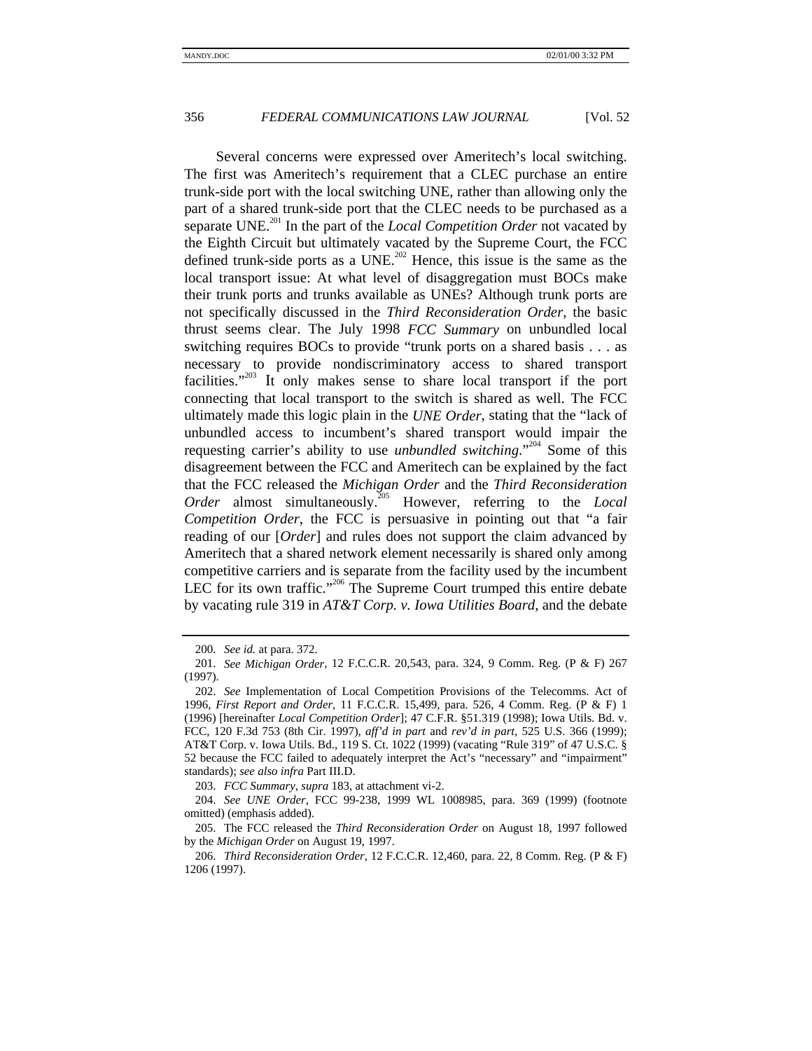Several concerns were expressed over Ameritech's local switching. The first was Ameritech's requirement that a CLEC purchase an entire trunk-side port with the local switching UNE, rather than allowing only the part of a shared trunk-side port that the CLEC needs to be purchased as a separate UNE.[201] In the part of the *Local Competition Order* not vacated by the Eighth Circuit but ultimately vacated by the Supreme Court, the FCC defined trunk-side ports as a UNE.[202] Hence, this issue is the same as the local transport issue: At what level of disaggregation must BOCs make their trunk ports and trunks available as UNEs? Although trunk ports are not specifically discussed in the *Third Reconsideration Order*, the basic thrust seems clear. The July 1998 *FCC Summary* on unbundled local switching requires BOCs to provide "trunk ports on a shared basis . . . as necessary to provide nondiscriminatory access to shared transport facilities."[203] It only makes sense to share local transport if the port connecting that local transport to the switch is shared as well. The FCC ultimately made this logic plain in the *UNE Order*, stating that the "lack of unbundled access to incumbent's shared transport would impair the requesting carrier's ability to use *unbundled switching*."[204] Some of this disagreement between the FCC and Ameritech can be explained by the fact that the FCC released the *Michigan Order* and the *Third Reconsideration Order* almost simultaneously.[205] However, referring to the *Local Competition Order*, the FCC is persuasive in pointing out that "a fair reading of our [*Order*] and rules does not support the claim advanced by Ameritech that a shared network element necessarily is shared only among competitive carriers and is separate from the facility used by the incumbent LEC for its own traffic."[206] The Supreme Court trumped this entire debate by vacating rule 319 in *AT&T Corp. v. Iowa Utilities Board*, and the debate

---

200. *See id.* at para. 372.

201. *See Michigan Order*, 12 F.C.C.R. 20,543, para. 324, 9 Comm. Reg. (P & F) 267 (1997).

202. *See* Implementation of Local Competition Provisions of the Telecomms. Act of 1996, *First Report and Order*, 11 F.C.C.R. 15,499, para. 526, 4 Comm. Reg. (P & F) 1 (1996) [hereinafter *Local Competition Order*]; 47 C.F.R. §51.319 (1998); Iowa Utils. Bd. v. FCC, 120 F.3d 753 (8th Cir. 1997), *aff'd in part* and *rev'd in part*, 525 U.S. 366 (1999); AT&T Corp. v. Iowa Utils. Bd., 119 S. Ct. 1022 (1999) (vacating "Rule 319" of 47 U.S.C. § 52 because the FCC failed to adequately interpret the Act's "necessary" and "impairment" standards); *see also infra* Part III.D.

203. *FCC Summary*, *supra* 183, at attachment vi-2.

204. *See UNE Order*, FCC 99-238, 1999 WL 1008985, para. 369 (1999) (footnote omitted) (emphasis added).

205. The FCC released the *Third Reconsideration Order* on August 18, 1997 followed by the *Michigan Order* on August 19, 1997.

206. *Third Reconsideration Order*, 12 F.C.C.R. 12,460, para. 22, 8 Comm. Reg. (P & F) 1206 (1997).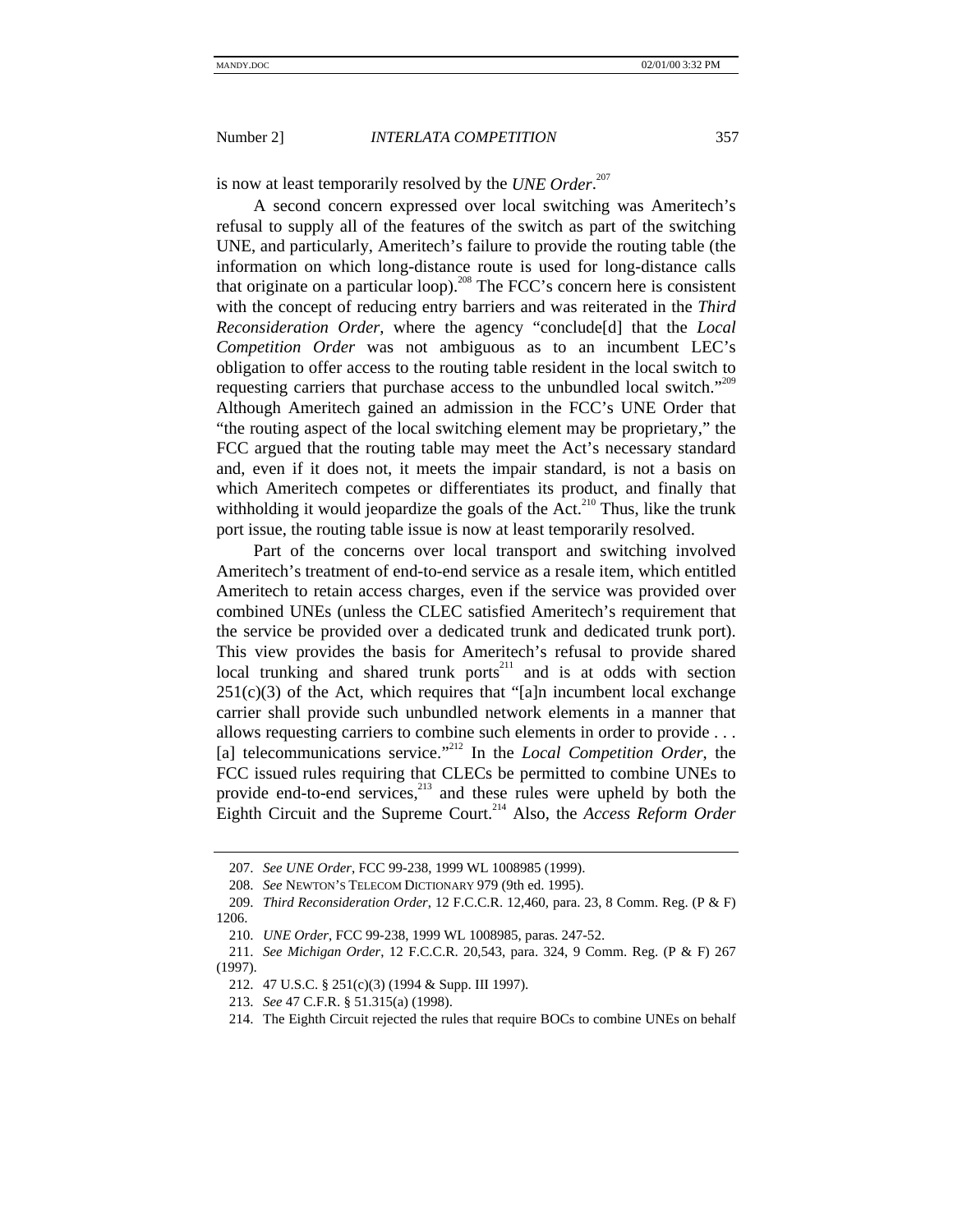is now at least temporarily resolved by the *UNE Order*.[207]

A second concern expressed over local switching was Ameritech's refusal to supply all of the features of the switch as part of the switching UNE, and particularly, Ameritech's failure to provide the routing table (the information on which long-distance route is used for long-distance calls that originate on a particular loop).[208] The FCC's concern here is consistent with the concept of reducing entry barriers and was reiterated in the *Third Reconsideration Order*, where the agency "conclude[d] that the *Local Competition Order* was not ambiguous as to an incumbent LEC's obligation to offer access to the routing table resident in the local switch to requesting carriers that purchase access to the unbundled local switch."[209] Although Ameritech gained an admission in the FCC's UNE Order that "the routing aspect of the local switching element may be proprietary," the FCC argued that the routing table may meet the Act's necessary standard and, even if it does not, it meets the impair standard, is not a basis on which Ameritech competes or differentiates its product, and finally that withholding it would jeopardize the goals of the Act.[210] Thus, like the trunk port issue, the routing table issue is now at least temporarily resolved.

Part of the concerns over local transport and switching involved Ameritech's treatment of end-to-end service as a resale item, which entitled Ameritech to retain access charges, even if the service was provided over combined UNEs (unless the CLEC satisfied Ameritech's requirement that the service be provided over a dedicated trunk and dedicated trunk port). This view provides the basis for Ameritech's refusal to provide shared local trunking and shared trunk ports[211] and is at odds with section 251(c)(3) of the Act, which requires that "[a]n incumbent local exchange carrier shall provide such unbundled network elements in a manner that allows requesting carriers to combine such elements in order to provide . . . [a] telecommunications service."[212] In the *Local Competition Order*, the FCC issued rules requiring that CLECs be permitted to combine UNEs to provide end-to-end services,[213] and these rules were upheld by both the Eighth Circuit and the Supreme Court.[214] Also, the *Access Reform Order*

---

207. *See UNE Order*, FCC 99-238, 1999 WL 1008985 (1999).

208. *See* NEWTON'S TELECOM DICTIONARY 979 (9th ed. 1995).

209. *Third Reconsideration Order*, 12 F.C.C.R. 12,460, para. 23, 8 Comm. Reg. (P & F) 1206.

210. *UNE Order*, FCC 99-238, 1999 WL 1008985, paras. 247-52.

211. *See Michigan Order*, 12 F.C.C.R. 20,543, para. 324, 9 Comm. Reg. (P & F) 267 (1997).

212. 47 U.S.C. § 251(c)(3) (1994 & Supp. III 1997).

213. *See* 47 C.F.R. § 51.315(a) (1998).

214. The Eighth Circuit rejected the rules that require BOCs to combine UNEs on behalf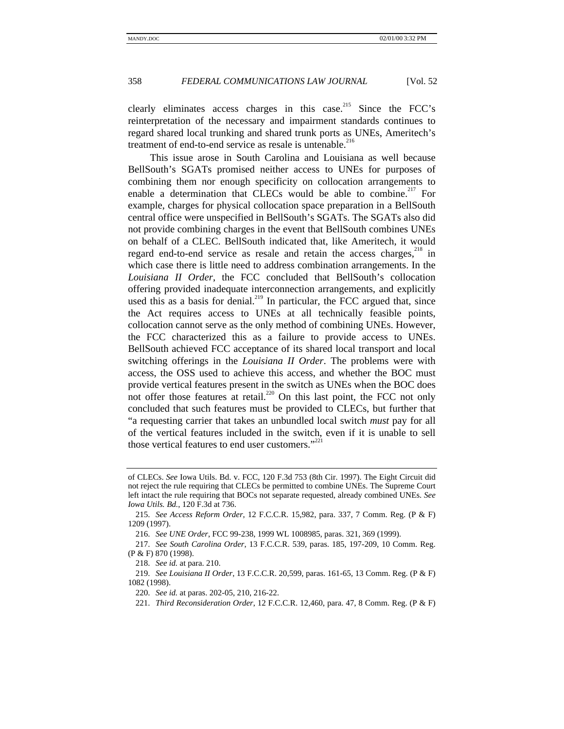clearly eliminates access charges in this case.[215] Since the FCC's reinterpretation of the necessary and impairment standards continues to regard shared local trunking and shared trunk ports as UNEs, Ameritech's treatment of end-to-end service as resale is untenable.[216]

This issue arose in South Carolina and Louisiana as well because BellSouth's SGATs promised neither access to UNEs for purposes of combining them nor enough specificity on collocation arrangements to enable a determination that CLECs would be able to combine.[217] For example, charges for physical collocation space preparation in a BellSouth central office were unspecified in BellSouth's SGATs. The SGATs also did not provide combining charges in the event that BellSouth combines UNEs on behalf of a CLEC. BellSouth indicated that, like Ameritech, it would regard end-to-end service as resale and retain the access charges,[218] in which case there is little need to address combination arrangements. In the *Louisiana II Order*, the FCC concluded that BellSouth's collocation offering provided inadequate interconnection arrangements, and explicitly used this as a basis for denial.[219] In particular, the FCC argued that, since the Act requires access to UNEs at all technically feasible points, collocation cannot serve as the only method of combining UNEs. However, the FCC characterized this as a failure to provide access to UNEs. BellSouth achieved FCC acceptance of its shared local transport and local switching offerings in the *Louisiana II Order*. The problems were with access, the OSS used to achieve this access, and whether the BOC must provide vertical features present in the switch as UNEs when the BOC does not offer those features at retail.[220] On this last point, the FCC not only concluded that such features must be provided to CLECs, but further that "a requesting carrier that takes an unbundled local switch *must* pay for all of the vertical features included in the switch, even if it is unable to sell those vertical features to end user customers."[221]

---

of CLECs. *See* Iowa Utils. Bd. v. FCC, 120 F.3d 753 (8th Cir. 1997). The Eight Circuit did not reject the rule requiring that CLECs be permitted to combine UNEs. The Supreme Court left intact the rule requiring that BOCs not separate requested, already combined UNEs. *See Iowa Utils. Bd.*, 120 F.3d at 736.

215. *See Access Reform Order*, 12 F.C.C.R. 15,982, para. 337, 7 Comm. Reg. (P & F) 1209 (1997).

216. *See UNE Order*, FCC 99-238, 1999 WL 1008985, paras. 321, 369 (1999).

217. *See South Carolina Order*, 13 F.C.C.R. 539, paras. 185, 197-209, 10 Comm. Reg. (P & F) 870 (1998).

218. *See id.* at para. 210.

219. *See Louisiana II Order*, 13 F.C.C.R. 20,599, paras. 161-65, 13 Comm. Reg. (P & F) 1082 (1998).

220. *See id.* at paras. 202-05, 210, 216-22.

221. *Third Reconsideration Order*, 12 F.C.C.R. 12,460, para. 47, 8 Comm. Reg. (P & F)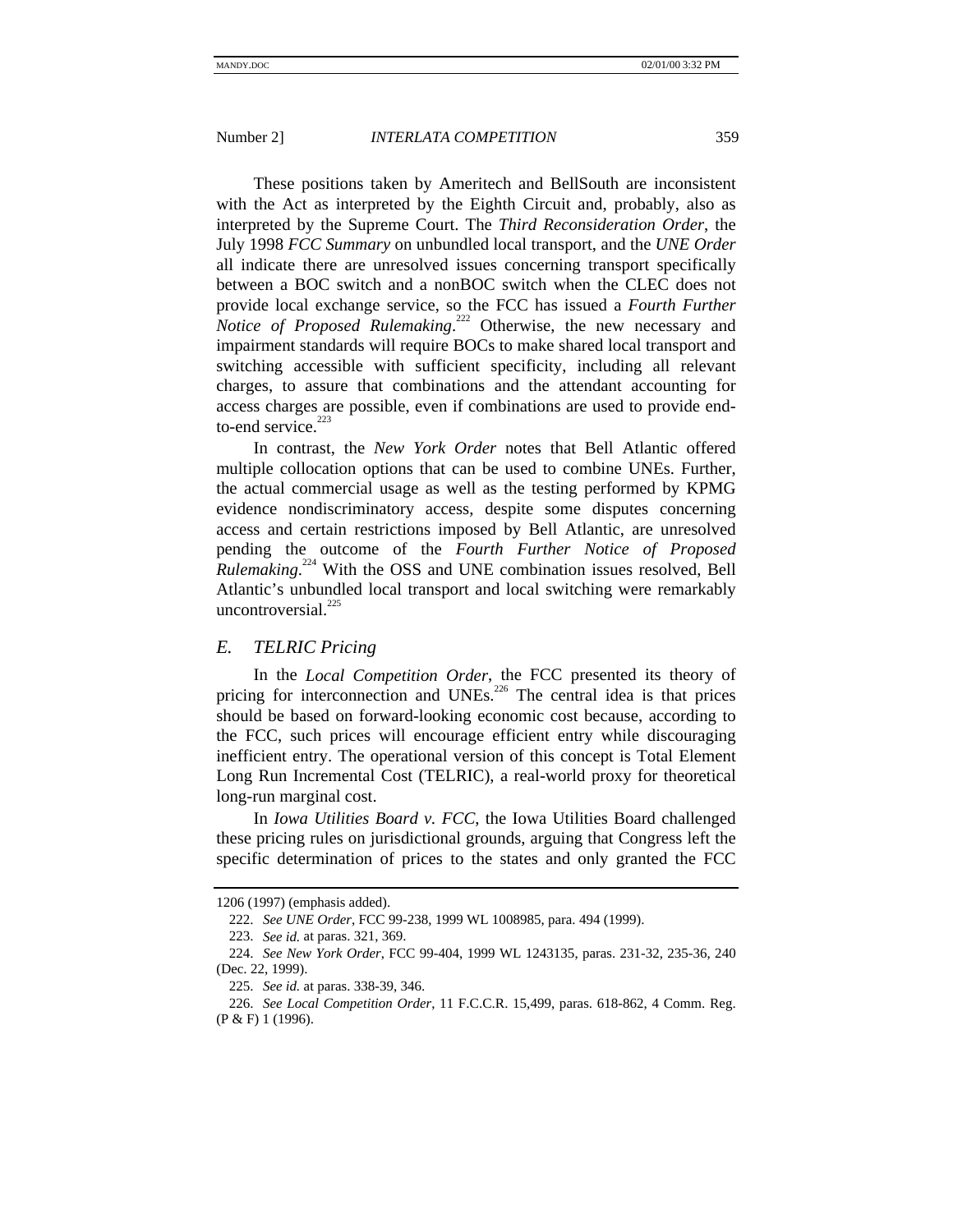These positions taken by Ameritech and BellSouth are inconsistent with the Act as interpreted by the Eighth Circuit and, probably, also as interpreted by the Supreme Court. The *Third Reconsideration Order*, the July 1998 *FCC Summary* on unbundled local transport, and the *UNE Order* all indicate there are unresolved issues concerning transport specifically between a BOC switch and a nonBOC switch when the CLEC does not provide local exchange service, so the FCC has issued a *Fourth Further Notice of Proposed Rulemaking*.[222] Otherwise, the new necessary and impairment standards will require BOCs to make shared local transport and switching accessible with sufficient specificity, including all relevant charges, to assure that combinations and the attendant accounting for access charges are possible, even if combinations are used to provide end-to-end service.[223]

In contrast, the *New York Order* notes that Bell Atlantic offered multiple collocation options that can be used to combine UNEs. Further, the actual commercial usage as well as the testing performed by KPMG evidence nondiscriminatory access, despite some disputes concerning access and certain restrictions imposed by Bell Atlantic, are unresolved pending the outcome of the *Fourth Further Notice of Proposed Rulemaking*.[224] With the OSS and UNE combination issues resolved, Bell Atlantic's unbundled local transport and local switching were remarkably uncontroversial.[225]

### *E. TELRIC Pricing*

In the *Local Competition Order*, the FCC presented its theory of pricing for interconnection and UNEs.[226] The central idea is that prices should be based on forward-looking economic cost because, according to the FCC, such prices will encourage efficient entry while discouraging inefficient entry. The operational version of this concept is Total Element Long Run Incremental Cost (TELRIC), a real-world proxy for theoretical long-run marginal cost.

In *Iowa Utilities Board v. FCC*, the Iowa Utilities Board challenged these pricing rules on jurisdictional grounds, arguing that Congress left the specific determination of prices to the states and only granted the FCC

---

1206 (1997) (emphasis added).

222. *See UNE Order*, FCC 99-238, 1999 WL 1008985, para. 494 (1999).

223. *See id.* at paras. 321, 369.

224. *See New York Order*, FCC 99-404, 1999 WL 1243135, paras. 231-32, 235-36, 240 (Dec. 22, 1999).

225. *See id.* at paras. 338-39, 346.

226. *See Local Competition Order*, 11 F.C.C.R. 15,499, paras. 618-862, 4 Comm. Reg. (P & F) 1 (1996).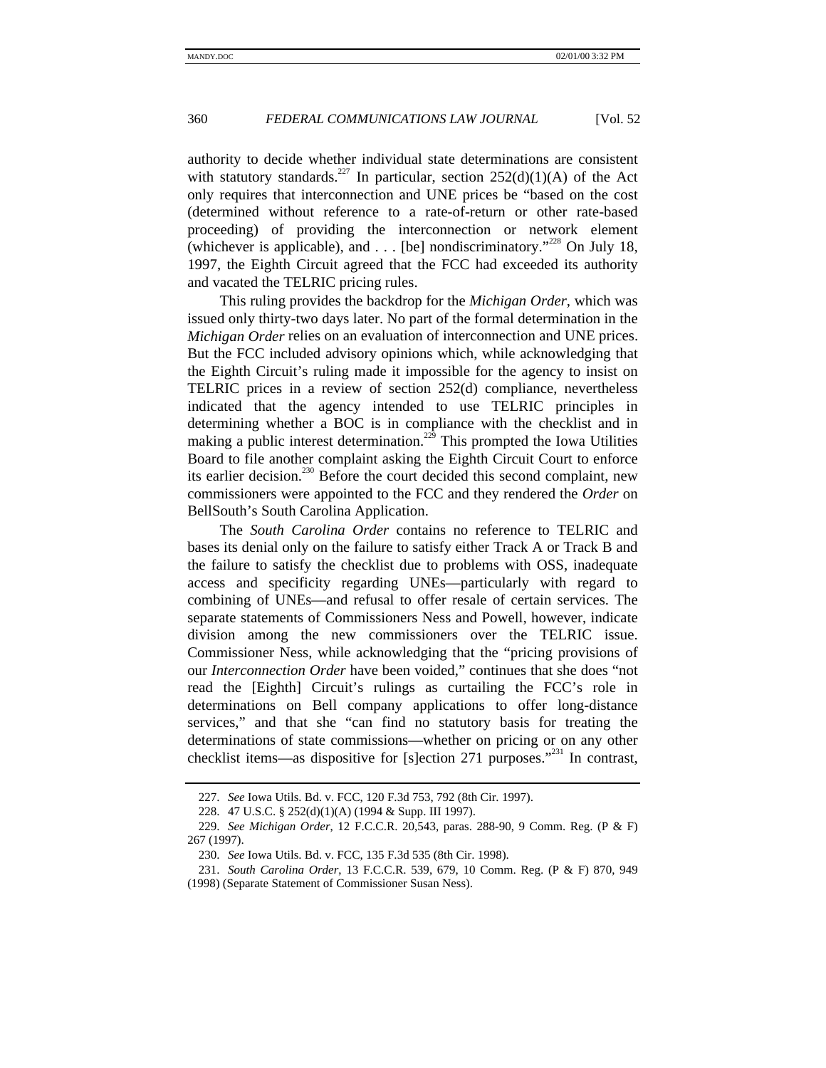authority to decide whether individual state determinations are consistent with statutory standards.[227] In particular, section 252(d)(1)(A) of the Act only requires that interconnection and UNE prices be "based on the cost (determined without reference to a rate-of-return or other rate-based proceeding) of providing the interconnection or network element (whichever is applicable), and . . . [be] nondiscriminatory."[228] On July 18, 1997, the Eighth Circuit agreed that the FCC had exceeded its authority and vacated the TELRIC pricing rules.

This ruling provides the backdrop for the *Michigan Order*, which was issued only thirty-two days later. No part of the formal determination in the *Michigan Order* relies on an evaluation of interconnection and UNE prices. But the FCC included advisory opinions which, while acknowledging that the Eighth Circuit's ruling made it impossible for the agency to insist on TELRIC prices in a review of section 252(d) compliance, nevertheless indicated that the agency intended to use TELRIC principles in determining whether a BOC is in compliance with the checklist and in making a public interest determination.[229] This prompted the Iowa Utilities Board to file another complaint asking the Eighth Circuit Court to enforce its earlier decision.[230] Before the court decided this second complaint, new commissioners were appointed to the FCC and they rendered the *Order* on BellSouth's South Carolina Application.

The *South Carolina Order* contains no reference to TELRIC and bases its denial only on the failure to satisfy either Track A or Track B and the failure to satisfy the checklist due to problems with OSS, inadequate access and specificity regarding UNEs—particularly with regard to combining of UNEs—and refusal to offer resale of certain services. The separate statements of Commissioners Ness and Powell, however, indicate division among the new commissioners over the TELRIC issue. Commissioner Ness, while acknowledging that the "pricing provisions of our *Interconnection Order* have been voided," continues that she does "not read the [Eighth] Circuit's rulings as curtailing the FCC's role in determinations on Bell company applications to offer long-distance services," and that she "can find no statutory basis for treating the determinations of state commissions—whether on pricing or on any other checklist items—as dispositive for [s]ection 271 purposes."[231] In contrast,

---

227. *See* Iowa Utils. Bd. v. FCC, 120 F.3d 753, 792 (8th Cir. 1997).

228. 47 U.S.C. § 252(d)(1)(A) (1994 & Supp. III 1997).

229. *See Michigan Order*, 12 F.C.C.R. 20,543, paras. 288-90, 9 Comm. Reg. (P & F) 267 (1997).

230. *See* Iowa Utils. Bd. v. FCC, 135 F.3d 535 (8th Cir. 1998).

231. *South Carolina Order*, 13 F.C.C.R. 539, 679, 10 Comm. Reg. (P & F) 870, 949 (1998) (Separate Statement of Commissioner Susan Ness).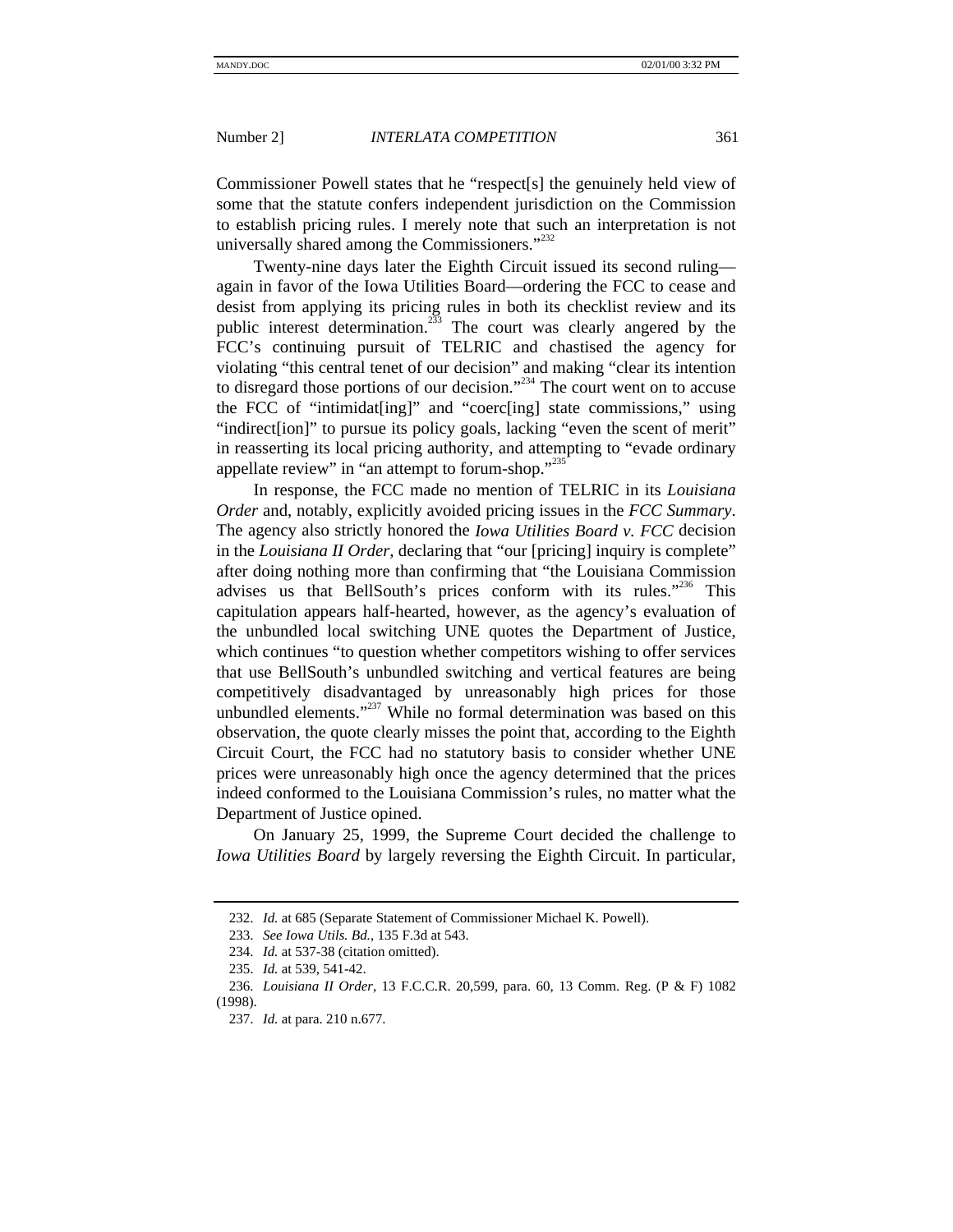Commissioner Powell states that he "respect[s] the genuinely held view of some that the statute confers independent jurisdiction on the Commission to establish pricing rules. I merely note that such an interpretation is not universally shared among the Commissioners."[232]

Twenty-nine days later the Eighth Circuit issued its second ruling—again in favor of the Iowa Utilities Board—ordering the FCC to cease and desist from applying its pricing rules in both its checklist review and its public interest determination.[233] The court was clearly angered by the FCC's continuing pursuit of TELRIC and chastised the agency for violating "this central tenet of our decision" and making "clear its intention to disregard those portions of our decision."[234] The court went on to accuse the FCC of "intimidat[ing]" and "coerc[ing] state commissions," using "indirect[ion]" to pursue its policy goals, lacking "even the scent of merit" in reasserting its local pricing authority, and attempting to "evade ordinary appellate review" in "an attempt to forum-shop."[235]

In response, the FCC made no mention of TELRIC in its *Louisiana Order* and, notably, explicitly avoided pricing issues in the *FCC Summary*. The agency also strictly honored the *Iowa Utilities Board v. FCC* decision in the *Louisiana II Order*, declaring that "our [pricing] inquiry is complete" after doing nothing more than confirming that "the Louisiana Commission advises us that BellSouth's prices conform with its rules."[236] This capitulation appears half-hearted, however, as the agency's evaluation of the unbundled local switching UNE quotes the Department of Justice, which continues "to question whether competitors wishing to offer services that use BellSouth's unbundled switching and vertical features are being competitively disadvantaged by unreasonably high prices for those unbundled elements."[237] While no formal determination was based on this observation, the quote clearly misses the point that, according to the Eighth Circuit Court, the FCC had no statutory basis to consider whether UNE prices were unreasonably high once the agency determined that the prices indeed conformed to the Louisiana Commission's rules, no matter what the Department of Justice opined.

On January 25, 1999, the Supreme Court decided the challenge to *Iowa Utilities Board* by largely reversing the Eighth Circuit. In particular,

---

232. *Id.* at 685 (Separate Statement of Commissioner Michael K. Powell).

233. *See Iowa Utils. Bd.*, 135 F.3d at 543.

234. *Id.* at 537-38 (citation omitted).

235. *Id.* at 539, 541-42.

236. *Louisiana II Order*, 13 F.C.C.R. 20,599, para. 60, 13 Comm. Reg. (P & F) 1082 (1998).

237. *Id.* at para. 210 n.677.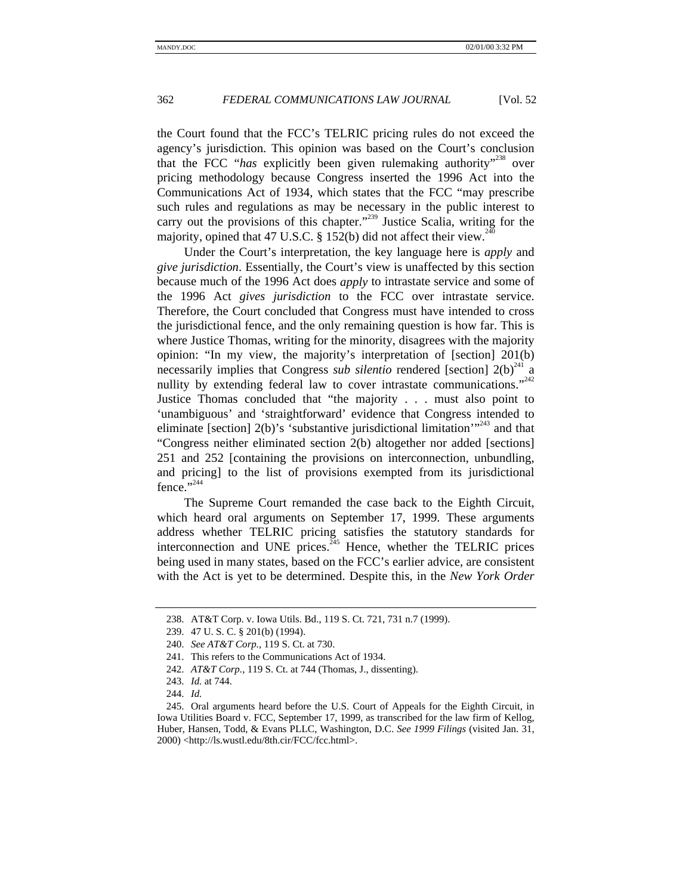the Court found that the FCC's TELRIC pricing rules do not exceed the agency's jurisdiction. This opinion was based on the Court's conclusion that the FCC "*has* explicitly been given rulemaking authority"[238] over pricing methodology because Congress inserted the 1996 Act into the Communications Act of 1934, which states that the FCC "may prescribe such rules and regulations as may be necessary in the public interest to carry out the provisions of this chapter."[239] Justice Scalia, writing for the majority, opined that 47 U.S.C. § 152(b) did not affect their view.[240]

Under the Court's interpretation, the key language here is *apply* and *give jurisdiction*. Essentially, the Court's view is unaffected by this section because much of the 1996 Act does *apply* to intrastate service and some of the 1996 Act *gives jurisdiction* to the FCC over intrastate service. Therefore, the Court concluded that Congress must have intended to cross the jurisdictional fence, and the only remaining question is how far. This is where Justice Thomas, writing for the minority, disagrees with the majority opinion: "In my view, the majority's interpretation of [section] 201(b) necessarily implies that Congress *sub silentio* rendered [section] 2(b)[241] a nullity by extending federal law to cover intrastate communications."[242] Justice Thomas concluded that "the majority . . . must also point to 'unambiguous' and 'straightforward' evidence that Congress intended to eliminate [section] 2(b)'s 'substantive jurisdictional limitation'"[243] and that "Congress neither eliminated section 2(b) altogether nor added [sections] 251 and 252 [containing the provisions on interconnection, unbundling, and pricing] to the list of provisions exempted from its jurisdictional fence."[244]

The Supreme Court remanded the case back to the Eighth Circuit, which heard oral arguments on September 17, 1999. These arguments address whether TELRIC pricing satisfies the statutory standards for interconnection and UNE prices.[245] Hence, whether the TELRIC prices being used in many states, based on the FCC's earlier advice, are consistent with the Act is yet to be determined. Despite this, in the *New York Order*

---

238. AT&T Corp. v. Iowa Utils. Bd., 119 S. Ct. 721, 731 n.7 (1999).

239. 47 U. S. C. § 201(b) (1994).

240. *See AT&T Corp.*, 119 S. Ct. at 730.

241. This refers to the Communications Act of 1934.

242. *AT&T Corp.*, 119 S. Ct. at 744 (Thomas, J., dissenting).

243. *Id.* at 744.

244. *Id.*

245. Oral arguments heard before the U.S. Court of Appeals for the Eighth Circuit, in Iowa Utilities Board v. FCC, September 17, 1999, as transcribed for the law firm of Kellog, Huber, Hansen, Todd, & Evans PLLC, Washington, D.C. *See 1999 Filings* (visited Jan. 31, 2000) <http://ls.wustl.edu/8th.cir/FCC/fcc.html>.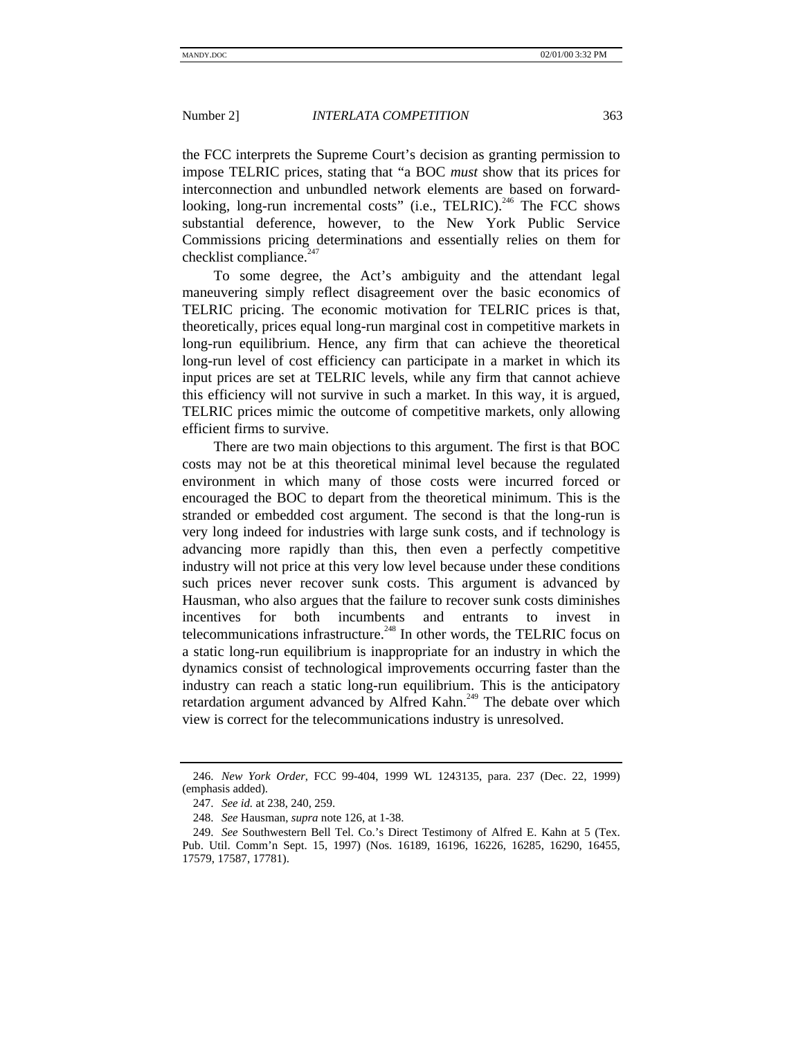the FCC interprets the Supreme Court's decision as granting permission to impose TELRIC prices, stating that "a BOC *must* show that its prices for interconnection and unbundled network elements are based on forward-looking, long-run incremental costs" (i.e., TELRIC).[246] The FCC shows substantial deference, however, to the New York Public Service Commissions pricing determinations and essentially relies on them for checklist compliance.[247]

To some degree, the Act's ambiguity and the attendant legal maneuvering simply reflect disagreement over the basic economics of TELRIC pricing. The economic motivation for TELRIC prices is that, theoretically, prices equal long-run marginal cost in competitive markets in long-run equilibrium. Hence, any firm that can achieve the theoretical long-run level of cost efficiency can participate in a market in which its input prices are set at TELRIC levels, while any firm that cannot achieve this efficiency will not survive in such a market. In this way, it is argued, TELRIC prices mimic the outcome of competitive markets, only allowing efficient firms to survive.

There are two main objections to this argument. The first is that BOC costs may not be at this theoretical minimal level because the regulated environment in which many of those costs were incurred forced or encouraged the BOC to depart from the theoretical minimum. This is the stranded or embedded cost argument. The second is that the long-run is very long indeed for industries with large sunk costs, and if technology is advancing more rapidly than this, then even a perfectly competitive industry will not price at this very low level because under these conditions such prices never recover sunk costs. This argument is advanced by Hausman, who also argues that the failure to recover sunk costs diminishes incentives for both incumbents and entrants to invest in telecommunications infrastructure.[248] In other words, the TELRIC focus on a static long-run equilibrium is inappropriate for an industry in which the dynamics consist of technological improvements occurring faster than the industry can reach a static long-run equilibrium. This is the anticipatory retardation argument advanced by Alfred Kahn.[249] The debate over which view is correct for the telecommunications industry is unresolved.

---

246. *New York Order*, FCC 99-404, 1999 WL 1243135, para. 237 (Dec. 22, 1999) (emphasis added).

247. *See id.* at 238, 240, 259.

248. *See* Hausman, *supra* note 126, at 1-38.

249. *See* Southwestern Bell Tel. Co.'s Direct Testimony of Alfred E. Kahn at 5 (Tex. Pub. Util. Comm'n Sept. 15, 1997) (Nos. 16189, 16196, 16226, 16285, 16290, 16455, 17579, 17587, 17781).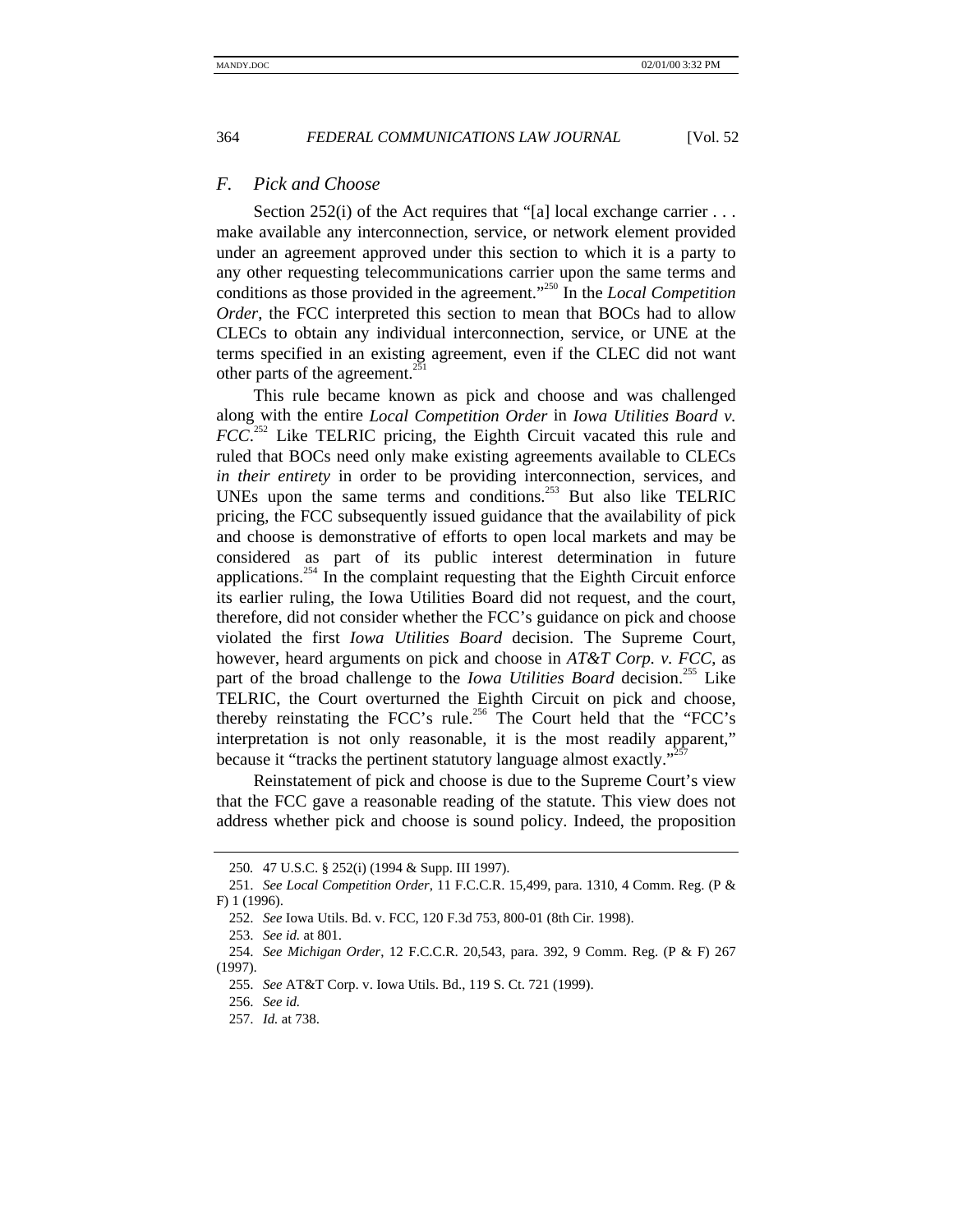## F. Pick and Choose

Section 252(i) of the Act requires that "[a] local exchange carrier . . . make available any interconnection, service, or network element provided under an agreement approved under this section to which it is a party to any other requesting telecommunications carrier upon the same terms and conditions as those provided in the agreement."[250] In the *Local Competition Order*, the FCC interpreted this section to mean that BOCs had to allow CLECs to obtain any individual interconnection, service, or UNE at the terms specified in an existing agreement, even if the CLEC did not want other parts of the agreement.[251]

This rule became known as pick and choose and was challenged along with the entire *Local Competition Order* in *Iowa Utilities Board v. FCC*.[252] Like TELRIC pricing, the Eighth Circuit vacated this rule and ruled that BOCs need only make existing agreements available to CLECs *in their entirety* in order to be providing interconnection, services, and UNEs upon the same terms and conditions.[253] But also like TELRIC pricing, the FCC subsequently issued guidance that the availability of pick and choose is demonstrative of efforts to open local markets and may be considered as part of its public interest determination in future applications.[254] In the complaint requesting that the Eighth Circuit enforce its earlier ruling, the Iowa Utilities Board did not request, and the court, therefore, did not consider whether the FCC's guidance on pick and choose violated the first *Iowa Utilities Board* decision. The Supreme Court, however, heard arguments on pick and choose in *AT&T Corp. v. FCC*, as part of the broad challenge to the *Iowa Utilities Board* decision.[255] Like TELRIC, the Court overturned the Eighth Circuit on pick and choose, thereby reinstating the FCC's rule.[256] The Court held that the "FCC's interpretation is not only reasonable, it is the most readily apparent," because it "tracks the pertinent statutory language almost exactly."[257]

Reinstatement of pick and choose is due to the Supreme Court's view that the FCC gave a reasonable reading of the statute. This view does not address whether pick and choose is sound policy. Indeed, the proposition

---

250. 47 U.S.C. § 252(i) (1994 & Supp. III 1997).

251. *See Local Competition Order*, 11 F.C.C.R. 15,499, para. 1310, 4 Comm. Reg. (P & F) 1 (1996).

252. *See* Iowa Utils. Bd. v. FCC, 120 F.3d 753, 800-01 (8th Cir. 1998).

253. *See id.* at 801.

254. *See Michigan Order*, 12 F.C.C.R. 20,543, para. 392, 9 Comm. Reg. (P & F) 267 (1997).

255. *See* AT&T Corp. v. Iowa Utils. Bd., 119 S. Ct. 721 (1999).

256. *See id.*

257. *Id.* at 738.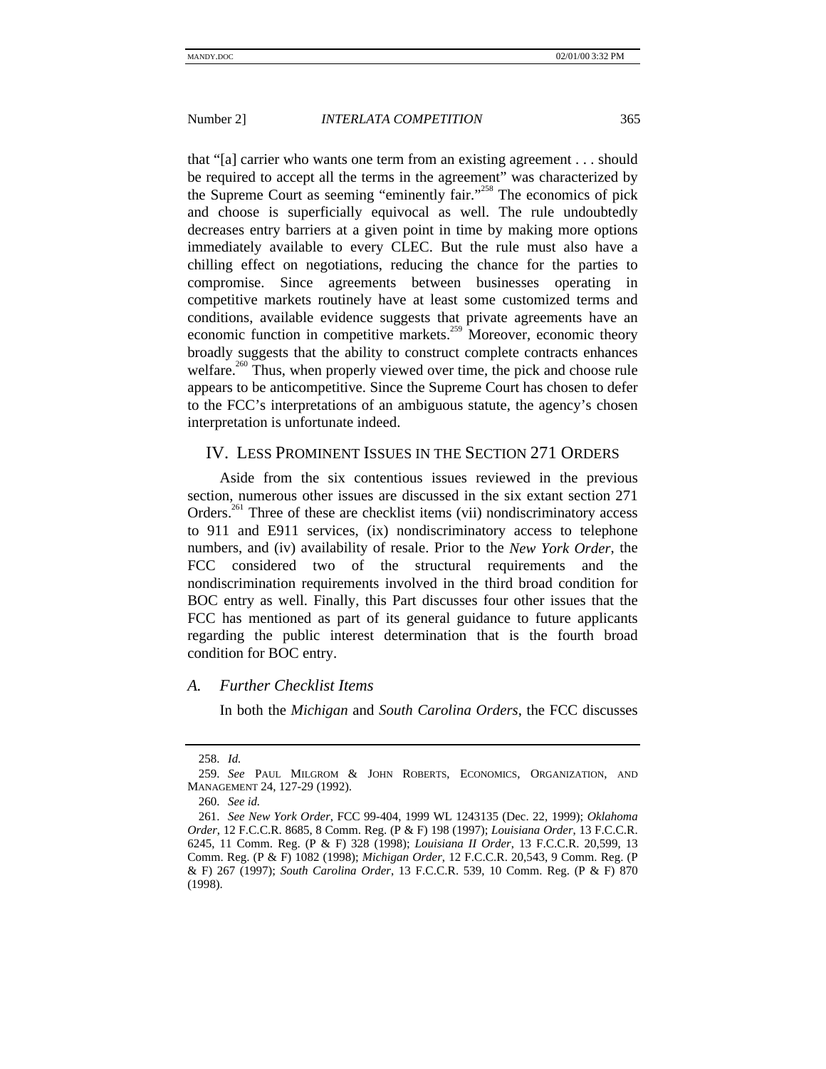that "[a] carrier who wants one term from an existing agreement . . . should be required to accept all the terms in the agreement" was characterized by the Supreme Court as seeming "eminently fair."[258] The economics of pick and choose is superficially equivocal as well. The rule undoubtedly decreases entry barriers at a given point in time by making more options immediately available to every CLEC. But the rule must also have a chilling effect on negotiations, reducing the chance for the parties to compromise. Since agreements between businesses operating in competitive markets routinely have at least some customized terms and conditions, available evidence suggests that private agreements have an economic function in competitive markets.[259] Moreover, economic theory broadly suggests that the ability to construct complete contracts enhances welfare.[260] Thus, when properly viewed over time, the pick and choose rule appears to be anticompetitive. Since the Supreme Court has chosen to defer to the FCC's interpretations of an ambiguous statute, the agency's chosen interpretation is unfortunate indeed.

## IV. LESS PROMINENT ISSUES IN THE SECTION 271 ORDERS

Aside from the six contentious issues reviewed in the previous section, numerous other issues are discussed in the six extant section 271 Orders.[261] Three of these are checklist items (vii) nondiscriminatory access to 911 and E911 services, (ix) nondiscriminatory access to telephone numbers, and (iv) availability of resale. Prior to the *New York Order*, the FCC considered two of the structural requirements and the nondiscrimination requirements involved in the third broad condition for BOC entry as well. Finally, this Part discusses four other issues that the FCC has mentioned as part of its general guidance to future applicants regarding the public interest determination that is the fourth broad condition for BOC entry.

### *A. Further Checklist Items*

In both the *Michigan* and *South Carolina Orders*, the FCC discusses

---

258. *Id.*

259. *See* PAUL MILGROM & JOHN ROBERTS, ECONOMICS, ORGANIZATION, AND MANAGEMENT 24, 127-29 (1992).

260. *See id.*

261. *See New York Order*, FCC 99-404, 1999 WL 1243135 (Dec. 22, 1999); *Oklahoma Order*, 12 F.C.C.R. 8685, 8 Comm. Reg. (P & F) 198 (1997); *Louisiana Order*, 13 F.C.C.R. 6245, 11 Comm. Reg. (P & F) 328 (1998); *Louisiana II Order*, 13 F.C.C.R. 20,599, 13 Comm. Reg. (P & F) 1082 (1998); *Michigan Order*, 12 F.C.C.R. 20,543, 9 Comm. Reg. (P & F) 267 (1997); *South Carolina Order*, 13 F.C.C.R. 539, 10 Comm. Reg. (P & F) 870 (1998).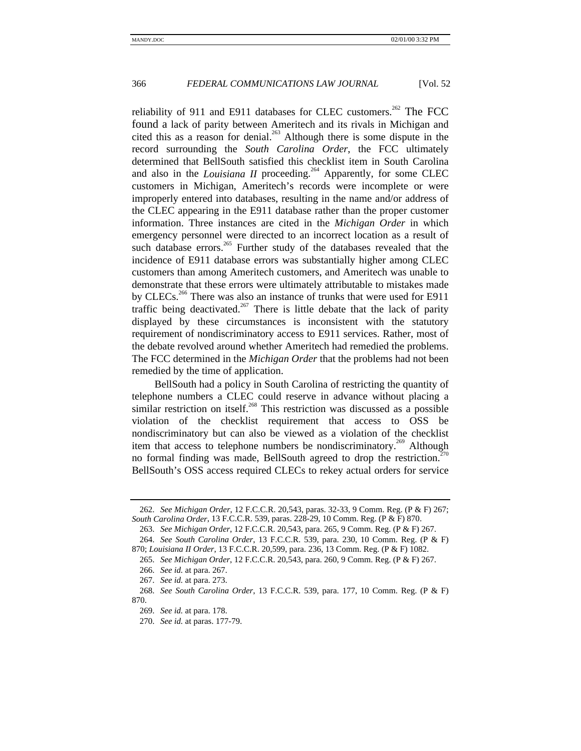reliability of 911 and E911 databases for CLEC customers.[262] The FCC found a lack of parity between Ameritech and its rivals in Michigan and cited this as a reason for denial.[263] Although there is some dispute in the record surrounding the *South Carolina Order*, the FCC ultimately determined that BellSouth satisfied this checklist item in South Carolina and also in the *Louisiana II* proceeding.[264] Apparently, for some CLEC customers in Michigan, Ameritech's records were incomplete or were improperly entered into databases, resulting in the name and/or address of the CLEC appearing in the E911 database rather than the proper customer information. Three instances are cited in the *Michigan Order* in which emergency personnel were directed to an incorrect location as a result of such database errors.[265] Further study of the databases revealed that the incidence of E911 database errors was substantially higher among CLEC customers than among Ameritech customers, and Ameritech was unable to demonstrate that these errors were ultimately attributable to mistakes made by CLECs.[266] There was also an instance of trunks that were used for E911 traffic being deactivated.[267] There is little debate that the lack of parity displayed by these circumstances is inconsistent with the statutory requirement of nondiscriminatory access to E911 services. Rather, most of the debate revolved around whether Ameritech had remedied the problems. The FCC determined in the *Michigan Order* that the problems had not been remedied by the time of application.

BellSouth had a policy in South Carolina of restricting the quantity of telephone numbers a CLEC could reserve in advance without placing a similar restriction on itself.[268] This restriction was discussed as a possible violation of the checklist requirement that access to OSS be nondiscriminatory but can also be viewed as a violation of the checklist item that access to telephone numbers be nondiscriminatory.[269] Although no formal finding was made, BellSouth agreed to drop the restriction.[270] BellSouth's OSS access required CLECs to rekey actual orders for service

---

262. *See Michigan Order*, 12 F.C.C.R. 20,543, paras. 32-33, 9 Comm. Reg. (P & F) 267; *South Carolina Order*, 13 F.C.C.R. 539, paras. 228-29, 10 Comm. Reg. (P & F) 870.

263. *See Michigan Order*, 12 F.C.C.R. 20,543, para. 265, 9 Comm. Reg. (P & F) 267.

264. *See South Carolina Order*, 13 F.C.C.R. 539, para. 230, 10 Comm. Reg. (P & F) 870; *Louisiana II Order*, 13 F.C.C.R. 20,599, para. 236, 13 Comm. Reg. (P & F) 1082.

265. *See Michigan Order*, 12 F.C.C.R. 20,543, para. 260, 9 Comm. Reg. (P & F) 267.

266. *See id.* at para. 267.

267. *See id.* at para. 273.

268. *See South Carolina Order*, 13 F.C.C.R. 539, para. 177, 10 Comm. Reg. (P & F) 870.

269. *See id.* at para. 178.

270. *See id.* at paras. 177-79.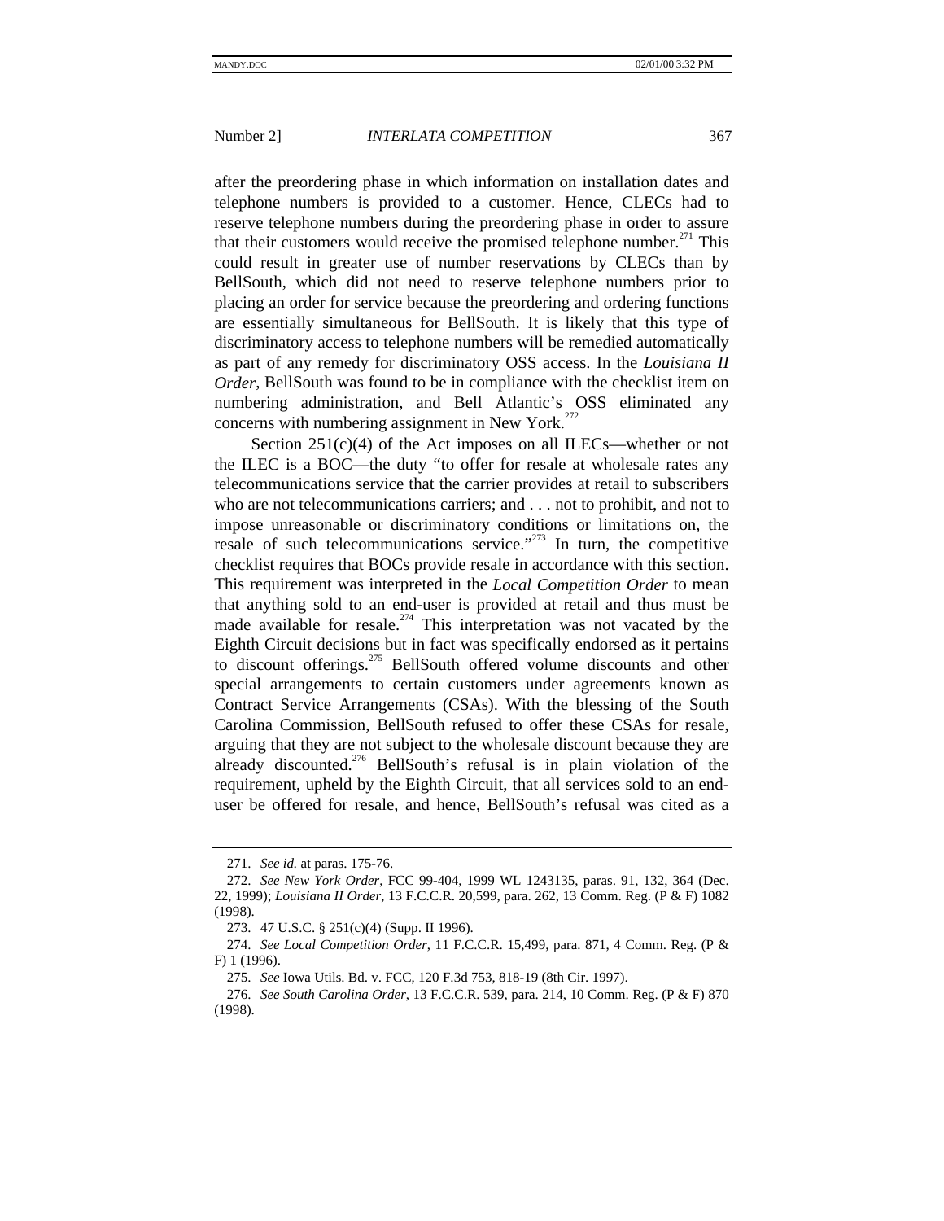after the preordering phase in which information on installation dates and telephone numbers is provided to a customer. Hence, CLECs had to reserve telephone numbers during the preordering phase in order to assure that their customers would receive the promised telephone number.[271] This could result in greater use of number reservations by CLECs than by BellSouth, which did not need to reserve telephone numbers prior to placing an order for service because the preordering and ordering functions are essentially simultaneous for BellSouth. It is likely that this type of discriminatory access to telephone numbers will be remedied automatically as part of any remedy for discriminatory OSS access. In the *Louisiana II Order*, BellSouth was found to be in compliance with the checklist item on numbering administration, and Bell Atlantic's OSS eliminated any concerns with numbering assignment in New York.[272]

Section 251(c)(4) of the Act imposes on all ILECs—whether or not the ILEC is a BOC—the duty "to offer for resale at wholesale rates any telecommunications service that the carrier provides at retail to subscribers who are not telecommunications carriers; and . . . not to prohibit, and not to impose unreasonable or discriminatory conditions or limitations on, the resale of such telecommunications service."[273] In turn, the competitive checklist requires that BOCs provide resale in accordance with this section. This requirement was interpreted in the *Local Competition Order* to mean that anything sold to an end-user is provided at retail and thus must be made available for resale.[274] This interpretation was not vacated by the Eighth Circuit decisions but in fact was specifically endorsed as it pertains to discount offerings.[275] BellSouth offered volume discounts and other special arrangements to certain customers under agreements known as Contract Service Arrangements (CSAs). With the blessing of the South Carolina Commission, BellSouth refused to offer these CSAs for resale, arguing that they are not subject to the wholesale discount because they are already discounted.[276] BellSouth's refusal is in plain violation of the requirement, upheld by the Eighth Circuit, that all services sold to an end-user be offered for resale, and hence, BellSouth's refusal was cited as a

---

271. *See id.* at paras. 175-76.

272. *See New York Order*, FCC 99-404, 1999 WL 1243135, paras. 91, 132, 364 (Dec. 22, 1999); *Louisiana II Order*, 13 F.C.C.R. 20,599, para. 262, 13 Comm. Reg. (P & F) 1082 (1998).

273. 47 U.S.C. § 251(c)(4) (Supp. II 1996).

274. *See Local Competition Order*, 11 F.C.C.R. 15,499, para. 871, 4 Comm. Reg. (P & F) 1 (1996).

275. *See* Iowa Utils. Bd. v. FCC, 120 F.3d 753, 818-19 (8th Cir. 1997).

276. *See South Carolina Order*, 13 F.C.C.R. 539, para. 214, 10 Comm. Reg. (P & F) 870 (1998).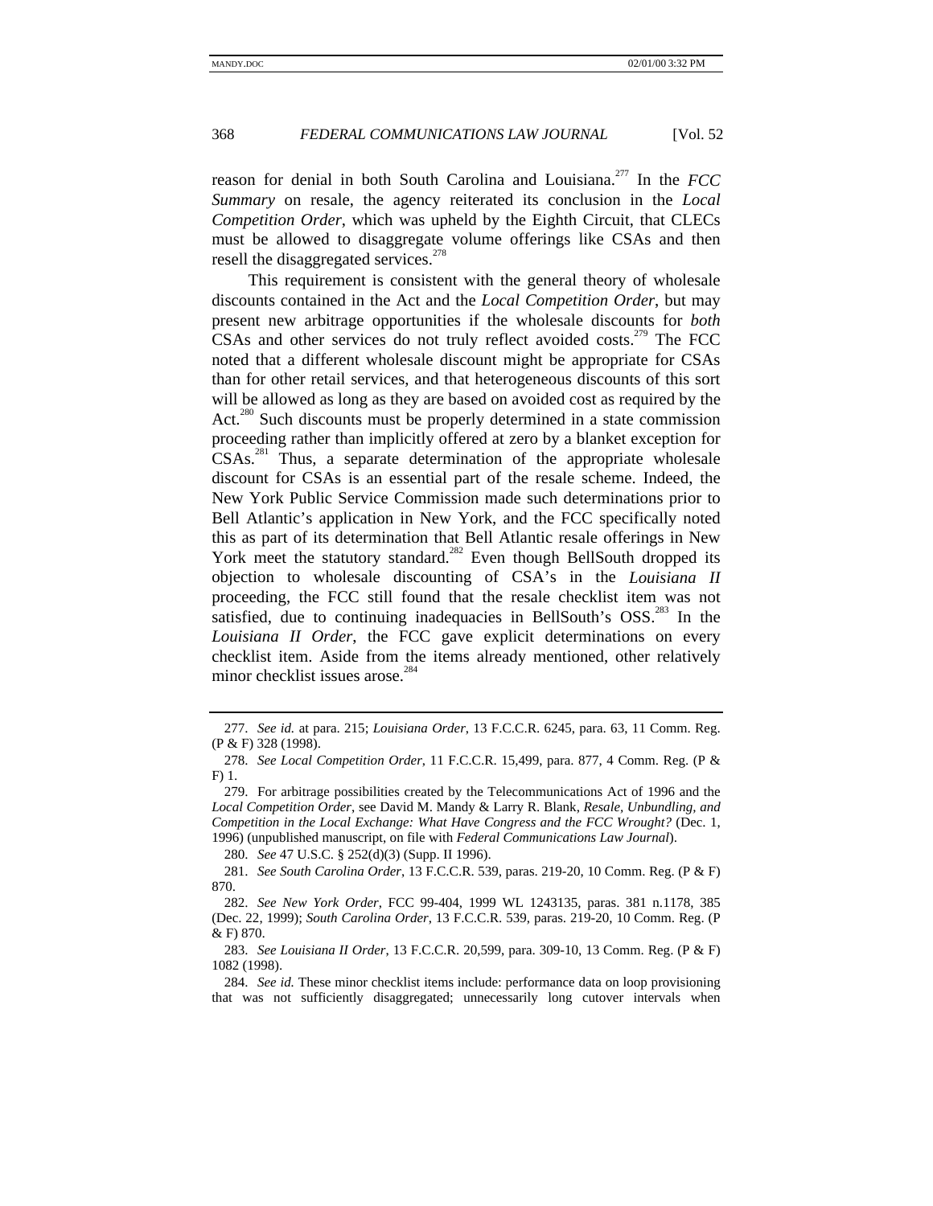reason for denial in both South Carolina and Louisiana.[277] In the *FCC Summary* on resale, the agency reiterated its conclusion in the *Local Competition Order*, which was upheld by the Eighth Circuit, that CLECs must be allowed to disaggregate volume offerings like CSAs and then resell the disaggregated services.[278]

This requirement is consistent with the general theory of wholesale discounts contained in the Act and the *Local Competition Order*, but may present new arbitrage opportunities if the wholesale discounts for *both* CSAs and other services do not truly reflect avoided costs.[279] The FCC noted that a different wholesale discount might be appropriate for CSAs than for other retail services, and that heterogeneous discounts of this sort will be allowed as long as they are based on avoided cost as required by the Act.[280] Such discounts must be properly determined in a state commission proceeding rather than implicitly offered at zero by a blanket exception for CSAs.[281] Thus, a separate determination of the appropriate wholesale discount for CSAs is an essential part of the resale scheme. Indeed, the New York Public Service Commission made such determinations prior to Bell Atlantic's application in New York, and the FCC specifically noted this as part of its determination that Bell Atlantic resale offerings in New York meet the statutory standard.[282] Even though BellSouth dropped its objection to wholesale discounting of CSA's in the *Louisiana II* proceeding, the FCC still found that the resale checklist item was not satisfied, due to continuing inadequacies in BellSouth's OSS.[283] In the *Louisiana II Order*, the FCC gave explicit determinations on every checklist item. Aside from the items already mentioned, other relatively minor checklist issues arose.[284]

---

277. *See id.* at para. 215; *Louisiana Order*, 13 F.C.C.R. 6245, para. 63, 11 Comm. Reg. (P & F) 328 (1998).

278. *See Local Competition Order*, 11 F.C.C.R. 15,499, para. 877, 4 Comm. Reg. (P & F) 1.

279. For arbitrage possibilities created by the Telecommunications Act of 1996 and the *Local Competition Order*, see David M. Mandy & Larry R. Blank, *Resale, Unbundling, and Competition in the Local Exchange: What Have Congress and the FCC Wrought?* (Dec. 1, 1996) (unpublished manuscript, on file with *Federal Communications Law Journal*).

280. *See* 47 U.S.C. § 252(d)(3) (Supp. II 1996).

281. *See South Carolina Order*, 13 F.C.C.R. 539, paras. 219-20, 10 Comm. Reg. (P & F) 870.

282. *See New York Order*, FCC 99-404, 1999 WL 1243135, paras. 381 n.1178, 385 (Dec. 22, 1999); *South Carolina Order*, 13 F.C.C.R. 539, paras. 219-20, 10 Comm. Reg. (P & F) 870.

283. *See Louisiana II Order*, 13 F.C.C.R. 20,599, para. 309-10, 13 Comm. Reg. (P & F) 1082 (1998).

284. *See id.* These minor checklist items include: performance data on loop provisioning that was not sufficiently disaggregated; unnecessarily long cutover intervals when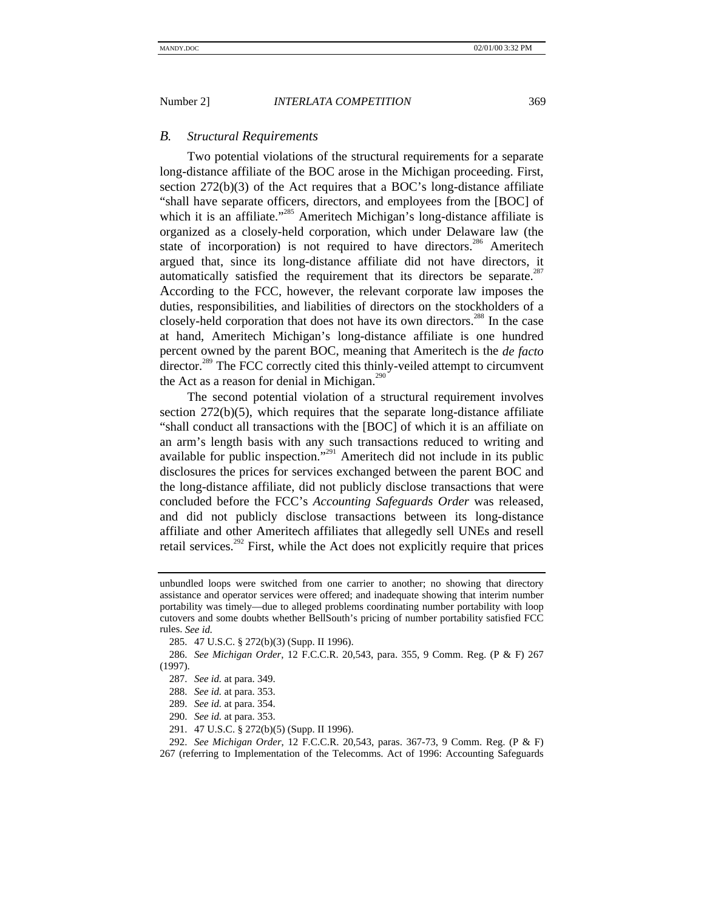### *B. Structural Requirements*

Two potential violations of the structural requirements for a separate long-distance affiliate of the BOC arose in the Michigan proceeding. First, section 272(b)(3) of the Act requires that a BOC's long-distance affiliate "shall have separate officers, directors, and employees from the [BOC] of which it is an affiliate."[285] Ameritech Michigan's long-distance affiliate is organized as a closely-held corporation, which under Delaware law (the state of incorporation) is not required to have directors.[286] Ameritech argued that, since its long-distance affiliate did not have directors, it automatically satisfied the requirement that its directors be separate.[287] According to the FCC, however, the relevant corporate law imposes the duties, responsibilities, and liabilities of directors on the stockholders of a closely-held corporation that does not have its own directors.[288] In the case at hand, Ameritech Michigan's long-distance affiliate is one hundred percent owned by the parent BOC, meaning that Ameritech is the *de facto* director.[289] The FCC correctly cited this thinly-veiled attempt to circumvent the Act as a reason for denial in Michigan.[290]

The second potential violation of a structural requirement involves section 272(b)(5), which requires that the separate long-distance affiliate "shall conduct all transactions with the [BOC] of which it is an affiliate on an arm's length basis with any such transactions reduced to writing and available for public inspection."[291] Ameritech did not include in its public disclosures the prices for services exchanged between the parent BOC and the long-distance affiliate, did not publicly disclose transactions that were concluded before the FCC's *Accounting Safeguards Order* was released, and did not publicly disclose transactions between its long-distance affiliate and other Ameritech affiliates that allegedly sell UNEs and resell retail services.[292] First, while the Act does not explicitly require that prices

---

unbundled loops were switched from one carrier to another; no showing that directory assistance and operator services were offered; and inadequate showing that interim number portability was timely—due to alleged problems coordinating number portability with loop cutovers and some doubts whether BellSouth's pricing of number portability satisfied FCC rules. *See id.*

285. 47 U.S.C. § 272(b)(3) (Supp. II 1996).

286. *See Michigan Order*, 12 F.C.C.R. 20,543, para. 355, 9 Comm. Reg. (P & F) 267 (1997).

287. *See id.* at para. 349.

288. *See id.* at para. 353.

289. *See id.* at para. 354.

290. *See id.* at para. 353.

291. 47 U.S.C. § 272(b)(5) (Supp. II 1996).

292. *See Michigan Order*, 12 F.C.C.R. 20,543, paras. 367-73, 9 Comm. Reg. (P & F) 267 (referring to Implementation of the Telecomms. Act of 1996: Accounting Safeguards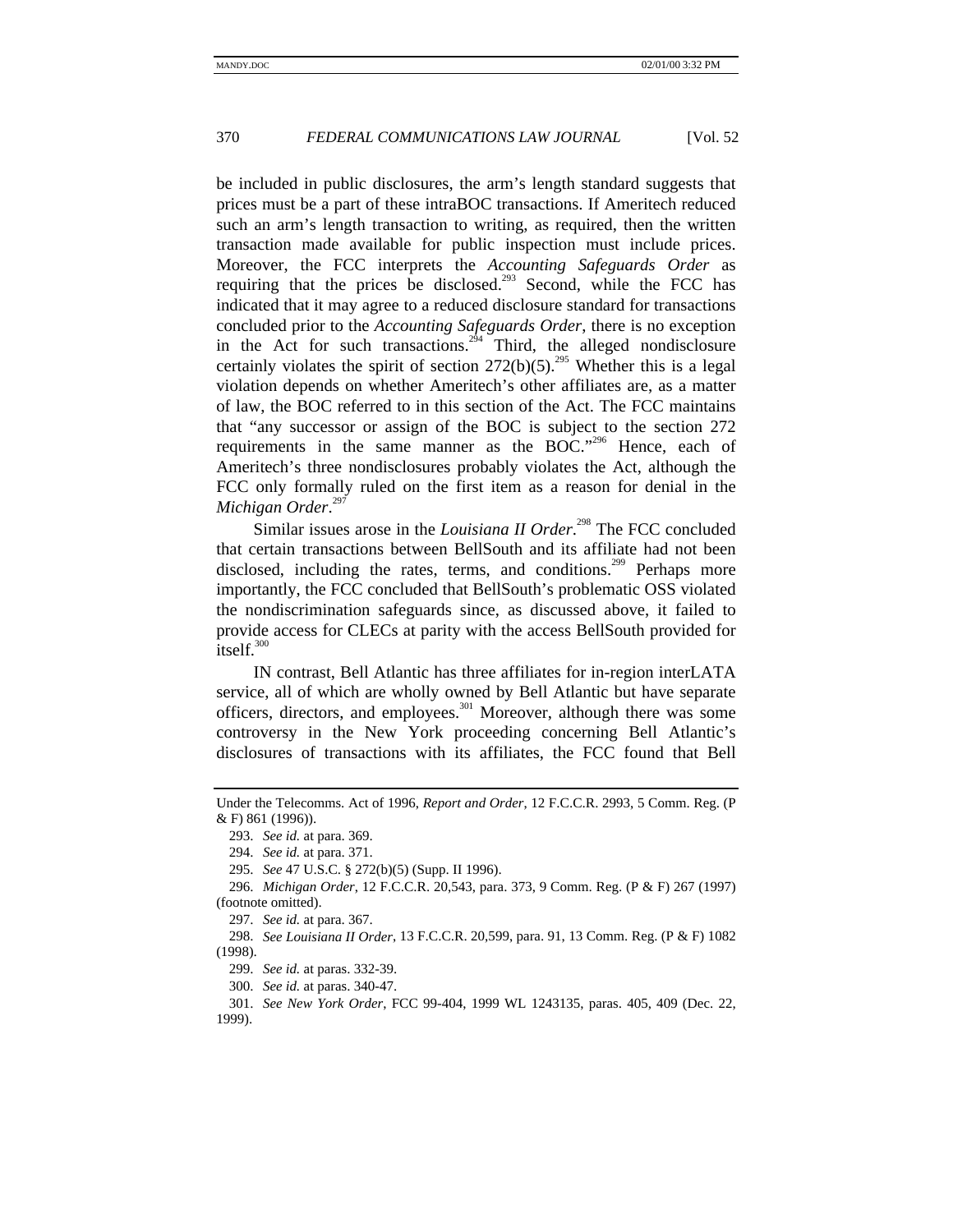be included in public disclosures, the arm's length standard suggests that prices must be a part of these intraBOC transactions. If Ameritech reduced such an arm's length transaction to writing, as required, then the written transaction made available for public inspection must include prices. Moreover, the FCC interprets the *Accounting Safeguards Order* as requiring that the prices be disclosed.[293] Second, while the FCC has indicated that it may agree to a reduced disclosure standard for transactions concluded prior to the *Accounting Safeguards Order*, there is no exception in the Act for such transactions.[294] Third, the alleged nondisclosure certainly violates the spirit of section 272(b)(5).[295] Whether this is a legal violation depends on whether Ameritech's other affiliates are, as a matter of law, the BOC referred to in this section of the Act. The FCC maintains that "any successor or assign of the BOC is subject to the section 272 requirements in the same manner as the BOC."[296] Hence, each of Ameritech's three nondisclosures probably violates the Act, although the FCC only formally ruled on the first item as a reason for denial in the *Michigan Order*.[297]

Similar issues arose in the *Louisiana II Order*.[298] The FCC concluded that certain transactions between BellSouth and its affiliate had not been disclosed, including the rates, terms, and conditions.[299] Perhaps more importantly, the FCC concluded that BellSouth's problematic OSS violated the nondiscrimination safeguards since, as discussed above, it failed to provide access for CLECs at parity with the access BellSouth provided for itself.[300]

IN contrast, Bell Atlantic has three affiliates for in-region interLATA service, all of which are wholly owned by Bell Atlantic but have separate officers, directors, and employees.[301] Moreover, although there was some controversy in the New York proceeding concerning Bell Atlantic's disclosures of transactions with its affiliates, the FCC found that Bell

---

Under the Telecomms. Act of 1996, *Report and Order*, 12 F.C.C.R. 2993, 5 Comm. Reg. (P & F) 861 (1996)).

293. *See id.* at para. 369.

294. *See id.* at para. 371.

295. *See* 47 U.S.C. § 272(b)(5) (Supp. II 1996).

296. *Michigan Order*, 12 F.C.C.R. 20,543, para. 373, 9 Comm. Reg. (P & F) 267 (1997) (footnote omitted).

297. *See id.* at para. 367.

298. *See Louisiana II Order*, 13 F.C.C.R. 20,599, para. 91, 13 Comm. Reg. (P & F) 1082 (1998).

299. *See id.* at paras. 332-39.

300. *See id.* at paras. 340-47.

301. *See New York Order*, FCC 99-404, 1999 WL 1243135, paras. 405, 409 (Dec. 22, 1999).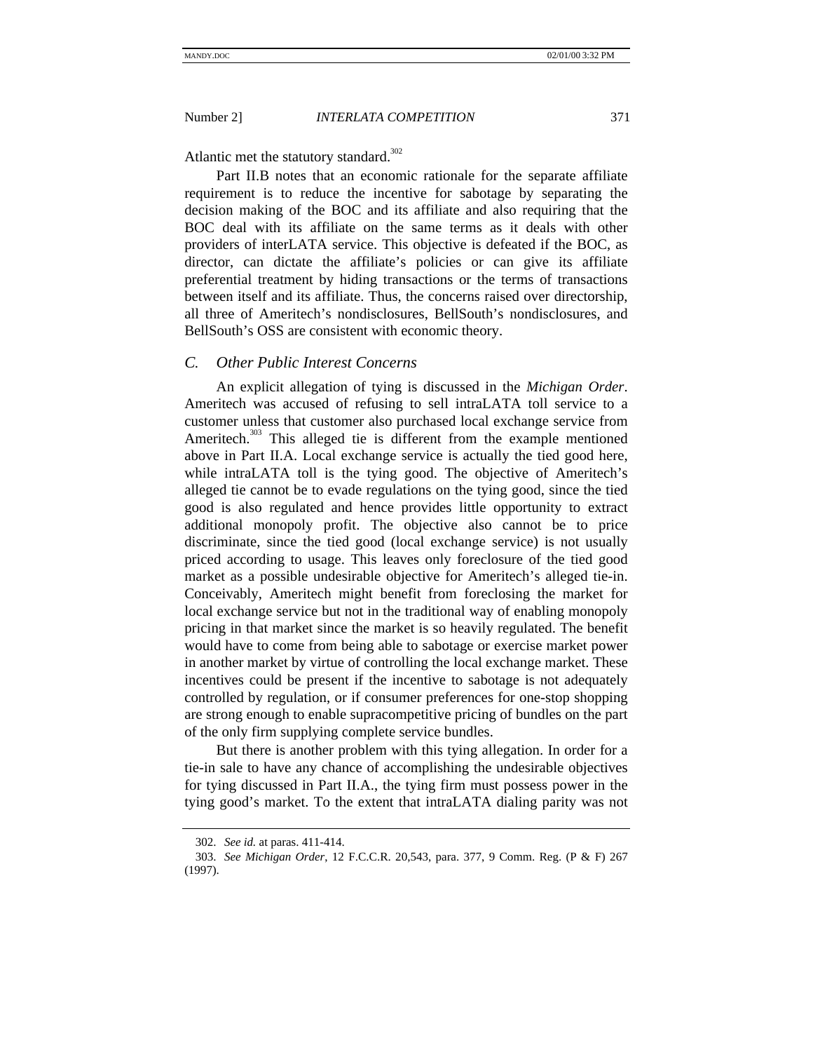Atlantic met the statutory standard.[302]

Part II.B notes that an economic rationale for the separate affiliate requirement is to reduce the incentive for sabotage by separating the decision making of the BOC and its affiliate and also requiring that the BOC deal with its affiliate on the same terms as it deals with other providers of interLATA service. This objective is defeated if the BOC, as director, can dictate the affiliate's policies or can give its affiliate preferential treatment by hiding transactions or the terms of transactions between itself and its affiliate. Thus, the concerns raised over directorship, all three of Ameritech's nondisclosures, BellSouth's nondisclosures, and BellSouth's OSS are consistent with economic theory.

### *C. Other Public Interest Concerns*

An explicit allegation of tying is discussed in the *Michigan Order*. Ameritech was accused of refusing to sell intraLATA toll service to a customer unless that customer also purchased local exchange service from Ameritech.[303] This alleged tie is different from the example mentioned above in Part II.A. Local exchange service is actually the tied good here, while intraLATA toll is the tying good. The objective of Ameritech's alleged tie cannot be to evade regulations on the tying good, since the tied good is also regulated and hence provides little opportunity to extract additional monopoly profit. The objective also cannot be to price discriminate, since the tied good (local exchange service) is not usually priced according to usage. This leaves only foreclosure of the tied good market as a possible undesirable objective for Ameritech's alleged tie-in. Conceivably, Ameritech might benefit from foreclosing the market for local exchange service but not in the traditional way of enabling monopoly pricing in that market since the market is so heavily regulated. The benefit would have to come from being able to sabotage or exercise market power in another market by virtue of controlling the local exchange market. These incentives could be present if the incentive to sabotage is not adequately controlled by regulation, or if consumer preferences for one-stop shopping are strong enough to enable supracompetitive pricing of bundles on the part of the only firm supplying complete service bundles.

But there is another problem with this tying allegation. In order for a tie-in sale to have any chance of accomplishing the undesirable objectives for tying discussed in Part II.A., the tying firm must possess power in the tying good's market. To the extent that intraLATA dialing parity was not

---

302. *See id.* at paras. 411-414.

303. *See Michigan Order*, 12 F.C.C.R. 20,543, para. 377, 9 Comm. Reg. (P & F) 267 (1997).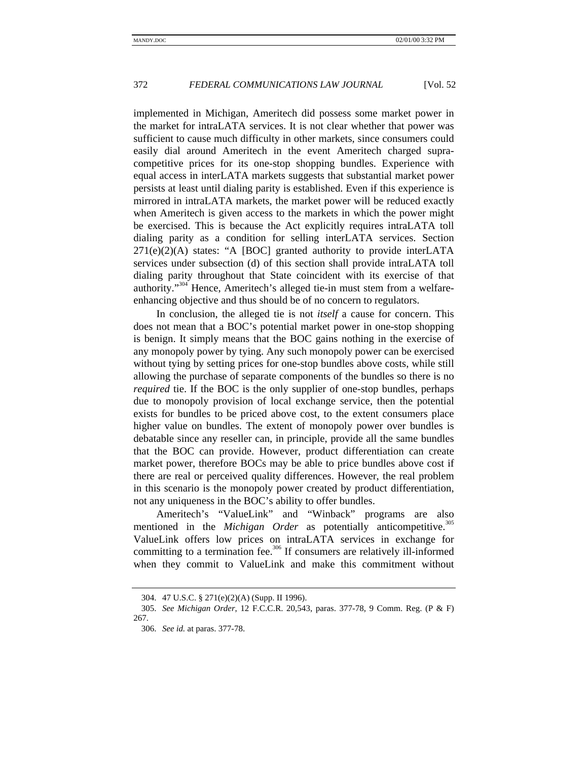implemented in Michigan, Ameritech did possess some market power in the market for intraLATA services. It is not clear whether that power was sufficient to cause much difficulty in other markets, since consumers could easily dial around Ameritech in the event Ameritech charged supra-competitive prices for its one-stop shopping bundles. Experience with equal access in interLATA markets suggests that substantial market power persists at least until dialing parity is established. Even if this experience is mirrored in intraLATA markets, the market power will be reduced exactly when Ameritech is given access to the markets in which the power might be exercised. This is because the Act explicitly requires intraLATA toll dialing parity as a condition for selling interLATA services. Section 271(e)(2)(A) states: "A [BOC] granted authority to provide interLATA services under subsection (d) of this section shall provide intraLATA toll dialing parity throughout that State coincident with its exercise of that authority."[304] Hence, Ameritech's alleged tie-in must stem from a welfare-enhancing objective and thus should be of no concern to regulators.

In conclusion, the alleged tie is not *itself* a cause for concern. This does not mean that a BOC's potential market power in one-stop shopping is benign. It simply means that the BOC gains nothing in the exercise of any monopoly power by tying. Any such monopoly power can be exercised without tying by setting prices for one-stop bundles above costs, while still allowing the purchase of separate components of the bundles so there is no *required* tie. If the BOC is the only supplier of one-stop bundles, perhaps due to monopoly provision of local exchange service, then the potential exists for bundles to be priced above cost, to the extent consumers place higher value on bundles. The extent of monopoly power over bundles is debatable since any reseller can, in principle, provide all the same bundles that the BOC can provide. However, product differentiation can create market power, therefore BOCs may be able to price bundles above cost if there are real or perceived quality differences. However, the real problem in this scenario is the monopoly power created by product differentiation, not any uniqueness in the BOC's ability to offer bundles.

Ameritech's "ValueLink" and "Winback" programs are also mentioned in the *Michigan Order* as potentially anticompetitive.[305] ValueLink offers low prices on intraLATA services in exchange for committing to a termination fee.[306] If consumers are relatively ill-informed when they commit to ValueLink and make this commitment without

---

304. 47 U.S.C. § 271(e)(2)(A) (Supp. II 1996).

305. *See Michigan Order*, 12 F.C.C.R. 20,543, paras. 377-78, 9 Comm. Reg. (P & F) 267.

306. *See id.* at paras. 377-78.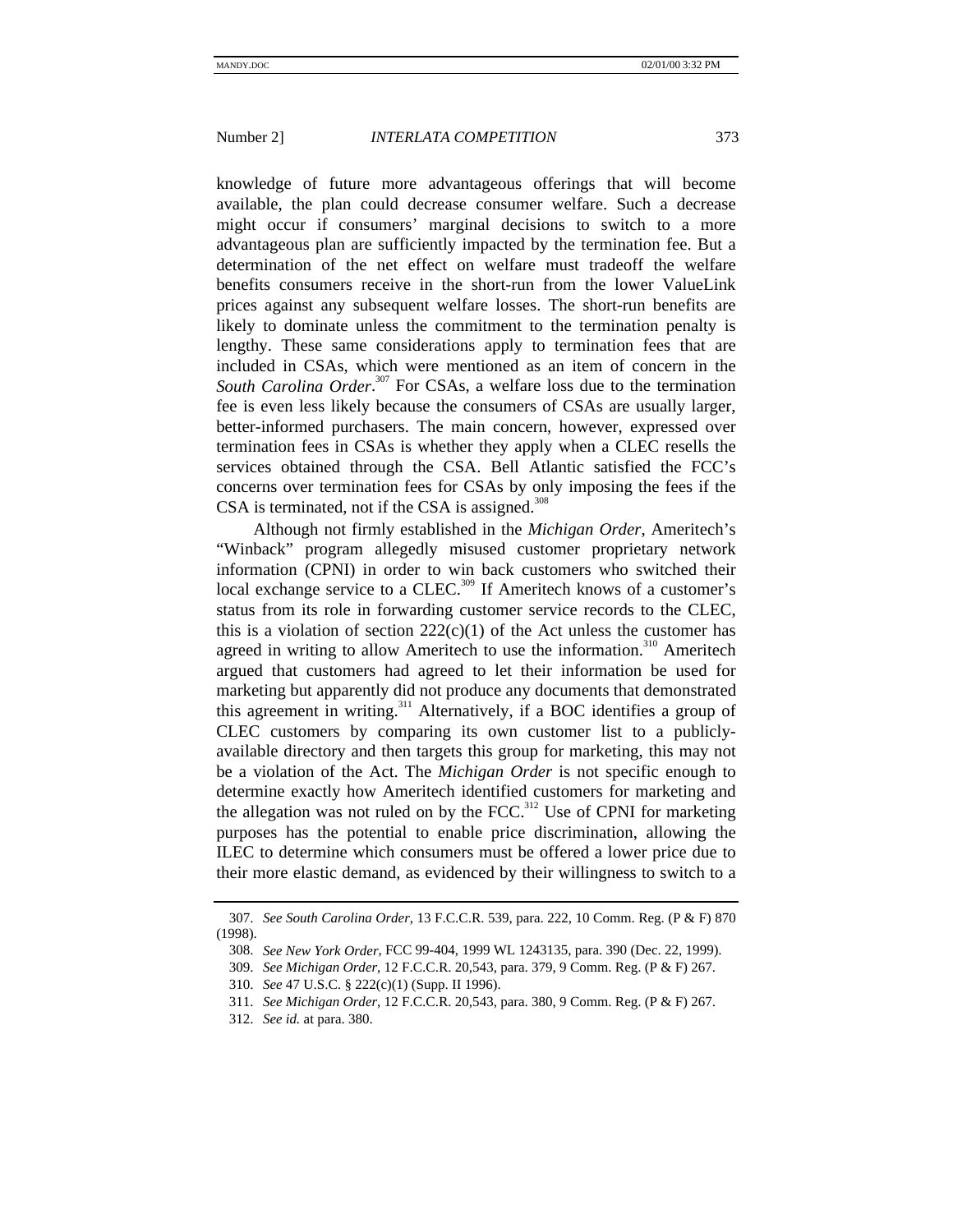knowledge of future more advantageous offerings that will become available, the plan could decrease consumer welfare. Such a decrease might occur if consumers' marginal decisions to switch to a more advantageous plan are sufficiently impacted by the termination fee. But a determination of the net effect on welfare must tradeoff the welfare benefits consumers receive in the short-run from the lower ValueLink prices against any subsequent welfare losses. The short-run benefits are likely to dominate unless the commitment to the termination penalty is lengthy. These same considerations apply to termination fees that are included in CSAs, which were mentioned as an item of concern in the *South Carolina Order*.[307] For CSAs, a welfare loss due to the termination fee is even less likely because the consumers of CSAs are usually larger, better-informed purchasers. The main concern, however, expressed over termination fees in CSAs is whether they apply when a CLEC resells the services obtained through the CSA. Bell Atlantic satisfied the FCC's concerns over termination fees for CSAs by only imposing the fees if the CSA is terminated, not if the CSA is assigned.[308]

Although not firmly established in the *Michigan Order*, Ameritech's "Winback" program allegedly misused customer proprietary network information (CPNI) in order to win back customers who switched their local exchange service to a CLEC.[309] If Ameritech knows of a customer's status from its role in forwarding customer service records to the CLEC, this is a violation of section 222(c)(1) of the Act unless the customer has agreed in writing to allow Ameritech to use the information.[310] Ameritech argued that customers had agreed to let their information be used for marketing but apparently did not produce any documents that demonstrated this agreement in writing.[311] Alternatively, if a BOC identifies a group of CLEC customers by comparing its own customer list to a publicly-available directory and then targets this group for marketing, this may not be a violation of the Act. The *Michigan Order* is not specific enough to determine exactly how Ameritech identified customers for marketing and the allegation was not ruled on by the FCC.[312] Use of CPNI for marketing purposes has the potential to enable price discrimination, allowing the ILEC to determine which consumers must be offered a lower price due to their more elastic demand, as evidenced by their willingness to switch to a

---

307. *See South Carolina Order*, 13 F.C.C.R. 539, para. 222, 10 Comm. Reg. (P & F) 870 (1998).

308. *See New York Order*, FCC 99-404, 1999 WL 1243135, para. 390 (Dec. 22, 1999).

309. *See Michigan Order*, 12 F.C.C.R. 20,543, para. 379, 9 Comm. Reg. (P & F) 267.

310. *See* 47 U.S.C. § 222(c)(1) (Supp. II 1996).

311. *See Michigan Order*, 12 F.C.C.R. 20,543, para. 380, 9 Comm. Reg. (P & F) 267.

312. *See id.* at para. 380.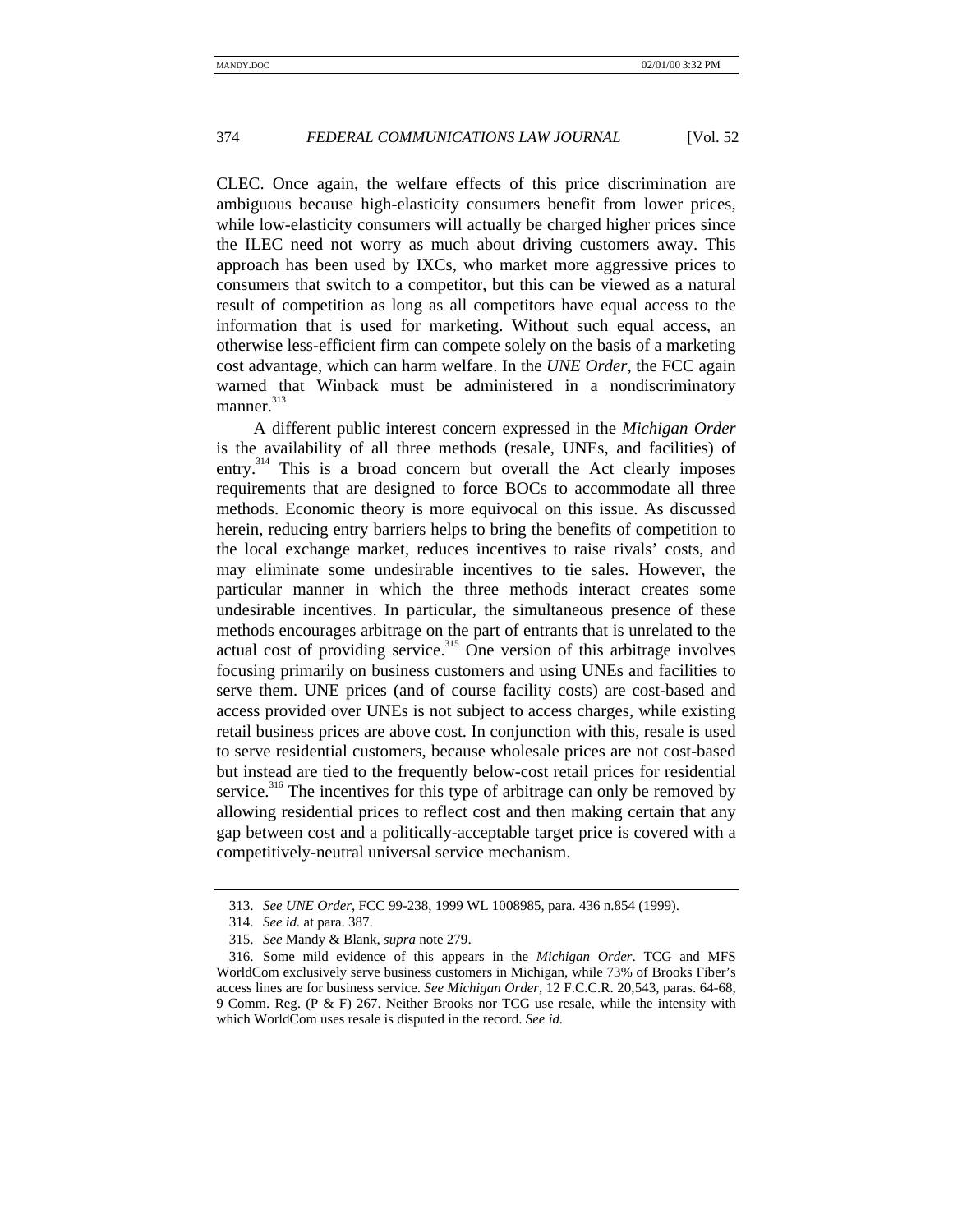CLEC. Once again, the welfare effects of this price discrimination are ambiguous because high-elasticity consumers benefit from lower prices, while low-elasticity consumers will actually be charged higher prices since the ILEC need not worry as much about driving customers away. This approach has been used by IXCs, who market more aggressive prices to consumers that switch to a competitor, but this can be viewed as a natural result of competition as long as all competitors have equal access to the information that is used for marketing. Without such equal access, an otherwise less-efficient firm can compete solely on the basis of a marketing cost advantage, which can harm welfare. In the *UNE Order*, the FCC again warned that Winback must be administered in a nondiscriminatory manner.[313]

A different public interest concern expressed in the *Michigan Order* is the availability of all three methods (resale, UNEs, and facilities) of entry.[314] This is a broad concern but overall the Act clearly imposes requirements that are designed to force BOCs to accommodate all three methods. Economic theory is more equivocal on this issue. As discussed herein, reducing entry barriers helps to bring the benefits of competition to the local exchange market, reduces incentives to raise rivals' costs, and may eliminate some undesirable incentives to tie sales. However, the particular manner in which the three methods interact creates some undesirable incentives. In particular, the simultaneous presence of these methods encourages arbitrage on the part of entrants that is unrelated to the actual cost of providing service.[315] One version of this arbitrage involves focusing primarily on business customers and using UNEs and facilities to serve them. UNE prices (and of course facility costs) are cost-based and access provided over UNEs is not subject to access charges, while existing retail business prices are above cost. In conjunction with this, resale is used to serve residential customers, because wholesale prices are not cost-based but instead are tied to the frequently below-cost retail prices for residential service.[316] The incentives for this type of arbitrage can only be removed by allowing residential prices to reflect cost and then making certain that any gap between cost and a politically-acceptable target price is covered with a competitively-neutral universal service mechanism.

---

313. *See UNE Order*, FCC 99-238, 1999 WL 1008985, para. 436 n.854 (1999).

314. *See id.* at para. 387.

315. *See* Mandy & Blank, *supra* note 279.

316. Some mild evidence of this appears in the *Michigan Order*. TCG and MFS WorldCom exclusively serve business customers in Michigan, while 73% of Brooks Fiber's access lines are for business service. *See Michigan Order*, 12 F.C.C.R. 20,543, paras. 64-68, 9 Comm. Reg. (P & F) 267. Neither Brooks nor TCG use resale, while the intensity with which WorldCom uses resale is disputed in the record. *See id.*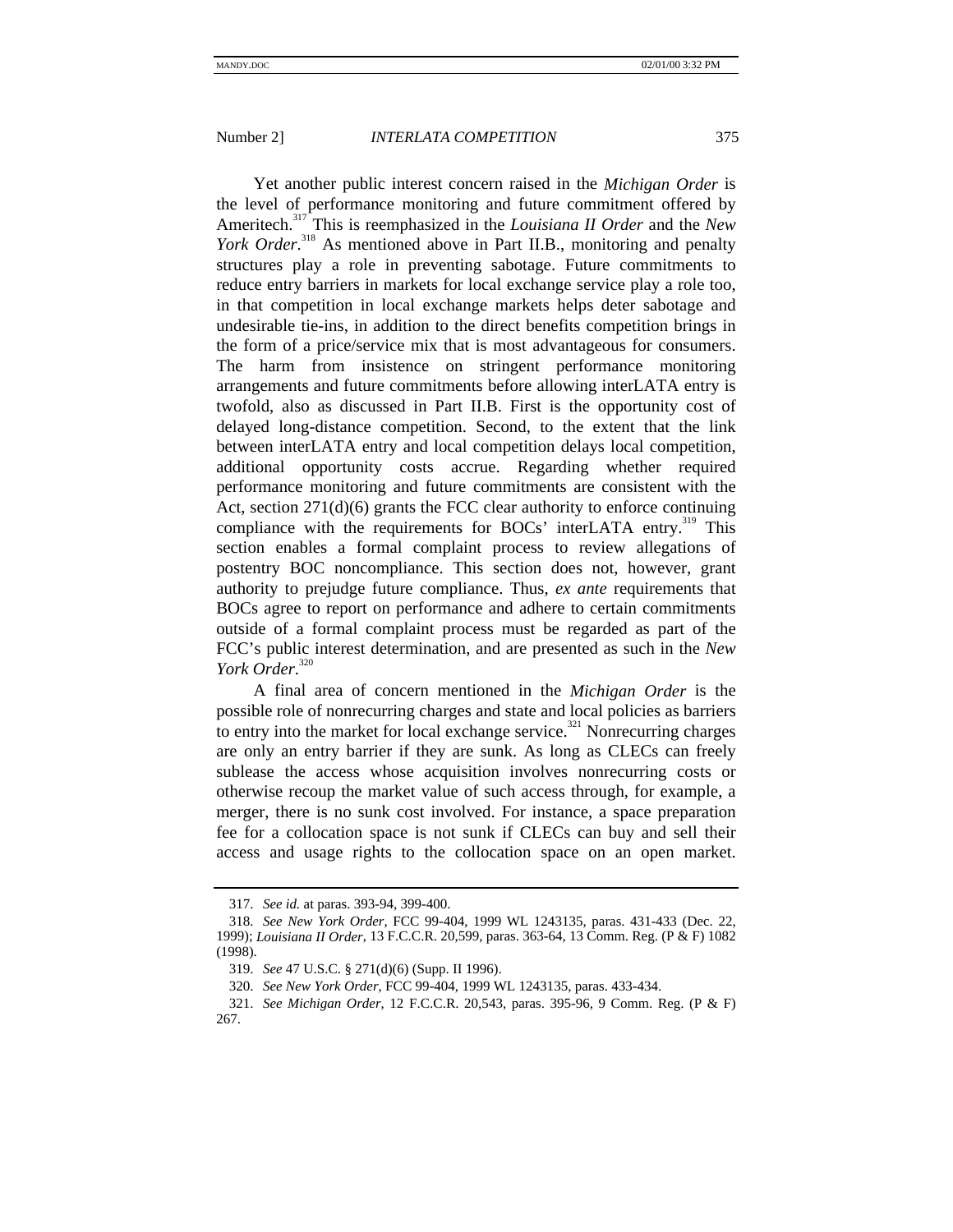Yet another public interest concern raised in the *Michigan Order* is the level of performance monitoring and future commitment offered by Ameritech.[317] This is reemphasized in the *Louisiana II Order* and the *New York Order*.[318] As mentioned above in Part II.B., monitoring and penalty structures play a role in preventing sabotage. Future commitments to reduce entry barriers in markets for local exchange service play a role too, in that competition in local exchange markets helps deter sabotage and undesirable tie-ins, in addition to the direct benefits competition brings in the form of a price/service mix that is most advantageous for consumers. The harm from insistence on stringent performance monitoring arrangements and future commitments before allowing interLATA entry is twofold, also as discussed in Part II.B. First is the opportunity cost of delayed long-distance competition. Second, to the extent that the link between interLATA entry and local competition delays local competition, additional opportunity costs accrue. Regarding whether required performance monitoring and future commitments are consistent with the Act, section 271(d)(6) grants the FCC clear authority to enforce continuing compliance with the requirements for BOCs' interLATA entry.[319] This section enables a formal complaint process to review allegations of postentry BOC noncompliance. This section does not, however, grant authority to prejudge future compliance. Thus, *ex ante* requirements that BOCs agree to report on performance and adhere to certain commitments outside of a formal complaint process must be regarded as part of the FCC's public interest determination, and are presented as such in the *New York Order*.[320]

A final area of concern mentioned in the *Michigan Order* is the possible role of nonrecurring charges and state and local policies as barriers to entry into the market for local exchange service.[321] Nonrecurring charges are only an entry barrier if they are sunk. As long as CLECs can freely sublease the access whose acquisition involves nonrecurring costs or otherwise recoup the market value of such access through, for example, a merger, there is no sunk cost involved. For instance, a space preparation fee for a collocation space is not sunk if CLECs can buy and sell their access and usage rights to the collocation space on an open market.

---

317. *See id.* at paras. 393-94, 399-400.

318. *See New York Order*, FCC 99-404, 1999 WL 1243135, paras. 431-433 (Dec. 22, 1999); *Louisiana II Order*, 13 F.C.C.R. 20,599, paras. 363-64, 13 Comm. Reg. (P & F) 1082 (1998).

319. *See* 47 U.S.C. § 271(d)(6) (Supp. II 1996).

320. *See New York Order*, FCC 99-404, 1999 WL 1243135, paras. 433-434.

321. *See Michigan Order*, 12 F.C.C.R. 20,543, paras. 395-96, 9 Comm. Reg. (P & F) 267.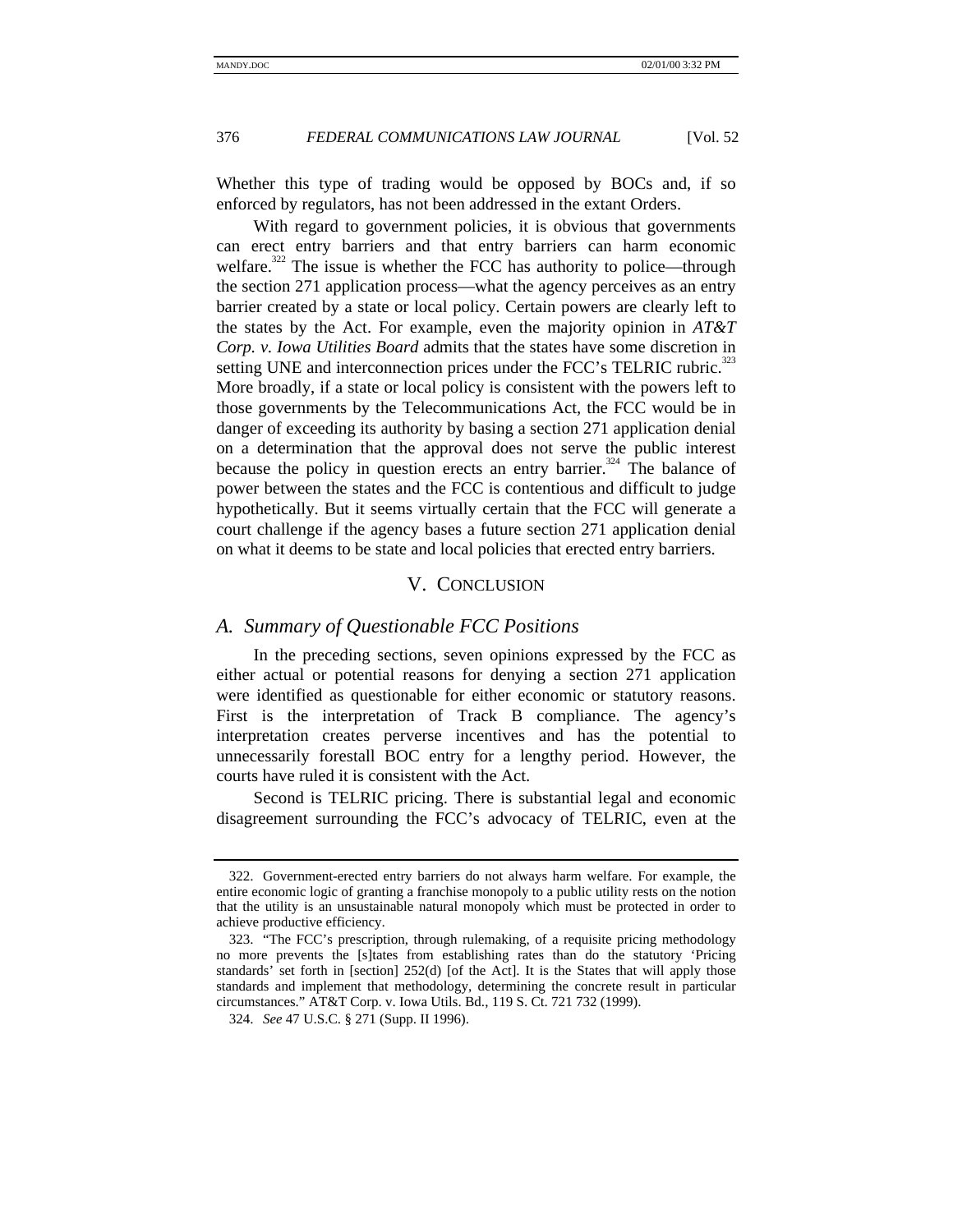Whether this type of trading would be opposed by BOCs and, if so enforced by regulators, has not been addressed in the extant Orders.

With regard to government policies, it is obvious that governments can erect entry barriers and that entry barriers can harm economic welfare.[322] The issue is whether the FCC has authority to police—through the section 271 application process—what the agency perceives as an entry barrier created by a state or local policy. Certain powers are clearly left to the states by the Act. For example, even the majority opinion in *AT&T Corp. v. Iowa Utilities Board* admits that the states have some discretion in setting UNE and interconnection prices under the FCC's TELRIC rubric.[323] More broadly, if a state or local policy is consistent with the powers left to those governments by the Telecommunications Act, the FCC would be in danger of exceeding its authority by basing a section 271 application denial on a determination that the approval does not serve the public interest because the policy in question erects an entry barrier.[324] The balance of power between the states and the FCC is contentious and difficult to judge hypothetically. But it seems virtually certain that the FCC will generate a court challenge if the agency bases a future section 271 application denial on what it deems to be state and local policies that erected entry barriers.

## V. Conclusion

### *A. Summary of Questionable FCC Positions*

In the preceding sections, seven opinions expressed by the FCC as either actual or potential reasons for denying a section 271 application were identified as questionable for either economic or statutory reasons. First is the interpretation of Track B compliance. The agency's interpretation creates perverse incentives and has the potential to unnecessarily forestall BOC entry for a lengthy period. However, the courts have ruled it is consistent with the Act.

Second is TELRIC pricing. There is substantial legal and economic disagreement surrounding the FCC's advocacy of TELRIC, even at the

---

322. Government-erected entry barriers do not always harm welfare. For example, the entire economic logic of granting a franchise monopoly to a public utility rests on the notion that the utility is an unsustainable natural monopoly which must be protected in order to achieve productive efficiency.

323. "The FCC's prescription, through rulemaking, of a requisite pricing methodology no more prevents the [s]tates from establishing rates than do the statutory 'Pricing standards' set forth in [section] 252(d) [of the Act]. It is the States that will apply those standards and implement that methodology, determining the concrete result in particular circumstances." AT&T Corp. v. Iowa Utils. Bd., 119 S. Ct. 721 732 (1999).

324. *See* 47 U.S.C. § 271 (Supp. II 1996).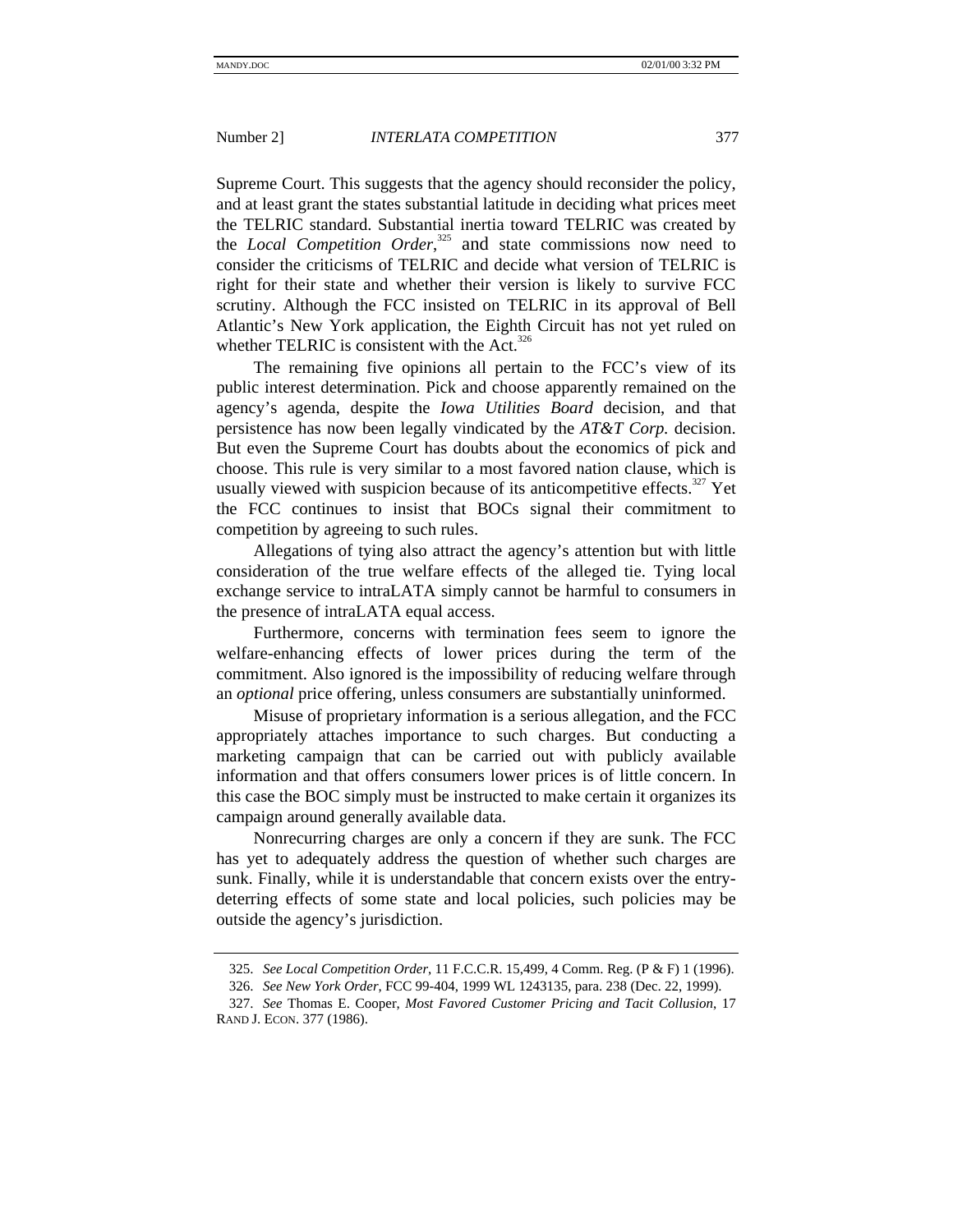Supreme Court. This suggests that the agency should reconsider the policy, and at least grant the states substantial latitude in deciding what prices meet the TELRIC standard. Substantial inertia toward TELRIC was created by the *Local Competition Order*,[325] and state commissions now need to consider the criticisms of TELRIC and decide what version of TELRIC is right for their state and whether their version is likely to survive FCC scrutiny. Although the FCC insisted on TELRIC in its approval of Bell Atlantic's New York application, the Eighth Circuit has not yet ruled on whether TELRIC is consistent with the Act.[326]

The remaining five opinions all pertain to the FCC's view of its public interest determination. Pick and choose apparently remained on the agency's agenda, despite the *Iowa Utilities Board* decision, and that persistence has now been legally vindicated by the *AT&T Corp.* decision. But even the Supreme Court has doubts about the economics of pick and choose. This rule is very similar to a most favored nation clause, which is usually viewed with suspicion because of its anticompetitive effects.[327] Yet the FCC continues to insist that BOCs signal their commitment to competition by agreeing to such rules.

Allegations of tying also attract the agency's attention but with little consideration of the true welfare effects of the alleged tie. Tying local exchange service to intraLATA simply cannot be harmful to consumers in the presence of intraLATA equal access.

Furthermore, concerns with termination fees seem to ignore the welfare-enhancing effects of lower prices during the term of the commitment. Also ignored is the impossibility of reducing welfare through an *optional* price offering, unless consumers are substantially uninformed.

Misuse of proprietary information is a serious allegation, and the FCC appropriately attaches importance to such charges. But conducting a marketing campaign that can be carried out with publicly available information and that offers consumers lower prices is of little concern. In this case the BOC simply must be instructed to make certain it organizes its campaign around generally available data.

Nonrecurring charges are only a concern if they are sunk. The FCC has yet to adequately address the question of whether such charges are sunk. Finally, while it is understandable that concern exists over the entry-deterring effects of some state and local policies, such policies may be outside the agency's jurisdiction.

---

325. *See Local Competition Order*, 11 F.C.C.R. 15,499, 4 Comm. Reg. (P & F) 1 (1996).

326. *See New York Order*, FCC 99-404, 1999 WL 1243135, para. 238 (Dec. 22, 1999).

327. *See* Thomas E. Cooper, *Most Favored Customer Pricing and Tacit Collusion*, 17 RAND J. ECON. 377 (1986).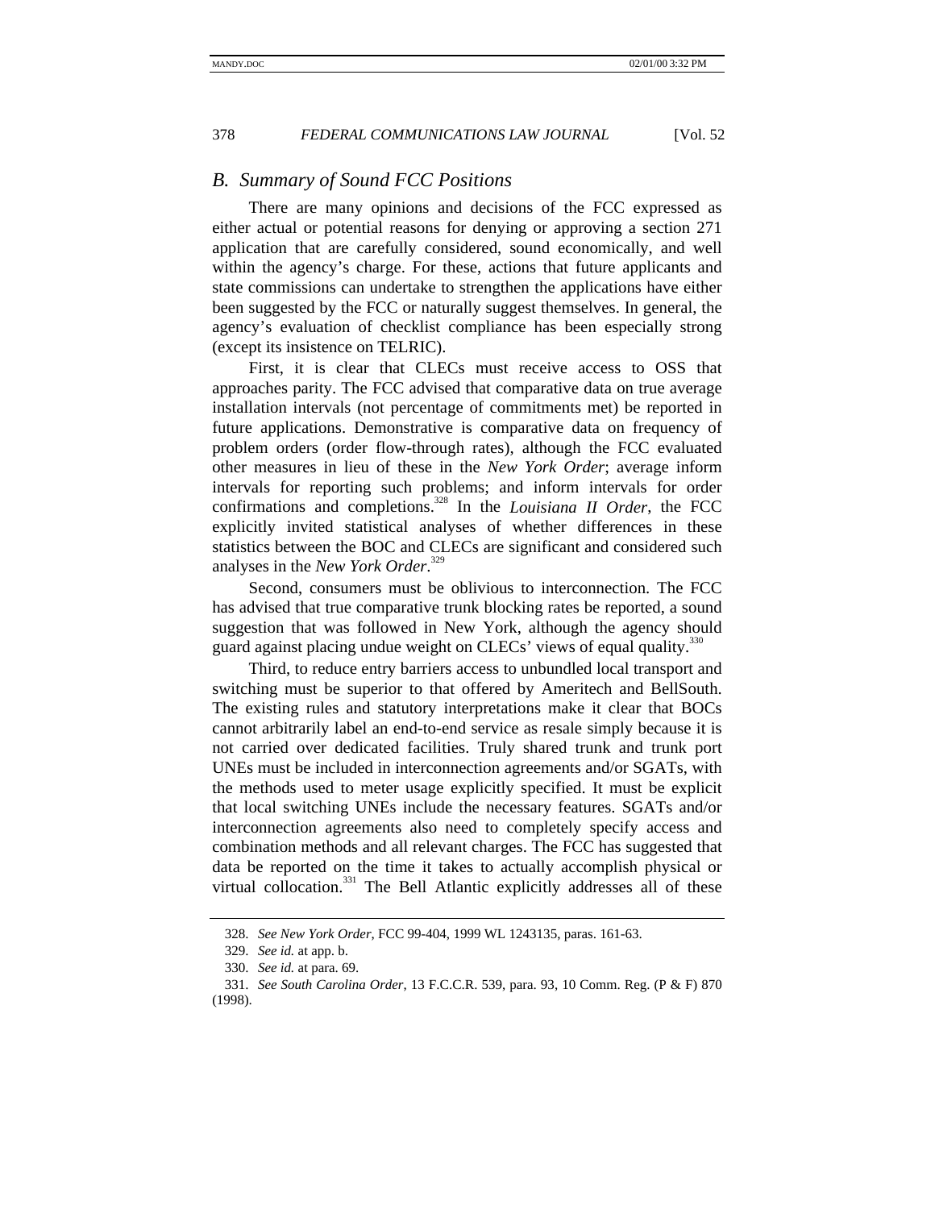## *B. Summary of Sound FCC Positions*

There are many opinions and decisions of the FCC expressed as either actual or potential reasons for denying or approving a section 271 application that are carefully considered, sound economically, and well within the agency's charge. For these, actions that future applicants and state commissions can undertake to strengthen the applications have either been suggested by the FCC or naturally suggest themselves. In general, the agency's evaluation of checklist compliance has been especially strong (except its insistence on TELRIC).

First, it is clear that CLECs must receive access to OSS that approaches parity. The FCC advised that comparative data on true average installation intervals (not percentage of commitments met) be reported in future applications. Demonstrative is comparative data on frequency of problem orders (order flow-through rates), although the FCC evaluated other measures in lieu of these in the *New York Order*; average inform intervals for reporting such problems; and inform intervals for order confirmations and completions.[328] In the *Louisiana II Order*, the FCC explicitly invited statistical analyses of whether differences in these statistics between the BOC and CLECs are significant and considered such analyses in the *New York Order*.[329]

Second, consumers must be oblivious to interconnection. The FCC has advised that true comparative trunk blocking rates be reported, a sound suggestion that was followed in New York, although the agency should guard against placing undue weight on CLECs' views of equal quality.[330]

Third, to reduce entry barriers access to unbundled local transport and switching must be superior to that offered by Ameritech and BellSouth. The existing rules and statutory interpretations make it clear that BOCs cannot arbitrarily label an end-to-end service as resale simply because it is not carried over dedicated facilities. Truly shared trunk and trunk port UNEs must be included in interconnection agreements and/or SGATs, with the methods used to meter usage explicitly specified. It must be explicit that local switching UNEs include the necessary features. SGATs and/or interconnection agreements also need to completely specify access and combination methods and all relevant charges. The FCC has suggested that data be reported on the time it takes to actually accomplish physical or virtual collocation.[331] The Bell Atlantic explicitly addresses all of these

---

328. *See New York Order*, FCC 99-404, 1999 WL 1243135, paras. 161-63.

329. *See id.* at app. b.

330. *See id.* at para. 69.

331. *See South Carolina Order*, 13 F.C.C.R. 539, para. 93, 10 Comm. Reg. (P & F) 870 (1998).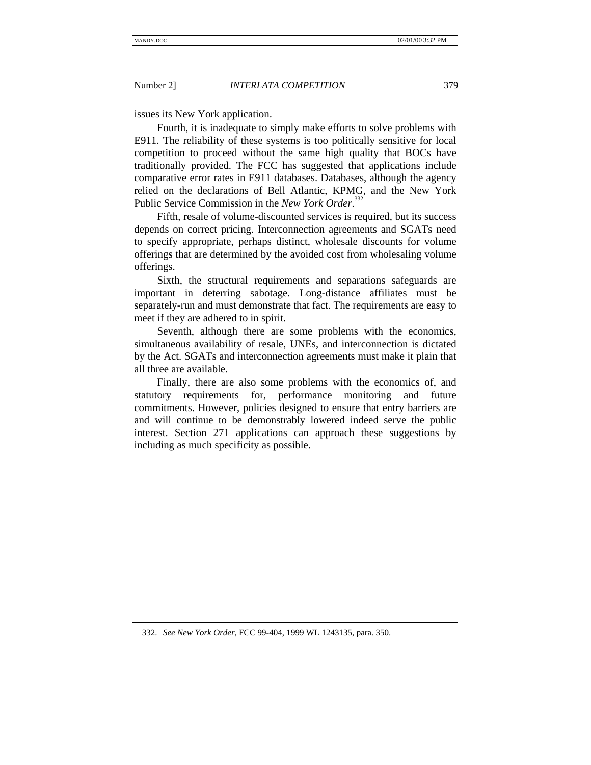issues its New York application.

Fourth, it is inadequate to simply make efforts to solve problems with E911. The reliability of these systems is too politically sensitive for local competition to proceed without the same high quality that BOCs have traditionally provided. The FCC has suggested that applications include comparative error rates in E911 databases. Databases, although the agency relied on the declarations of Bell Atlantic, KPMG, and the New York Public Service Commission in the *New York Order*.[332]

Fifth, resale of volume-discounted services is required, but its success depends on correct pricing. Interconnection agreements and SGATs need to specify appropriate, perhaps distinct, wholesale discounts for volume offerings that are determined by the avoided cost from wholesaling volume offerings.

Sixth, the structural requirements and separations safeguards are important in deterring sabotage. Long-distance affiliates must be separately-run and must demonstrate that fact. The requirements are easy to meet if they are adhered to in spirit.

Seventh, although there are some problems with the economics, simultaneous availability of resale, UNEs, and interconnection is dictated by the Act. SGATs and interconnection agreements must make it plain that all three are available.

Finally, there are also some problems with the economics of, and statutory requirements for, performance monitoring and future commitments. However, policies designed to ensure that entry barriers are and will continue to be demonstrably lowered indeed serve the public interest. Section 271 applications can approach these suggestions by including as much specificity as possible.

332. *See New York Order*, FCC 99-404, 1999 WL 1243135, para. 350.